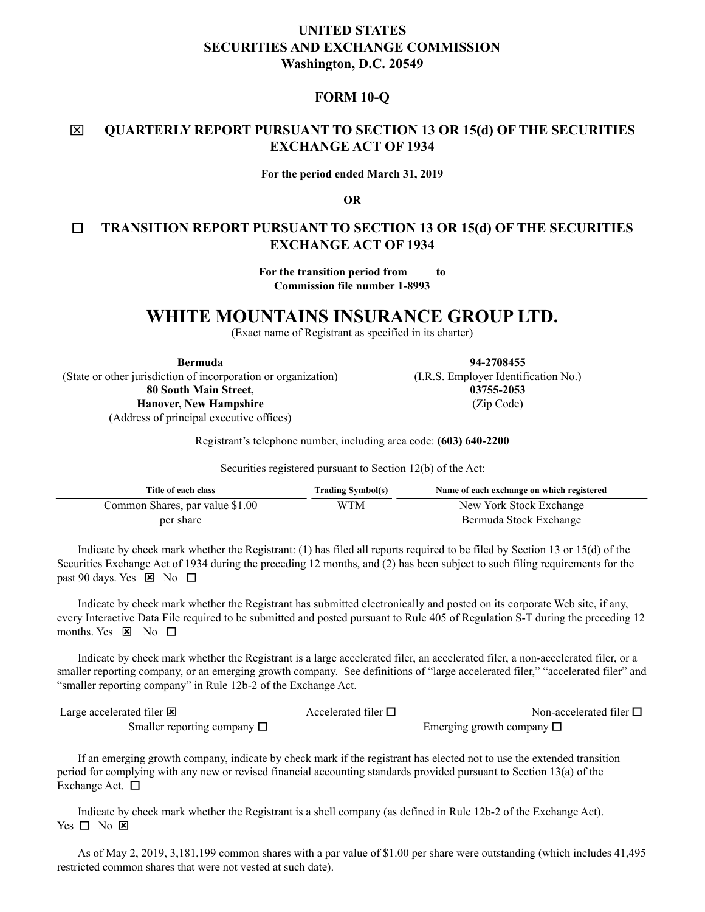**UNITED STATES**
**SECURITIES AND EXCHANGE COMMISSION**
**Washington, D.C. 20549**

**FORM 10-Q**

☒ **QUARTERLY REPORT PURSUANT TO SECTION 13 OR 15(d) OF THE SECURITIES EXCHANGE ACT OF 1934**

**For the period ended March 31, 2019**

**OR**

☐ **TRANSITION REPORT PURSUANT TO SECTION 13 OR 15(d) OF THE SECURITIES EXCHANGE ACT OF 1934**

**For the transition period from to**
**Commission file number 1-8993**

# WHITE MOUNTAINS INSURANCE GROUP LTD.

(Exact name of Registrant as specified in its charter)

| | |
|---|---|
| **Bermuda** | **94-2708455** |
| (State or other jurisdiction of incorporation or organization) | (I.R.S. Employer Identification No.) |
| **80 South Main Street,** | **03755-2053** |
| **Hanover, New Hampshire** | (Zip Code) |
| (Address of principal executive offices) | |

Registrant's telephone number, including area code: **(603) 640-2200**

Securities registered pursuant to Section 12(b) of the Act:

| Title of each class | Trading Symbol(s) | Name of each exchange on which registered |
|---|---|---|
| Common Shares, par value $1.00 per share | WTM | New York Stock Exchange<br>Bermuda Stock Exchange |

Indicate by check mark whether the Registrant: (1) has filed all reports required to be filed by Section 13 or 15(d) of the Securities Exchange Act of 1934 during the preceding 12 months, and (2) has been subject to such filing requirements for the past 90 days. Yes ☒ No ☐

Indicate by check mark whether the Registrant has submitted electronically and posted on its corporate Web site, if any, every Interactive Data File required to be submitted and posted pursuant to Rule 405 of Regulation S-T during the preceding 12 months. Yes ☒ No ☐

Indicate by check mark whether the Registrant is a large accelerated filer, an accelerated filer, a non-accelerated filer, or a smaller reporting company, or an emerging growth company. See definitions of "large accelerated filer," "accelerated filer" and "smaller reporting company" in Rule 12b-2 of the Exchange Act.

Large accelerated filer ☒ Accelerated filer ☐ Non-accelerated filer ☐
Smaller reporting company ☐ Emerging growth company ☐

If an emerging growth company, indicate by check mark if the registrant has elected not to use the extended transition period for complying with any new or revised financial accounting standards provided pursuant to Section 13(a) of the Exchange Act. ☐

Indicate by check mark whether the Registrant is a shell company (as defined in Rule 12b-2 of the Exchange Act). Yes ☐ No ☒

As of May 2, 2019, 3,181,199 common shares with a par value of $1.00 per share were outstanding (which includes 41,495 restricted common shares that were not vested at such date).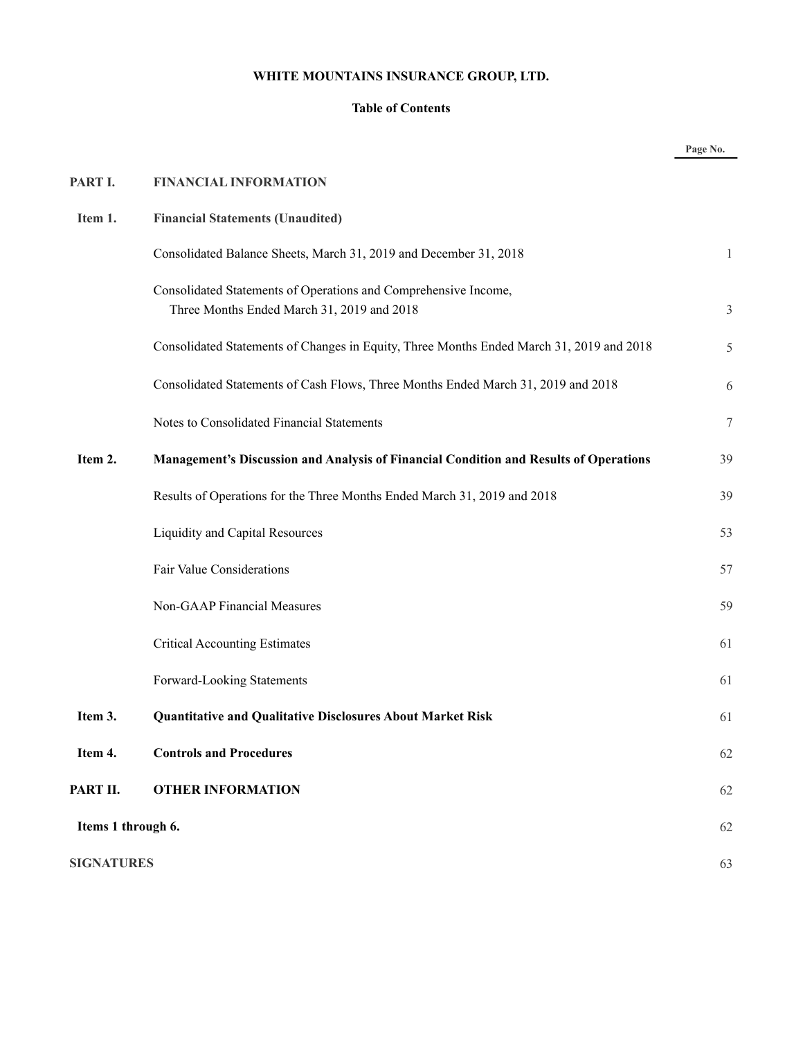# WHITE MOUNTAINS INSURANCE GROUP, LTD.

## Table of Contents

| | | Page No. |
|---|---|---|
| **PART I.** | **FINANCIAL INFORMATION** | |
| **Item 1.** | **Financial Statements (Unaudited)** | |
| | Consolidated Balance Sheets, March 31, 2019 and December 31, 2018 | 1 |
| | Consolidated Statements of Operations and Comprehensive Income, Three Months Ended March 31, 2019 and 2018 | 3 |
| | Consolidated Statements of Changes in Equity, Three Months Ended March 31, 2019 and 2018 | 5 |
| | Consolidated Statements of Cash Flows, Three Months Ended March 31, 2019 and 2018 | 6 |
| | Notes to Consolidated Financial Statements | 7 |
| **Item 2.** | **Management's Discussion and Analysis of Financial Condition and Results of Operations** | 39 |
| | Results of Operations for the Three Months Ended March 31, 2019 and 2018 | 39 |
| | Liquidity and Capital Resources | 53 |
| | Fair Value Considerations | 57 |
| | Non-GAAP Financial Measures | 59 |
| | Critical Accounting Estimates | 61 |
| | Forward-Looking Statements | 61 |
| **Item 3.** | **Quantitative and Qualitative Disclosures About Market Risk** | 61 |
| **Item 4.** | **Controls and Procedures** | 62 |
| **PART II.** | **OTHER INFORMATION** | 62 |
| **Items 1 through 6.** | | 62 |
| **SIGNATURES** | | 63 |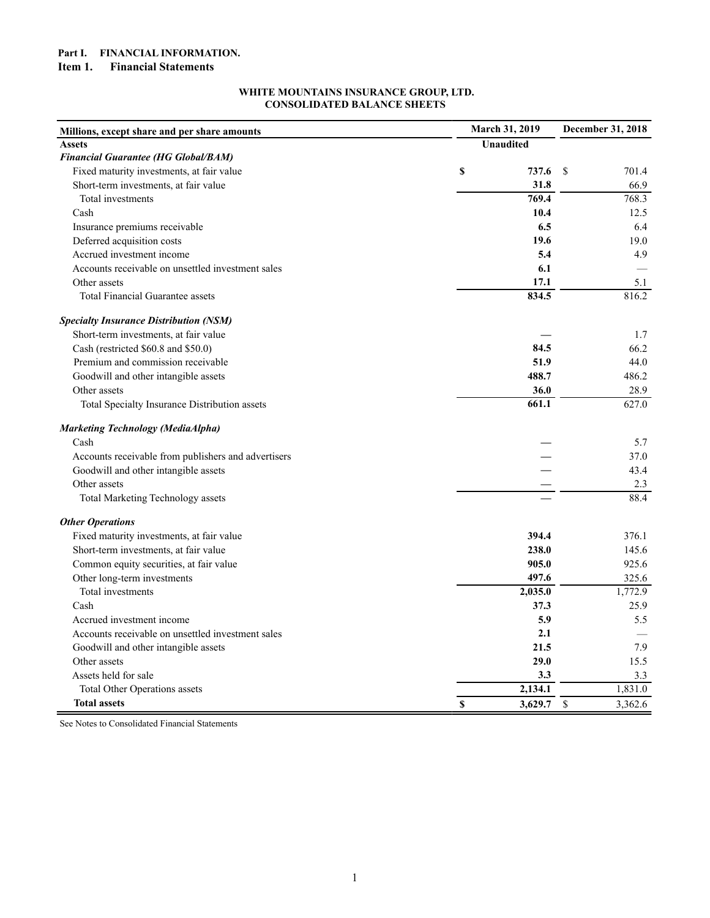**Part I. FINANCIAL INFORMATION.**

**Item 1. Financial Statements**

**WHITE MOUNTAINS INSURANCE GROUP, LTD.**
**CONSOLIDATED BALANCE SHEETS**

| Millions, except share and per share amounts | March 31, 2019 | December 31, 2018 |
|---|---|---|
| **Assets** | **Unaudited** | |
| ***Financial Guarantee (HG Global/BAM)*** | | |
| Fixed maturity investments, at fair value | **$ 737.6** | $ 701.4 |
| Short-term investments, at fair value | **31.8** | 66.9 |
| Total investments | **769.4** | 768.3 |
| Cash | **10.4** | 12.5 |
| Insurance premiums receivable | **6.5** | 6.4 |
| Deferred acquisition costs | **19.6** | 19.0 |
| Accrued investment income | **5.4** | 4.9 |
| Accounts receivable on unsettled investment sales | **6.1** | — |
| Other assets | **17.1** | 5.1 |
| Total Financial Guarantee assets | **834.5** | 816.2 |
| ***Specialty Insurance Distribution (NSM)*** | | |
| Short-term investments, at fair value | **—** | 1.7 |
| Cash (restricted $60.8 and $50.0) | **84.5** | 66.2 |
| Premium and commission receivable | **51.9** | 44.0 |
| Goodwill and other intangible assets | **488.7** | 486.2 |
| Other assets | **36.0** | 28.9 |
| Total Specialty Insurance Distribution assets | **661.1** | 627.0 |
| ***Marketing Technology (MediaAlpha)*** | | |
| Cash | **—** | 5.7 |
| Accounts receivable from publishers and advertisers | **—** | 37.0 |
| Goodwill and other intangible assets | **—** | 43.4 |
| Other assets | **—** | 2.3 |
| Total Marketing Technology assets | **—** | 88.4 |
| ***Other Operations*** | | |
| Fixed maturity investments, at fair value | **394.4** | 376.1 |
| Short-term investments, at fair value | **238.0** | 145.6 |
| Common equity securities, at fair value | **905.0** | 925.6 |
| Other long-term investments | **497.6** | 325.6 |
| Total investments | **2,035.0** | 1,772.9 |
| Cash | **37.3** | 25.9 |
| Accrued investment income | **5.9** | 5.5 |
| Accounts receivable on unsettled investment sales | **2.1** | — |
| Goodwill and other intangible assets | **21.5** | 7.9 |
| Other assets | **29.0** | 15.5 |
| Assets held for sale | **3.3** | 3.3 |
| Total Other Operations assets | **2,134.1** | 1,831.0 |
| **Total assets** | **$ 3,629.7** | $ 3,362.6 |

See Notes to Consolidated Financial Statements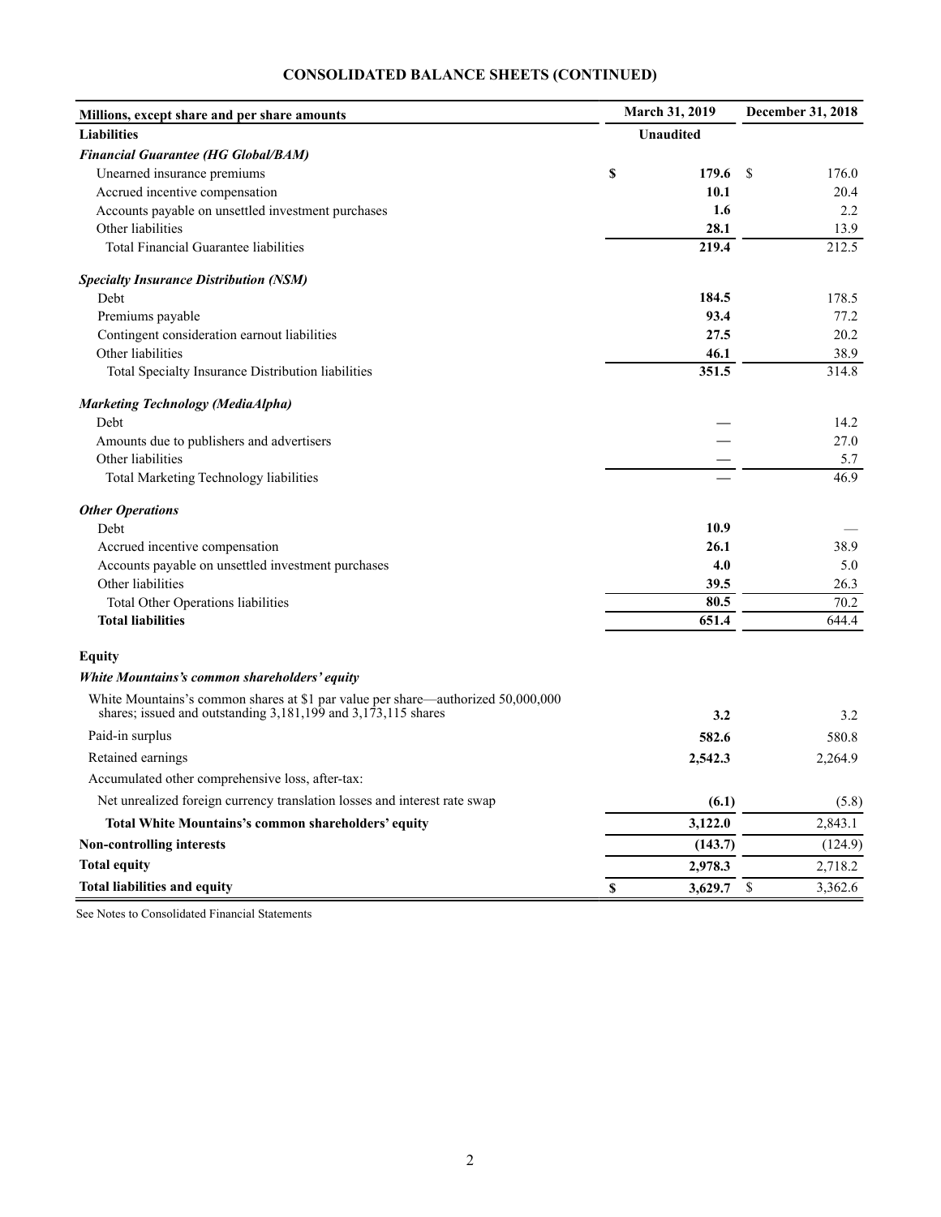## CONSOLIDATED BALANCE SHEETS (CONTINUED)

| Millions, except share and per share amounts | March 31, 2019 | December 31, 2018 |
|---|---|---|
| **Liabilities** | **Unaudited** | |
| ***Financial Guarantee (HG Global/BAM)*** | | |
| Unearned insurance premiums | **$ 179.6** | $ 176.0 |
| Accrued incentive compensation | **10.1** | 20.4 |
| Accounts payable on unsettled investment purchases | **1.6** | 2.2 |
| Other liabilities | **28.1** | 13.9 |
| Total Financial Guarantee liabilities | **219.4** | 212.5 |
| ***Specialty Insurance Distribution (NSM)*** | | |
| Debt | **184.5** | 178.5 |
| Premiums payable | **93.4** | 77.2 |
| Contingent consideration earnout liabilities | **27.5** | 20.2 |
| Other liabilities | **46.1** | 38.9 |
| Total Specialty Insurance Distribution liabilities | **351.5** | 314.8 |
| ***Marketing Technology (MediaAlpha)*** | | |
| Debt | — | 14.2 |
| Amounts due to publishers and advertisers | — | 27.0 |
| Other liabilities | — | 5.7 |
| Total Marketing Technology liabilities | — | 46.9 |
| ***Other Operations*** | | |
| Debt | **10.9** | — |
| Accrued incentive compensation | **26.1** | 38.9 |
| Accounts payable on unsettled investment purchases | **4.0** | 5.0 |
| Other liabilities | **39.5** | 26.3 |
| Total Other Operations liabilities | **80.5** | 70.2 |
| **Total liabilities** | **651.4** | 644.4 |
| **Equity** | | |
| ***White Mountains's common shareholders' equity*** | | |
| White Mountains's common shares at $1 par value per share—authorized 50,000,000 shares; issued and outstanding 3,181,199 and 3,173,115 shares | **3.2** | 3.2 |
| Paid-in surplus | **582.6** | 580.8 |
| Retained earnings | **2,542.3** | 2,264.9 |
| Accumulated other comprehensive loss, after-tax: | | |
| Net unrealized foreign currency translation losses and interest rate swap | **(6.1)** | (5.8) |
| **Total White Mountains's common shareholders' equity** | **3,122.0** | 2,843.1 |
| **Non-controlling interests** | **(143.7)** | (124.9) |
| **Total equity** | **2,978.3** | 2,718.2 |
| **Total liabilities and equity** | **$ 3,629.7** | $ 3,362.6 |

See Notes to Consolidated Financial Statements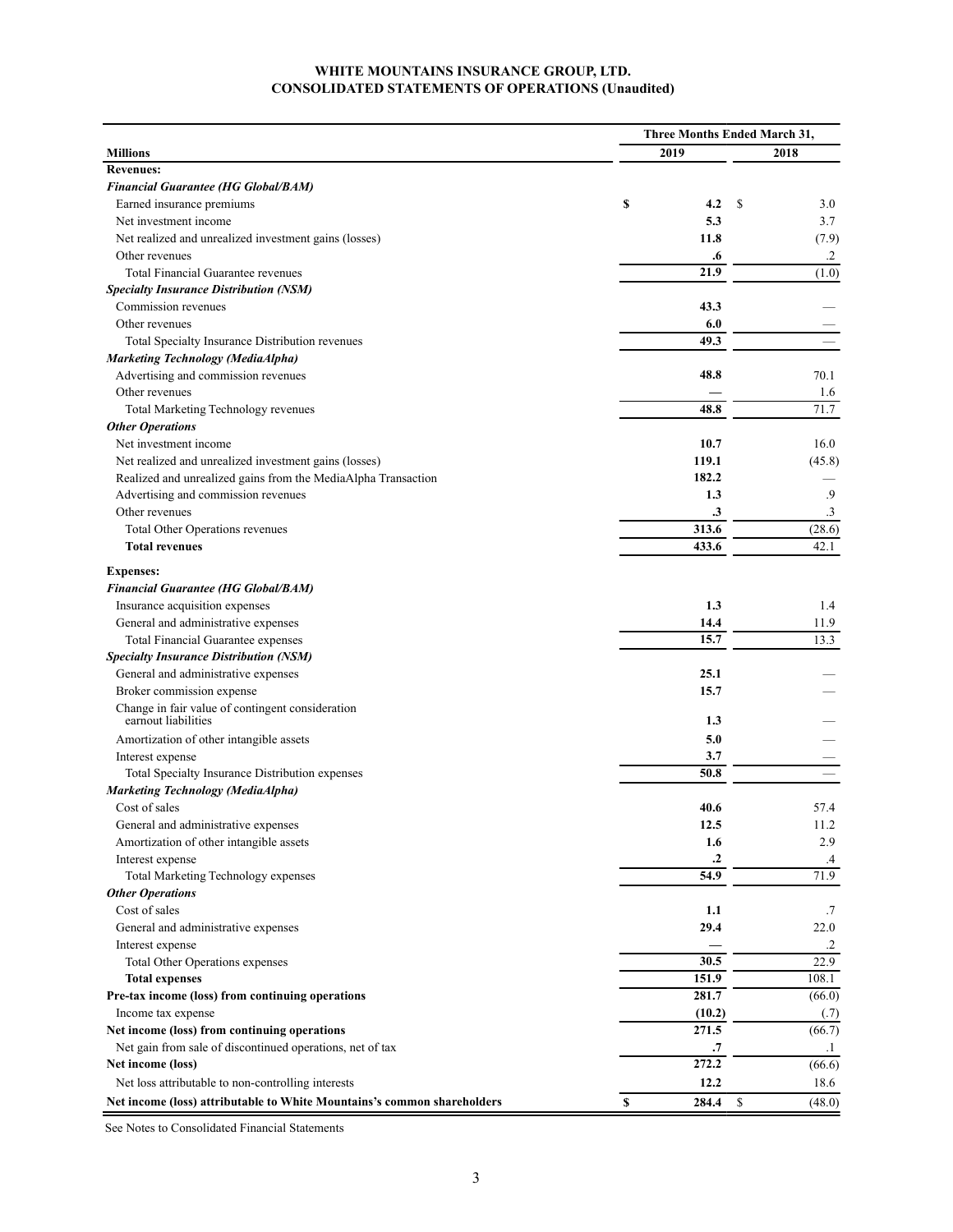# WHITE MOUNTAINS INSURANCE GROUP, LTD.
## CONSOLIDATED STATEMENTS OF OPERATIONS (Unaudited)

| | Three Months Ended March 31, | |
|---|---|---|
| **Millions** | **2019** | **2018** |
| **Revenues:** | | |
| ***Financial Guarantee (HG Global/BAM)*** | | |
| Earned insurance premiums | **$ 4.2** | $ 3.0 |
| Net investment income | **5.3** | 3.7 |
| Net realized and unrealized investment gains (losses) | **11.8** | (7.9) |
| Other revenues | **.6** | .2 |
| Total Financial Guarantee revenues | **21.9** | (1.0) |
| ***Specialty Insurance Distribution (NSM)*** | | |
| Commission revenues | **43.3** | — |
| Other revenues | **6.0** | — |
| Total Specialty Insurance Distribution revenues | **49.3** | — |
| ***Marketing Technology (MediaAlpha)*** | | |
| Advertising and commission revenues | **48.8** | 70.1 |
| Other revenues | **—** | 1.6 |
| Total Marketing Technology revenues | **48.8** | 71.7 |
| ***Other Operations*** | | |
| Net investment income | **10.7** | 16.0 |
| Net realized and unrealized investment gains (losses) | **119.1** | (45.8) |
| Realized and unrealized gains from the MediaAlpha Transaction | **182.2** | — |
| Advertising and commission revenues | **1.3** | .9 |
| Other revenues | **.3** | .3 |
| Total Other Operations revenues | **313.6** | (28.6) |
| **Total revenues** | **433.6** | 42.1 |
| **Expenses:** | | |
| ***Financial Guarantee (HG Global/BAM)*** | | |
| Insurance acquisition expenses | **1.3** | 1.4 |
| General and administrative expenses | **14.4** | 11.9 |
| Total Financial Guarantee expenses | **15.7** | 13.3 |
| ***Specialty Insurance Distribution (NSM)*** | | |
| General and administrative expenses | **25.1** | — |
| Broker commission expense | **15.7** | — |
| Change in fair value of contingent consideration earnout liabilities | **1.3** | — |
| Amortization of other intangible assets | **5.0** | — |
| Interest expense | **3.7** | — |
| Total Specialty Insurance Distribution expenses | **50.8** | — |
| ***Marketing Technology (MediaAlpha)*** | | |
| Cost of sales | **40.6** | 57.4 |
| General and administrative expenses | **12.5** | 11.2 |
| Amortization of other intangible assets | **1.6** | 2.9 |
| Interest expense | **.2** | .4 |
| Total Marketing Technology expenses | **54.9** | 71.9 |
| ***Other Operations*** | | |
| Cost of sales | **1.1** | .7 |
| General and administrative expenses | **29.4** | 22.0 |
| Interest expense | **—** | .2 |
| Total Other Operations expenses | **30.5** | 22.9 |
| **Total expenses** | **151.9** | 108.1 |
| **Pre-tax income (loss) from continuing operations** | **281.7** | (66.0) |
| Income tax expense | **(10.2)** | (.7) |
| **Net income (loss) from continuing operations** | **271.5** | (66.7) |
| Net gain from sale of discontinued operations, net of tax | **.7** | .1 |
| **Net income (loss)** | **272.2** | (66.6) |
| Net loss attributable to non-controlling interests | **12.2** | 18.6 |
| **Net income (loss) attributable to White Mountains's common shareholders** | **$ 284.4** | $ (48.0) |

See Notes to Consolidated Financial Statements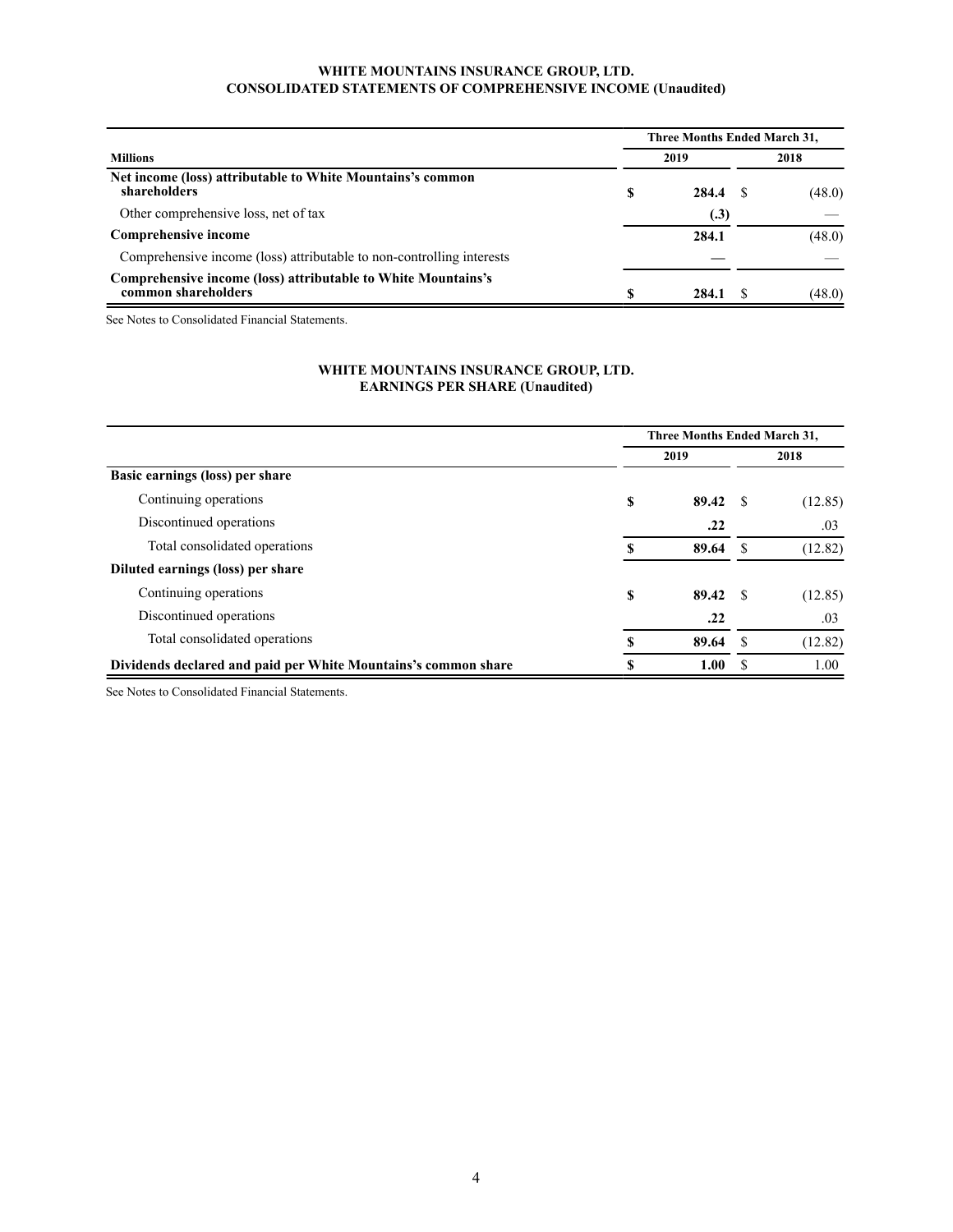**WHITE MOUNTAINS INSURANCE GROUP, LTD.**
**CONSOLIDATED STATEMENTS OF COMPREHENSIVE INCOME (Unaudited)**

| Millions | Three Months Ended March 31, 2019 | Three Months Ended March 31, 2018 |
|---|---|---|
| **Net income (loss) attributable to White Mountains's common shareholders** | **$ 284.4** | $ (48.0) |
| Other comprehensive loss, net of tax | **(.3)** | — |
| **Comprehensive income** | **284.1** | (48.0) |
| Comprehensive income (loss) attributable to non-controlling interests | **—** | — |
| **Comprehensive income (loss) attributable to White Mountains's common shareholders** | **$ 284.1** | $ (48.0) |

See Notes to Consolidated Financial Statements.

**WHITE MOUNTAINS INSURANCE GROUP, LTD.**
**EARNINGS PER SHARE (Unaudited)**

| | Three Months Ended March 31, 2019 | Three Months Ended March 31, 2018 |
|---|---|---|
| **Basic earnings (loss) per share** | | |
| Continuing operations | **$ 89.42** | $ (12.85) |
| Discontinued operations | **.22** | .03 |
| Total consolidated operations | **$ 89.64** | $ (12.82) |
| **Diluted earnings (loss) per share** | | |
| Continuing operations | **$ 89.42** | $ (12.85) |
| Discontinued operations | **.22** | .03 |
| Total consolidated operations | **$ 89.64** | $ (12.82) |
| **Dividends declared and paid per White Mountains's common share** | **$ 1.00** | $ 1.00 |

See Notes to Consolidated Financial Statements.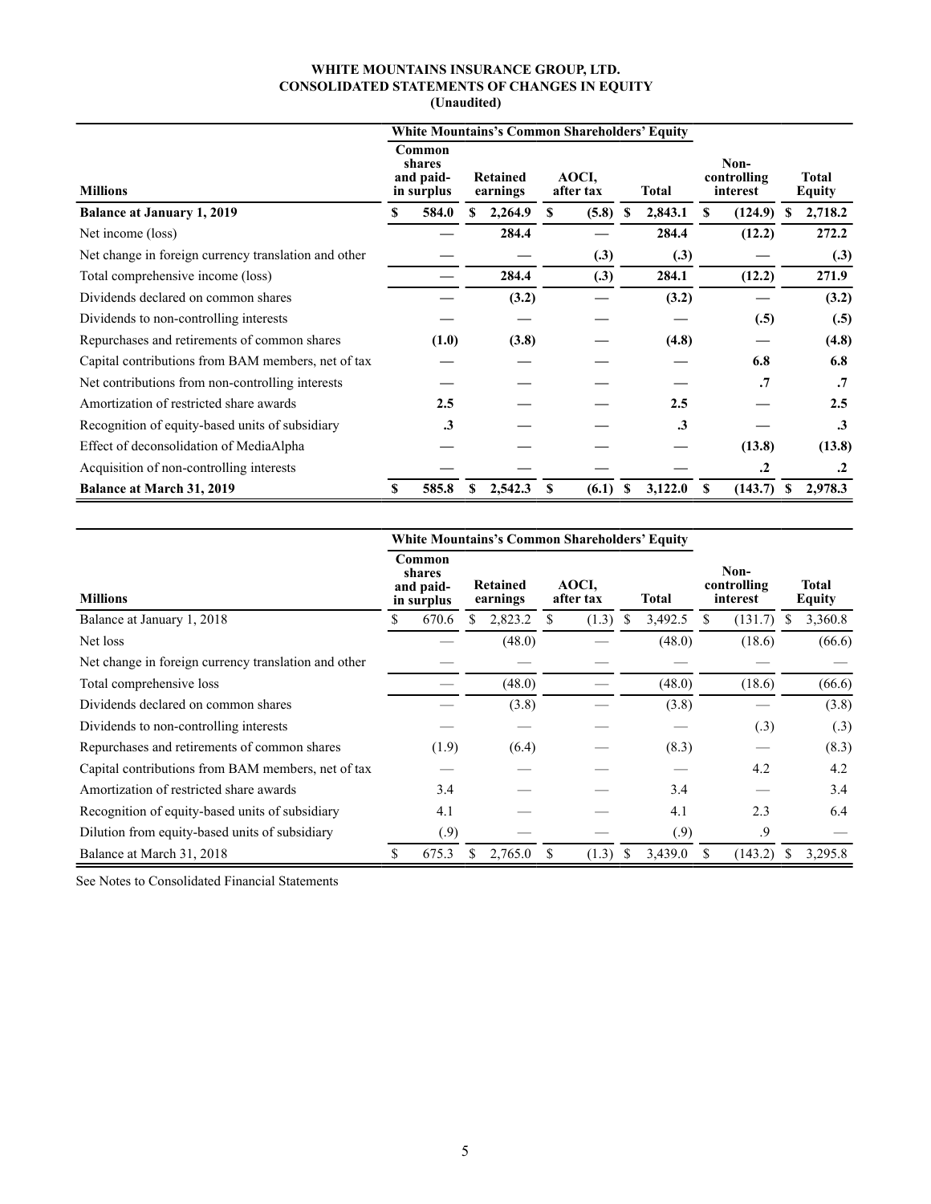**WHITE MOUNTAINS INSURANCE GROUP, LTD.**
**CONSOLIDATED STATEMENTS OF CHANGES IN EQUITY**
**(Unaudited)**

| | White Mountains's Common Shareholders' Equity | | | | | |
|---|---|---|---|---|---|---|
| **Millions** | **Common shares and paid-in surplus** | **Retained earnings** | **AOCI, after tax** | **Total** | **Non-controlling interest** | **Total Equity** |
| **Balance at January 1, 2019** | **$ 584.0** | **$ 2,264.9** | **$ (5.8)** | **$ 2,843.1** | **$ (124.9)** | **$ 2,718.2** |
| Net income (loss) | **—** | **284.4** | **—** | **284.4** | **(12.2)** | **272.2** |
| Net change in foreign currency translation and other | **—** | **—** | **(.3)** | **(.3)** | **—** | **(.3)** |
| Total comprehensive income (loss) | **—** | **284.4** | **(.3)** | **284.1** | **(12.2)** | **271.9** |
| Dividends declared on common shares | **—** | **(3.2)** | **—** | **(3.2)** | **—** | **(3.2)** |
| Dividends to non-controlling interests | **—** | **—** | **—** | **—** | **(.5)** | **(.5)** |
| Repurchases and retirements of common shares | **(1.0)** | **(3.8)** | **—** | **(4.8)** | **—** | **(4.8)** |
| Capital contributions from BAM members, net of tax | **—** | **—** | **—** | **—** | **6.8** | **6.8** |
| Net contributions from non-controlling interests | **—** | **—** | **—** | **—** | **.7** | **.7** |
| Amortization of restricted share awards | **2.5** | **—** | **—** | **2.5** | **—** | **2.5** |
| Recognition of equity-based units of subsidiary | **.3** | **—** | **—** | **.3** | **—** | **.3** |
| Effect of deconsolidation of MediaAlpha | **—** | **—** | **—** | **—** | **(13.8)** | **(13.8)** |
| Acquisition of non-controlling interests | **—** | **—** | **—** | **—** | **.2** | **.2** |
| **Balance at March 31, 2019** | **$ 585.8** | **$ 2,542.3** | **$ (6.1)** | **$ 3,122.0** | **$ (143.7)** | **$ 2,978.3** |

| | White Mountains's Common Shareholders' Equity | | | | | |
|---|---|---|---|---|---|---|
| **Millions** | **Common shares and paid-in surplus** | **Retained earnings** | **AOCI, after tax** | **Total** | **Non-controlling interest** | **Total Equity** |
| Balance at January 1, 2018 | $ 670.6 | $ 2,823.2 | $ (1.3) | $ 3,492.5 | $ (131.7) | $ 3,360.8 |
| Net loss | — | (48.0) | — | (48.0) | (18.6) | (66.6) |
| Net change in foreign currency translation and other | — | — | — | — | — | — |
| Total comprehensive loss | — | (48.0) | — | (48.0) | (18.6) | (66.6) |
| Dividends declared on common shares | — | (3.8) | — | (3.8) | — | (3.8) |
| Dividends to non-controlling interests | — | — | — | — | (.3) | (.3) |
| Repurchases and retirements of common shares | (1.9) | (6.4) | — | (8.3) | — | (8.3) |
| Capital contributions from BAM members, net of tax | — | — | — | — | 4.2 | 4.2 |
| Amortization of restricted share awards | 3.4 | — | — | 3.4 | — | 3.4 |
| Recognition of equity-based units of subsidiary | 4.1 | — | — | 4.1 | 2.3 | 6.4 |
| Dilution from equity-based units of subsidiary | (.9) | — | — | (.9) | .9 | — |
| Balance at March 31, 2018 | $ 675.3 | $ 2,765.0 | $ (1.3) | $ 3,439.0 | $ (143.2) | $ 3,295.8 |

See Notes to Consolidated Financial Statements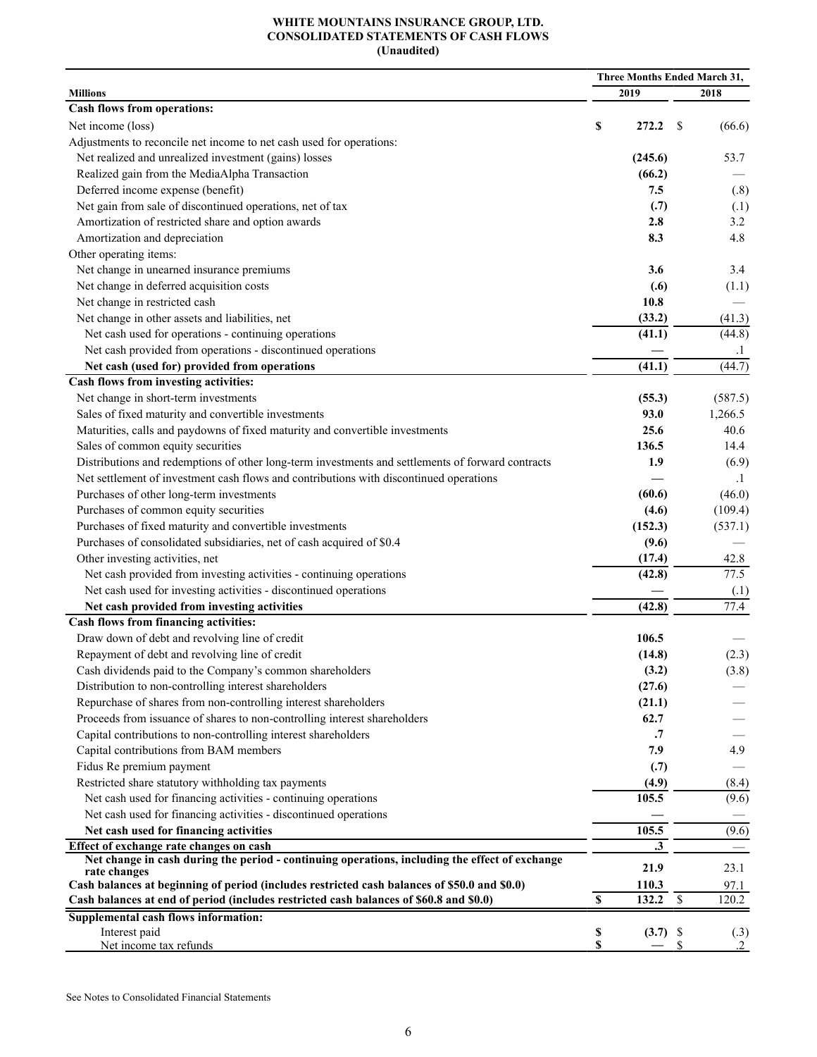**WHITE MOUNTAINS INSURANCE GROUP, LTD.**
**CONSOLIDATED STATEMENTS OF CASH FLOWS**
**(Unaudited)**

| | Three Months Ended March 31, | |
|---|---|---|
| Millions | 2019 | 2018 |
| **Cash flows from operations:** | | |
| Net income (loss) | **$ 272.2** | $ (66.6) |
| Adjustments to reconcile net income to net cash used for operations: | | |
| Net realized and unrealized investment (gains) losses | **(245.6)** | 53.7 |
| Realized gain from the MediaAlpha Transaction | **(66.2)** | — |
| Deferred income expense (benefit) | **7.5** | (.8) |
| Net gain from sale of discontinued operations, net of tax | **(.7)** | (.1) |
| Amortization of restricted share and option awards | **2.8** | 3.2 |
| Amortization and depreciation | **8.3** | 4.8 |
| Other operating items: | | |
| Net change in unearned insurance premiums | **3.6** | 3.4 |
| Net change in deferred acquisition costs | **(.6)** | (1.1) |
| Net change in restricted cash | **10.8** | — |
| Net change in other assets and liabilities, net | **(33.2)** | (41.3) |
| Net cash used for operations - continuing operations | **(41.1)** | (44.8) |
| Net cash provided from operations - discontinued operations | **—** | .1 |
| **Net cash (used for) provided from operations** | **(41.1)** | (44.7) |
| **Cash flows from investing activities:** | | |
| Net change in short-term investments | **(55.3)** | (587.5) |
| Sales of fixed maturity and convertible investments | **93.0** | 1,266.5 |
| Maturities, calls and paydowns of fixed maturity and convertible investments | **25.6** | 40.6 |
| Sales of common equity securities | **136.5** | 14.4 |
| Distributions and redemptions of other long-term investments and settlements of forward contracts | **1.9** | (6.9) |
| Net settlement of investment cash flows and contributions with discontinued operations | **—** | .1 |
| Purchases of other long-term investments | **(60.6)** | (46.0) |
| Purchases of common equity securities | **(4.6)** | (109.4) |
| Purchases of fixed maturity and convertible investments | **(152.3)** | (537.1) |
| Purchases of consolidated subsidiaries, net of cash acquired of $0.4 | **(9.6)** | — |
| Other investing activities, net | **(17.4)** | 42.8 |
| Net cash provided from investing activities - continuing operations | **(42.8)** | 77.5 |
| Net cash used for investing activities - discontinued operations | **—** | (.1) |
| **Net cash provided from investing activities** | **(42.8)** | 77.4 |
| **Cash flows from financing activities:** | | |
| Draw down of debt and revolving line of credit | **106.5** | — |
| Repayment of debt and revolving line of credit | **(14.8)** | (2.3) |
| Cash dividends paid to the Company's common shareholders | **(3.2)** | (3.8) |
| Distribution to non-controlling interest shareholders | **(27.6)** | — |
| Repurchase of shares from non-controlling interest shareholders | **(21.1)** | — |
| Proceeds from issuance of shares to non-controlling interest shareholders | **62.7** | — |
| Capital contributions to non-controlling interest shareholders | **.7** | — |
| Capital contributions from BAM members | **7.9** | 4.9 |
| Fidus Re premium payment | **(.7)** | — |
| Restricted share statutory withholding tax payments | **(4.9)** | (8.4) |
| Net cash used for financing activities - continuing operations | **105.5** | (9.6) |
| Net cash used for financing activities - discontinued operations | **—** | — |
| **Net cash used for financing activities** | **105.5** | (9.6) |
| **Effect of exchange rate changes on cash** | **.3** | — |
| **Net change in cash during the period - continuing operations, including the effect of exchange rate changes** | **21.9** | 23.1 |
| **Cash balances at beginning of period (includes restricted cash balances of $50.0 and $0.0)** | **110.3** | 97.1 |
| **Cash balances at end of period (includes restricted cash balances of $60.8 and $0.0)** | **$ 132.2** | $ 120.2 |
| **Supplemental cash flows information:** | | |
| Interest paid | **$ (3.7)** | $ (.3) |
| Net income tax refunds | **$ —** | $ .2 |

See Notes to Consolidated Financial Statements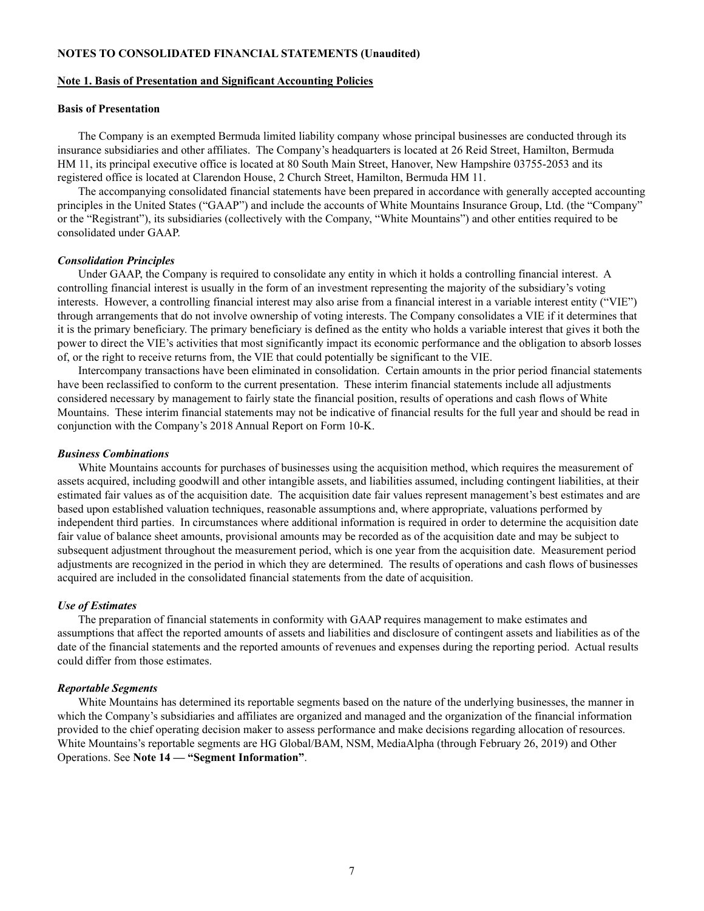**NOTES TO CONSOLIDATED FINANCIAL STATEMENTS (Unaudited)**

**Note 1. Basis of Presentation and Significant Accounting Policies**

**Basis of Presentation**

The Company is an exempted Bermuda limited liability company whose principal businesses are conducted through its insurance subsidiaries and other affiliates. The Company's headquarters is located at 26 Reid Street, Hamilton, Bermuda HM 11, its principal executive office is located at 80 South Main Street, Hanover, New Hampshire 03755-2053 and its registered office is located at Clarendon House, 2 Church Street, Hamilton, Bermuda HM 11.

The accompanying consolidated financial statements have been prepared in accordance with generally accepted accounting principles in the United States ("GAAP") and include the accounts of White Mountains Insurance Group, Ltd. (the "Company" or the "Registrant"), its subsidiaries (collectively with the Company, "White Mountains") and other entities required to be consolidated under GAAP.

***Consolidation Principles***

Under GAAP, the Company is required to consolidate any entity in which it holds a controlling financial interest. A controlling financial interest is usually in the form of an investment representing the majority of the subsidiary's voting interests. However, a controlling financial interest may also arise from a financial interest in a variable interest entity ("VIE") through arrangements that do not involve ownership of voting interests. The Company consolidates a VIE if it determines that it is the primary beneficiary. The primary beneficiary is defined as the entity who holds a variable interest that gives it both the power to direct the VIE's activities that most significantly impact its economic performance and the obligation to absorb losses of, or the right to receive returns from, the VIE that could potentially be significant to the VIE.

Intercompany transactions have been eliminated in consolidation. Certain amounts in the prior period financial statements have been reclassified to conform to the current presentation. These interim financial statements include all adjustments considered necessary by management to fairly state the financial position, results of operations and cash flows of White Mountains. These interim financial statements may not be indicative of financial results for the full year and should be read in conjunction with the Company's 2018 Annual Report on Form 10-K.

***Business Combinations***

White Mountains accounts for purchases of businesses using the acquisition method, which requires the measurement of assets acquired, including goodwill and other intangible assets, and liabilities assumed, including contingent liabilities, at their estimated fair values as of the acquisition date. The acquisition date fair values represent management's best estimates and are based upon established valuation techniques, reasonable assumptions and, where appropriate, valuations performed by independent third parties. In circumstances where additional information is required in order to determine the acquisition date fair value of balance sheet amounts, provisional amounts may be recorded as of the acquisition date and may be subject to subsequent adjustment throughout the measurement period, which is one year from the acquisition date. Measurement period adjustments are recognized in the period in which they are determined. The results of operations and cash flows of businesses acquired are included in the consolidated financial statements from the date of acquisition.

***Use of Estimates***

The preparation of financial statements in conformity with GAAP requires management to make estimates and assumptions that affect the reported amounts of assets and liabilities and disclosure of contingent assets and liabilities as of the date of the financial statements and the reported amounts of revenues and expenses during the reporting period. Actual results could differ from those estimates.

***Reportable Segments***

White Mountains has determined its reportable segments based on the nature of the underlying businesses, the manner in which the Company's subsidiaries and affiliates are organized and managed and the organization of the financial information provided to the chief operating decision maker to assess performance and make decisions regarding allocation of resources. White Mountains's reportable segments are HG Global/BAM, NSM, MediaAlpha (through February 26, 2019) and Other Operations. See **Note 14 — "Segment Information"**.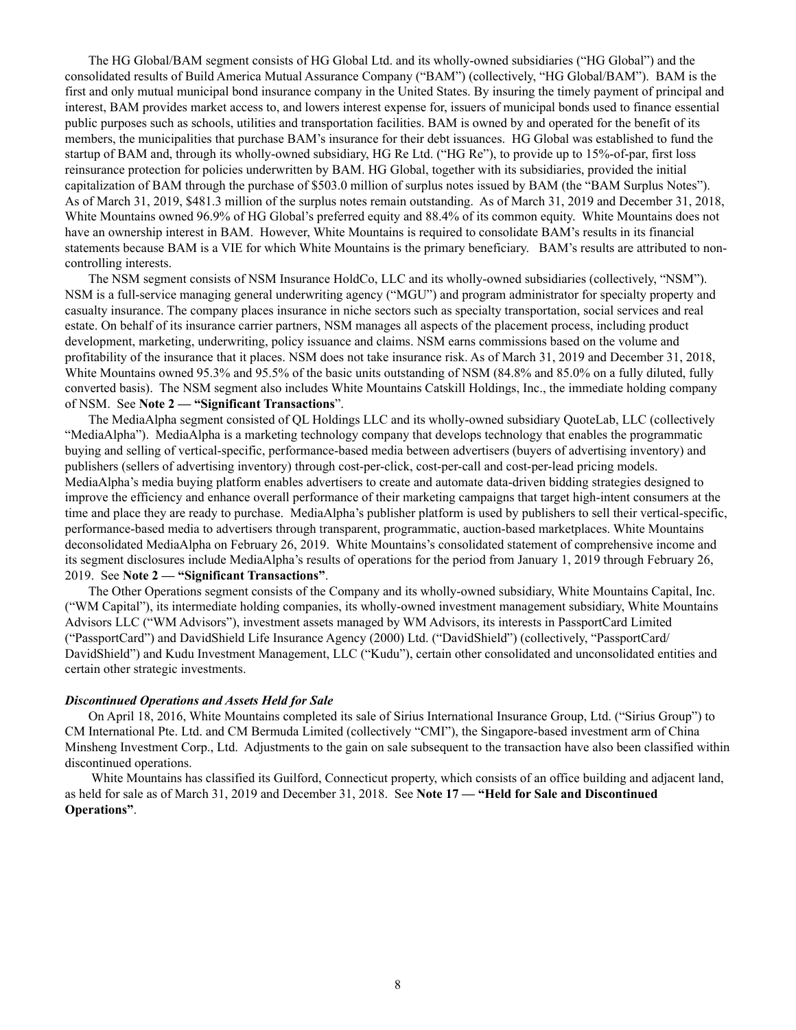The HG Global/BAM segment consists of HG Global Ltd. and its wholly-owned subsidiaries ("HG Global") and the consolidated results of Build America Mutual Assurance Company ("BAM") (collectively, "HG Global/BAM"). BAM is the first and only mutual municipal bond insurance company in the United States. By insuring the timely payment of principal and interest, BAM provides market access to, and lowers interest expense for, issuers of municipal bonds used to finance essential public purposes such as schools, utilities and transportation facilities. BAM is owned by and operated for the benefit of its members, the municipalities that purchase BAM's insurance for their debt issuances. HG Global was established to fund the startup of BAM and, through its wholly-owned subsidiary, HG Re Ltd. ("HG Re"), to provide up to 15%-of-par, first loss reinsurance protection for policies underwritten by BAM. HG Global, together with its subsidiaries, provided the initial capitalization of BAM through the purchase of $503.0 million of surplus notes issued by BAM (the "BAM Surplus Notes"). As of March 31, 2019, $481.3 million of the surplus notes remain outstanding. As of March 31, 2019 and December 31, 2018, White Mountains owned 96.9% of HG Global's preferred equity and 88.4% of its common equity. White Mountains does not have an ownership interest in BAM. However, White Mountains is required to consolidate BAM's results in its financial statements because BAM is a VIE for which White Mountains is the primary beneficiary. BAM's results are attributed to non-controlling interests.

The NSM segment consists of NSM Insurance HoldCo, LLC and its wholly-owned subsidiaries (collectively, "NSM"). NSM is a full-service managing general underwriting agency ("MGU") and program administrator for specialty property and casualty insurance. The company places insurance in niche sectors such as specialty transportation, social services and real estate. On behalf of its insurance carrier partners, NSM manages all aspects of the placement process, including product development, marketing, underwriting, policy issuance and claims. NSM earns commissions based on the volume and profitability of the insurance that it places. NSM does not take insurance risk. As of March 31, 2019 and December 31, 2018, White Mountains owned 95.3% and 95.5% of the basic units outstanding of NSM (84.8% and 85.0% on a fully diluted, fully converted basis). The NSM segment also includes White Mountains Catskill Holdings, Inc., the immediate holding company of NSM. See **Note 2 — "Significant Transactions**".

The MediaAlpha segment consisted of QL Holdings LLC and its wholly-owned subsidiary QuoteLab, LLC (collectively "MediaAlpha"). MediaAlpha is a marketing technology company that develops technology that enables the programmatic buying and selling of vertical-specific, performance-based media between advertisers (buyers of advertising inventory) and publishers (sellers of advertising inventory) through cost-per-click, cost-per-call and cost-per-lead pricing models. MediaAlpha's media buying platform enables advertisers to create and automate data-driven bidding strategies designed to improve the efficiency and enhance overall performance of their marketing campaigns that target high-intent consumers at the time and place they are ready to purchase. MediaAlpha's publisher platform is used by publishers to sell their vertical-specific, performance-based media to advertisers through transparent, programmatic, auction-based marketplaces. White Mountains deconsolidated MediaAlpha on February 26, 2019. White Mountains's consolidated statement of comprehensive income and its segment disclosures include MediaAlpha's results of operations for the period from January 1, 2019 through February 26, 2019. See **Note 2 — "Significant Transactions"**.

The Other Operations segment consists of the Company and its wholly-owned subsidiary, White Mountains Capital, Inc. ("WM Capital"), its intermediate holding companies, its wholly-owned investment management subsidiary, White Mountains Advisors LLC ("WM Advisors"), investment assets managed by WM Advisors, its interests in PassportCard Limited ("PassportCard") and DavidShield Life Insurance Agency (2000) Ltd. ("DavidShield") (collectively, "PassportCard/DavidShield") and Kudu Investment Management, LLC ("Kudu"), certain other consolidated and unconsolidated entities and certain other strategic investments.

***Discontinued Operations and Assets Held for Sale***

On April 18, 2016, White Mountains completed its sale of Sirius International Insurance Group, Ltd. ("Sirius Group") to CM International Pte. Ltd. and CM Bermuda Limited (collectively "CMI"), the Singapore-based investment arm of China Minsheng Investment Corp., Ltd. Adjustments to the gain on sale subsequent to the transaction have also been classified within discontinued operations.

White Mountains has classified its Guilford, Connecticut property, which consists of an office building and adjacent land, as held for sale as of March 31, 2019 and December 31, 2018. See **Note 17 — "Held for Sale and Discontinued Operations"**.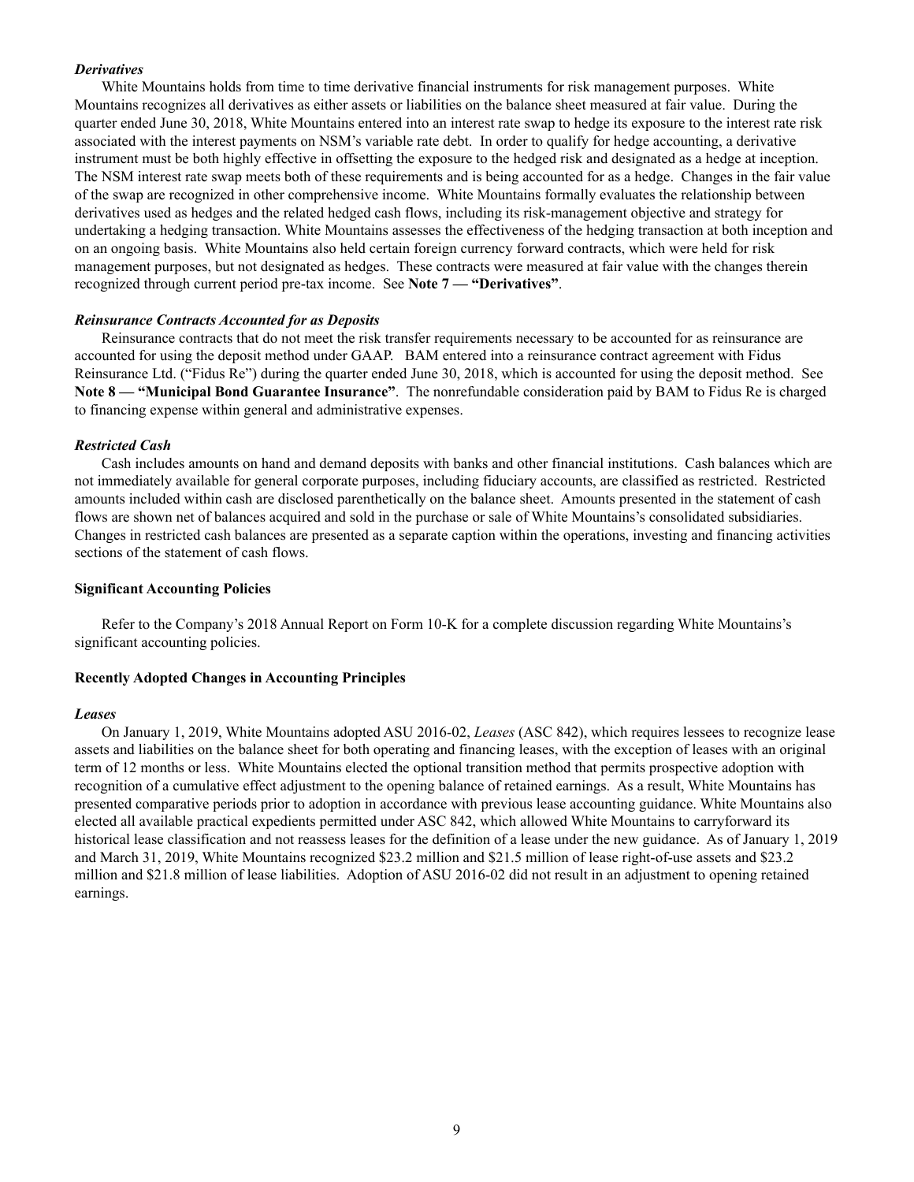*Derivatives*

White Mountains holds from time to time derivative financial instruments for risk management purposes. White Mountains recognizes all derivatives as either assets or liabilities on the balance sheet measured at fair value. During the quarter ended June 30, 2018, White Mountains entered into an interest rate swap to hedge its exposure to the interest rate risk associated with the interest payments on NSM's variable rate debt. In order to qualify for hedge accounting, a derivative instrument must be both highly effective in offsetting the exposure to the hedged risk and designated as a hedge at inception. The NSM interest rate swap meets both of these requirements and is being accounted for as a hedge. Changes in the fair value of the swap are recognized in other comprehensive income. White Mountains formally evaluates the relationship between derivatives used as hedges and the related hedged cash flows, including its risk-management objective and strategy for undertaking a hedging transaction. White Mountains assesses the effectiveness of the hedging transaction at both inception and on an ongoing basis. White Mountains also held certain foreign currency forward contracts, which were held for risk management purposes, but not designated as hedges. These contracts were measured at fair value with the changes therein recognized through current period pre-tax income. See **Note 7 — "Derivatives"**.

*Reinsurance Contracts Accounted for as Deposits*

Reinsurance contracts that do not meet the risk transfer requirements necessary to be accounted for as reinsurance are accounted for using the deposit method under GAAP. BAM entered into a reinsurance contract agreement with Fidus Reinsurance Ltd. ("Fidus Re") during the quarter ended June 30, 2018, which is accounted for using the deposit method. See **Note 8 — "Municipal Bond Guarantee Insurance"**. The nonrefundable consideration paid by BAM to Fidus Re is charged to financing expense within general and administrative expenses.

*Restricted Cash*

Cash includes amounts on hand and demand deposits with banks and other financial institutions. Cash balances which are not immediately available for general corporate purposes, including fiduciary accounts, are classified as restricted. Restricted amounts included within cash are disclosed parenthetically on the balance sheet. Amounts presented in the statement of cash flows are shown net of balances acquired and sold in the purchase or sale of White Mountains's consolidated subsidiaries. Changes in restricted cash balances are presented as a separate caption within the operations, investing and financing activities sections of the statement of cash flows.

**Significant Accounting Policies**

Refer to the Company's 2018 Annual Report on Form 10-K for a complete discussion regarding White Mountains's significant accounting policies.

**Recently Adopted Changes in Accounting Principles**

*Leases*

On January 1, 2019, White Mountains adopted ASU 2016-02, *Leases* (ASC 842), which requires lessees to recognize lease assets and liabilities on the balance sheet for both operating and financing leases, with the exception of leases with an original term of 12 months or less. White Mountains elected the optional transition method that permits prospective adoption with recognition of a cumulative effect adjustment to the opening balance of retained earnings. As a result, White Mountains has presented comparative periods prior to adoption in accordance with previous lease accounting guidance. White Mountains also elected all available practical expedients permitted under ASC 842, which allowed White Mountains to carryforward its historical lease classification and not reassess leases for the definition of a lease under the new guidance. As of January 1, 2019 and March 31, 2019, White Mountains recognized $23.2 million and $21.5 million of lease right-of-use assets and $23.2 million and $21.8 million of lease liabilities. Adoption of ASU 2016-02 did not result in an adjustment to opening retained earnings.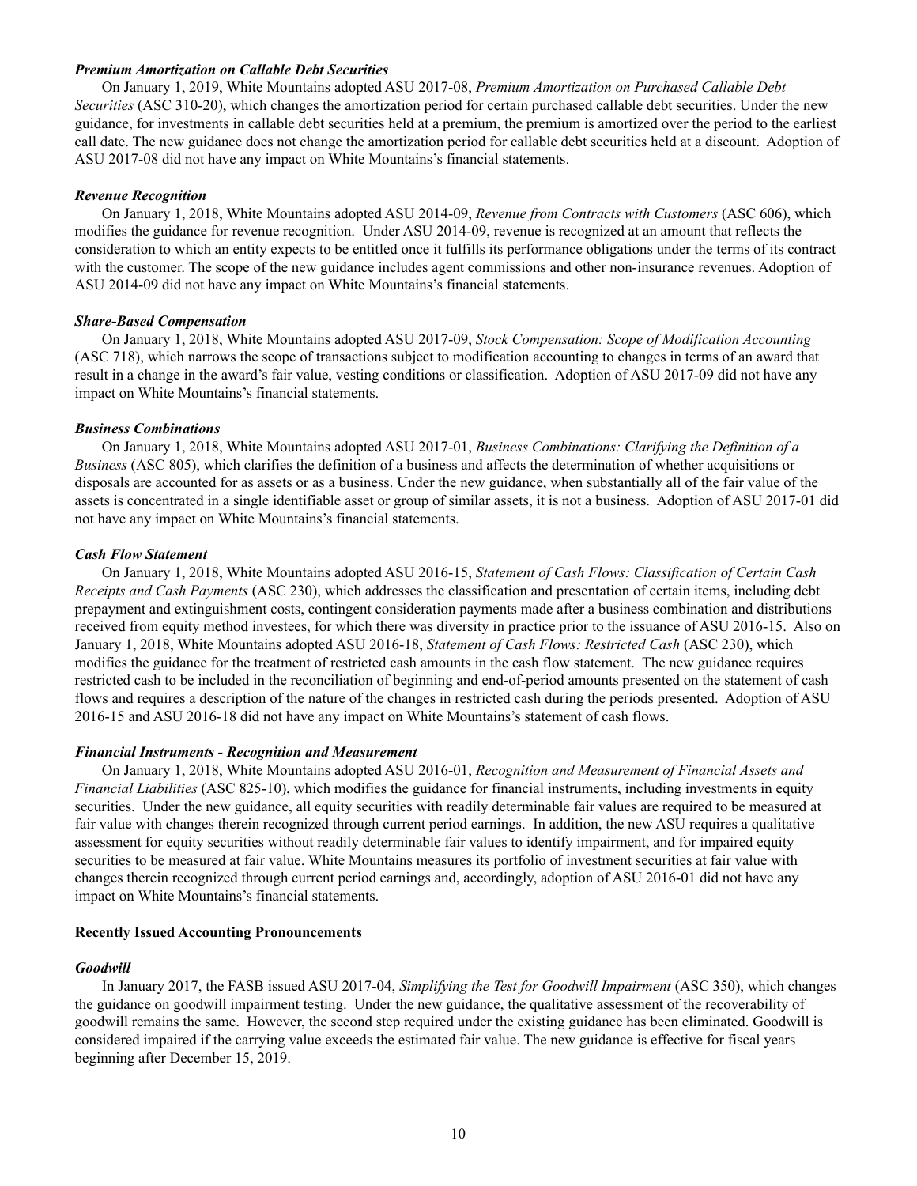### *Premium Amortization on Callable Debt Securities*

On January 1, 2019, White Mountains adopted ASU 2017-08, *Premium Amortization on Purchased Callable Debt Securities* (ASC 310-20), which changes the amortization period for certain purchased callable debt securities. Under the new guidance, for investments in callable debt securities held at a premium, the premium is amortized over the period to the earliest call date. The new guidance does not change the amortization period for callable debt securities held at a discount. Adoption of ASU 2017-08 did not have any impact on White Mountains's financial statements.

### *Revenue Recognition*

On January 1, 2018, White Mountains adopted ASU 2014-09, *Revenue from Contracts with Customers* (ASC 606), which modifies the guidance for revenue recognition. Under ASU 2014-09, revenue is recognized at an amount that reflects the consideration to which an entity expects to be entitled once it fulfills its performance obligations under the terms of its contract with the customer. The scope of the new guidance includes agent commissions and other non-insurance revenues. Adoption of ASU 2014-09 did not have any impact on White Mountains's financial statements.

### *Share-Based Compensation*

On January 1, 2018, White Mountains adopted ASU 2017-09, *Stock Compensation: Scope of Modification Accounting* (ASC 718), which narrows the scope of transactions subject to modification accounting to changes in terms of an award that result in a change in the award's fair value, vesting conditions or classification. Adoption of ASU 2017-09 did not have any impact on White Mountains's financial statements.

### *Business Combinations*

On January 1, 2018, White Mountains adopted ASU 2017-01, *Business Combinations: Clarifying the Definition of a Business* (ASC 805), which clarifies the definition of a business and affects the determination of whether acquisitions or disposals are accounted for as assets or as a business. Under the new guidance, when substantially all of the fair value of the assets is concentrated in a single identifiable asset or group of similar assets, it is not a business. Adoption of ASU 2017-01 did not have any impact on White Mountains's financial statements.

### *Cash Flow Statement*

On January 1, 2018, White Mountains adopted ASU 2016-15, *Statement of Cash Flows: Classification of Certain Cash Receipts and Cash Payments* (ASC 230), which addresses the classification and presentation of certain items, including debt prepayment and extinguishment costs, contingent consideration payments made after a business combination and distributions received from equity method investees, for which there was diversity in practice prior to the issuance of ASU 2016-15. Also on January 1, 2018, White Mountains adopted ASU 2016-18, *Statement of Cash Flows: Restricted Cash* (ASC 230), which modifies the guidance for the treatment of restricted cash amounts in the cash flow statement. The new guidance requires restricted cash to be included in the reconciliation of beginning and end-of-period amounts presented on the statement of cash flows and requires a description of the nature of the changes in restricted cash during the periods presented. Adoption of ASU 2016-15 and ASU 2016-18 did not have any impact on White Mountains's statement of cash flows.

### *Financial Instruments - Recognition and Measurement*

On January 1, 2018, White Mountains adopted ASU 2016-01, *Recognition and Measurement of Financial Assets and Financial Liabilities* (ASC 825-10), which modifies the guidance for financial instruments, including investments in equity securities. Under the new guidance, all equity securities with readily determinable fair values are required to be measured at fair value with changes therein recognized through current period earnings. In addition, the new ASU requires a qualitative assessment for equity securities without readily determinable fair values to identify impairment, and for impaired equity securities to be measured at fair value. White Mountains measures its portfolio of investment securities at fair value with changes therein recognized through current period earnings and, accordingly, adoption of ASU 2016-01 did not have any impact on White Mountains's financial statements.

## Recently Issued Accounting Pronouncements

### *Goodwill*

In January 2017, the FASB issued ASU 2017-04, *Simplifying the Test for Goodwill Impairment* (ASC 350), which changes the guidance on goodwill impairment testing. Under the new guidance, the qualitative assessment of the recoverability of goodwill remains the same. However, the second step required under the existing guidance has been eliminated. Goodwill is considered impaired if the carrying value exceeds the estimated fair value. The new guidance is effective for fiscal years beginning after December 15, 2019.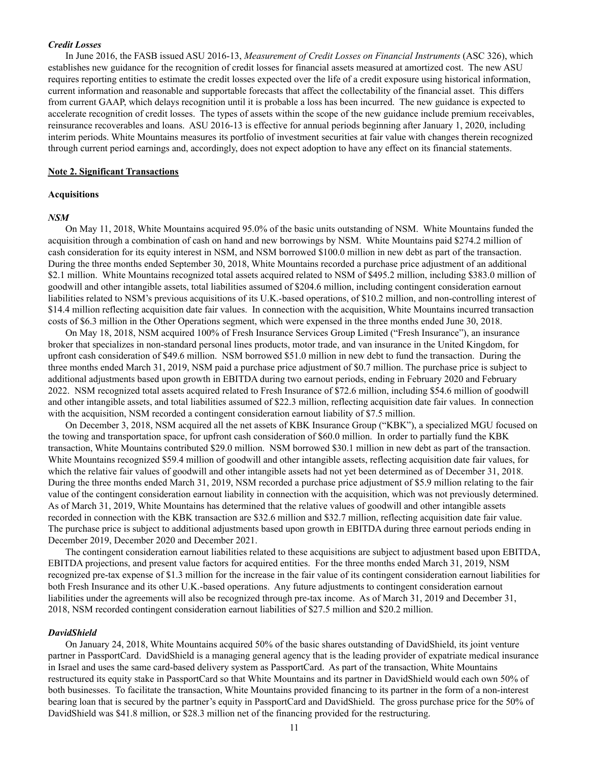*Credit Losses*

In June 2016, the FASB issued ASU 2016-13, *Measurement of Credit Losses on Financial Instruments* (ASC 326), which establishes new guidance for the recognition of credit losses for financial assets measured at amortized cost. The new ASU requires reporting entities to estimate the credit losses expected over the life of a credit exposure using historical information, current information and reasonable and supportable forecasts that affect the collectability of the financial asset. This differs from current GAAP, which delays recognition until it is probable a loss has been incurred. The new guidance is expected to accelerate recognition of credit losses. The types of assets within the scope of the new guidance include premium receivables, reinsurance recoverables and loans. ASU 2016-13 is effective for annual periods beginning after January 1, 2020, including interim periods. White Mountains measures its portfolio of investment securities at fair value with changes therein recognized through current period earnings and, accordingly, does not expect adoption to have any effect on its financial statements.

## Note 2. Significant Transactions

### Acquisitions

*NSM*

On May 11, 2018, White Mountains acquired 95.0% of the basic units outstanding of NSM. White Mountains funded the acquisition through a combination of cash on hand and new borrowings by NSM. White Mountains paid $274.2 million of cash consideration for its equity interest in NSM, and NSM borrowed $100.0 million in new debt as part of the transaction. During the three months ended September 30, 2018, White Mountains recorded a purchase price adjustment of an additional $2.1 million. White Mountains recognized total assets acquired related to NSM of $495.2 million, including $383.0 million of goodwill and other intangible assets, total liabilities assumed of $204.6 million, including contingent consideration earnout liabilities related to NSM's previous acquisitions of its U.K.-based operations, of $10.2 million, and non-controlling interest of $14.4 million reflecting acquisition date fair values. In connection with the acquisition, White Mountains incurred transaction costs of $6.3 million in the Other Operations segment, which were expensed in the three months ended June 30, 2018.

On May 18, 2018, NSM acquired 100% of Fresh Insurance Services Group Limited ("Fresh Insurance"), an insurance broker that specializes in non-standard personal lines products, motor trade, and van insurance in the United Kingdom, for upfront cash consideration of $49.6 million. NSM borrowed $51.0 million in new debt to fund the transaction. During the three months ended March 31, 2019, NSM paid a purchase price adjustment of $0.7 million. The purchase price is subject to additional adjustments based upon growth in EBITDA during two earnout periods, ending in February 2020 and February 2022. NSM recognized total assets acquired related to Fresh Insurance of $72.6 million, including $54.6 million of goodwill and other intangible assets, and total liabilities assumed of $22.3 million, reflecting acquisition date fair values. In connection with the acquisition, NSM recorded a contingent consideration earnout liability of $7.5 million.

On December 3, 2018, NSM acquired all the net assets of KBK Insurance Group ("KBK"), a specialized MGU focused on the towing and transportation space, for upfront cash consideration of $60.0 million. In order to partially fund the KBK transaction, White Mountains contributed $29.0 million. NSM borrowed $30.1 million in new debt as part of the transaction. White Mountains recognized $59.4 million of goodwill and other intangible assets, reflecting acquisition date fair values, for which the relative fair values of goodwill and other intangible assets had not yet been determined as of December 31, 2018. During the three months ended March 31, 2019, NSM recorded a purchase price adjustment of $5.9 million relating to the fair value of the contingent consideration earnout liability in connection with the acquisition, which was not previously determined. As of March 31, 2019, White Mountains has determined that the relative values of goodwill and other intangible assets recorded in connection with the KBK transaction are $32.6 million and $32.7 million, reflecting acquisition date fair value. The purchase price is subject to additional adjustments based upon growth in EBITDA during three earnout periods ending in December 2019, December 2020 and December 2021.

The contingent consideration earnout liabilities related to these acquisitions are subject to adjustment based upon EBITDA, EBITDA projections, and present value factors for acquired entities. For the three months ended March 31, 2019, NSM recognized pre-tax expense of $1.3 million for the increase in the fair value of its contingent consideration earnout liabilities for both Fresh Insurance and its other U.K.-based operations. Any future adjustments to contingent consideration earnout liabilities under the agreements will also be recognized through pre-tax income. As of March 31, 2019 and December 31, 2018, NSM recorded contingent consideration earnout liabilities of $27.5 million and $20.2 million.

***DavidShield***

On January 24, 2018, White Mountains acquired 50% of the basic shares outstanding of DavidShield, its joint venture partner in PassportCard. DavidShield is a managing general agency that is the leading provider of expatriate medical insurance in Israel and uses the same card-based delivery system as PassportCard. As part of the transaction, White Mountains restructured its equity stake in PassportCard so that White Mountains and its partner in DavidShield would each own 50% of both businesses. To facilitate the transaction, White Mountains provided financing to its partner in the form of a non-interest bearing loan that is secured by the partner's equity in PassportCard and DavidShield. The gross purchase price for the 50% of DavidShield was $41.8 million, or $28.3 million net of the financing provided for the restructuring.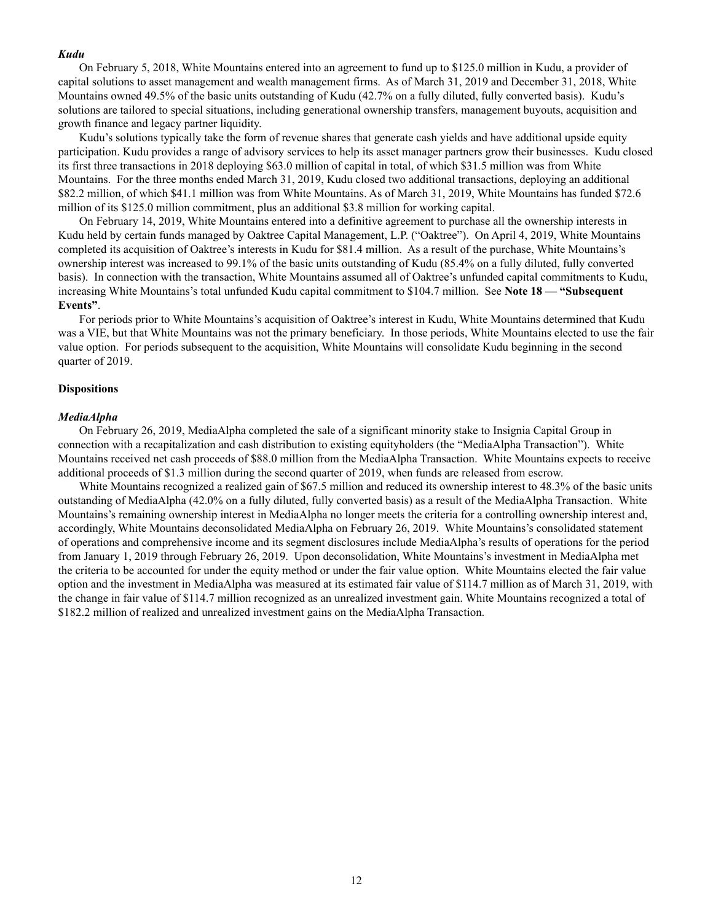***Kudu***

On February 5, 2018, White Mountains entered into an agreement to fund up to $125.0 million in Kudu, a provider of capital solutions to asset management and wealth management firms. As of March 31, 2019 and December 31, 2018, White Mountains owned 49.5% of the basic units outstanding of Kudu (42.7% on a fully diluted, fully converted basis). Kudu's solutions are tailored to special situations, including generational ownership transfers, management buyouts, acquisition and growth finance and legacy partner liquidity.

Kudu's solutions typically take the form of revenue shares that generate cash yields and have additional upside equity participation. Kudu provides a range of advisory services to help its asset manager partners grow their businesses. Kudu closed its first three transactions in 2018 deploying $63.0 million of capital in total, of which $31.5 million was from White Mountains. For the three months ended March 31, 2019, Kudu closed two additional transactions, deploying an additional $82.2 million, of which $41.1 million was from White Mountains. As of March 31, 2019, White Mountains has funded $72.6 million of its $125.0 million commitment, plus an additional $3.8 million for working capital.

On February 14, 2019, White Mountains entered into a definitive agreement to purchase all the ownership interests in Kudu held by certain funds managed by Oaktree Capital Management, L.P. ("Oaktree"). On April 4, 2019, White Mountains completed its acquisition of Oaktree's interests in Kudu for $81.4 million. As a result of the purchase, White Mountains's ownership interest was increased to 99.1% of the basic units outstanding of Kudu (85.4% on a fully diluted, fully converted basis). In connection with the transaction, White Mountains assumed all of Oaktree's unfunded capital commitments to Kudu, increasing White Mountains's total unfunded Kudu capital commitment to $104.7 million. See **Note 18 — "Subsequent Events"**.

For periods prior to White Mountains's acquisition of Oaktree's interest in Kudu, White Mountains determined that Kudu was a VIE, but that White Mountains was not the primary beneficiary. In those periods, White Mountains elected to use the fair value option. For periods subsequent to the acquisition, White Mountains will consolidate Kudu beginning in the second quarter of 2019.

**Dispositions**

***MediaAlpha***

On February 26, 2019, MediaAlpha completed the sale of a significant minority stake to Insignia Capital Group in connection with a recapitalization and cash distribution to existing equityholders (the "MediaAlpha Transaction"). White Mountains received net cash proceeds of $88.0 million from the MediaAlpha Transaction. White Mountains expects to receive additional proceeds of $1.3 million during the second quarter of 2019, when funds are released from escrow.

White Mountains recognized a realized gain of $67.5 million and reduced its ownership interest to 48.3% of the basic units outstanding of MediaAlpha (42.0% on a fully diluted, fully converted basis) as a result of the MediaAlpha Transaction. White Mountains's remaining ownership interest in MediaAlpha no longer meets the criteria for a controlling ownership interest and, accordingly, White Mountains deconsolidated MediaAlpha on February 26, 2019. White Mountains's consolidated statement of operations and comprehensive income and its segment disclosures include MediaAlpha's results of operations for the period from January 1, 2019 through February 26, 2019. Upon deconsolidation, White Mountains's investment in MediaAlpha met the criteria to be accounted for under the equity method or under the fair value option. White Mountains elected the fair value option and the investment in MediaAlpha was measured at its estimated fair value of $114.7 million as of March 31, 2019, with the change in fair value of $114.7 million recognized as an unrealized investment gain. White Mountains recognized a total of $182.2 million of realized and unrealized investment gains on the MediaAlpha Transaction.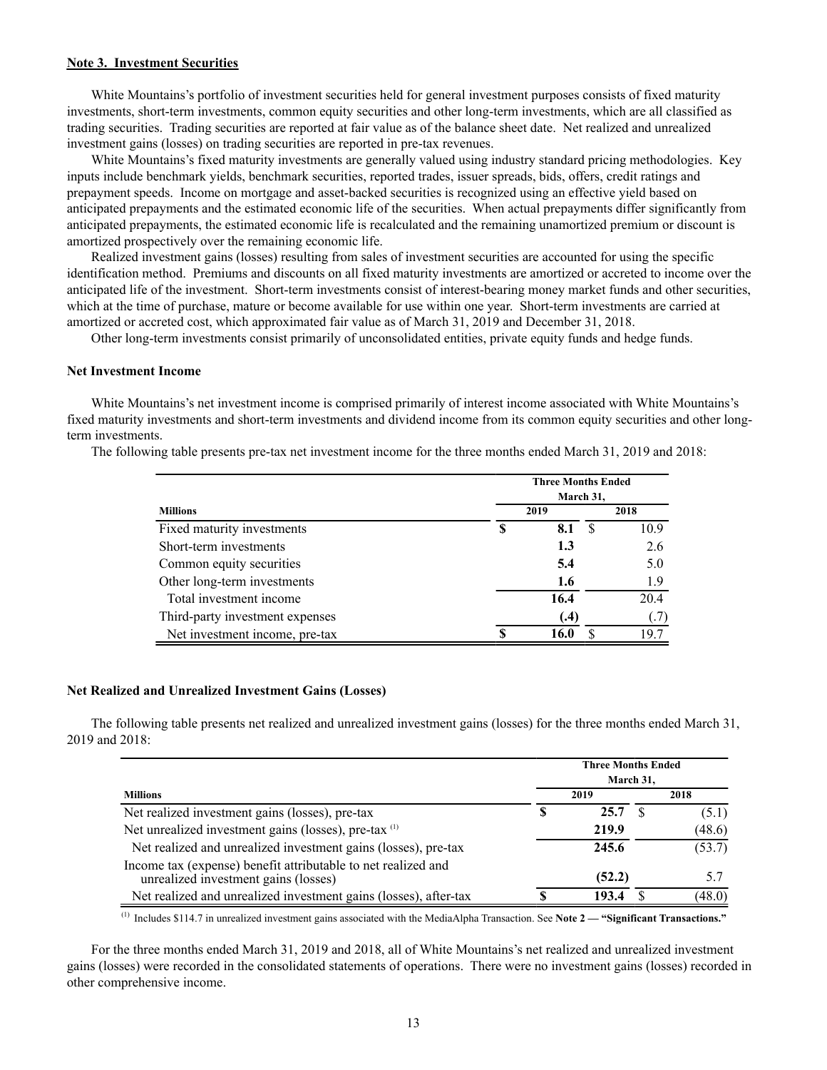**Note 3. Investment Securities**

White Mountains's portfolio of investment securities held for general investment purposes consists of fixed maturity investments, short-term investments, common equity securities and other long-term investments, which are all classified as trading securities. Trading securities are reported at fair value as of the balance sheet date. Net realized and unrealized investment gains (losses) on trading securities are reported in pre-tax revenues.

White Mountains's fixed maturity investments are generally valued using industry standard pricing methodologies. Key inputs include benchmark yields, benchmark securities, reported trades, issuer spreads, bids, offers, credit ratings and prepayment speeds. Income on mortgage and asset-backed securities is recognized using an effective yield based on anticipated prepayments and the estimated economic life of the securities. When actual prepayments differ significantly from anticipated prepayments, the estimated economic life is recalculated and the remaining unamortized premium or discount is amortized prospectively over the remaining economic life.

Realized investment gains (losses) resulting from sales of investment securities are accounted for using the specific identification method. Premiums and discounts on all fixed maturity investments are amortized or accreted to income over the anticipated life of the investment. Short-term investments consist of interest-bearing money market funds and other securities, which at the time of purchase, mature or become available for use within one year. Short-term investments are carried at amortized or accreted cost, which approximated fair value as of March 31, 2019 and December 31, 2018.

Other long-term investments consist primarily of unconsolidated entities, private equity funds and hedge funds.

**Net Investment Income**

White Mountains's net investment income is comprised primarily of interest income associated with White Mountains's fixed maturity investments and short-term investments and dividend income from its common equity securities and other long-term investments.

The following table presents pre-tax net investment income for the three months ended March 31, 2019 and 2018:

| | Three Months Ended March 31, | |
|---|---|---|
| **Millions** | **2019** | **2018** |
| Fixed maturity investments | **$ 8.1** | $ 10.9 |
| Short-term investments | **1.3** | 2.6 |
| Common equity securities | **5.4** | 5.0 |
| Other long-term investments | **1.6** | 1.9 |
| Total investment income | **16.4** | 20.4 |
| Third-party investment expenses | **(.4)** | (.7) |
| Net investment income, pre-tax | **$ 16.0** | $ 19.7 |

**Net Realized and Unrealized Investment Gains (Losses)**

The following table presents net realized and unrealized investment gains (losses) for the three months ended March 31, 2019 and 2018:

| | Three Months Ended March 31, | |
|---|---|---|
| **Millions** | **2019** | **2018** |
| Net realized investment gains (losses), pre-tax | **$ 25.7** | $ (5.1) |
| Net unrealized investment gains (losses), pre-tax [(1)] | **219.9** | (48.6) |
| Net realized and unrealized investment gains (losses), pre-tax | **245.6** | (53.7) |
| Income tax (expense) benefit attributable to net realized and unrealized investment gains (losses) | **(52.2)** | 5.7 |
| Net realized and unrealized investment gains (losses), after-tax | **$ 193.4** | $ (48.0) |

[(1)] Includes $114.7 in unrealized investment gains associated with the MediaAlpha Transaction. See **Note 2 — "Significant Transactions."**

For the three months ended March 31, 2019 and 2018, all of White Mountains's net realized and unrealized investment gains (losses) were recorded in the consolidated statements of operations. There were no investment gains (losses) recorded in other comprehensive income.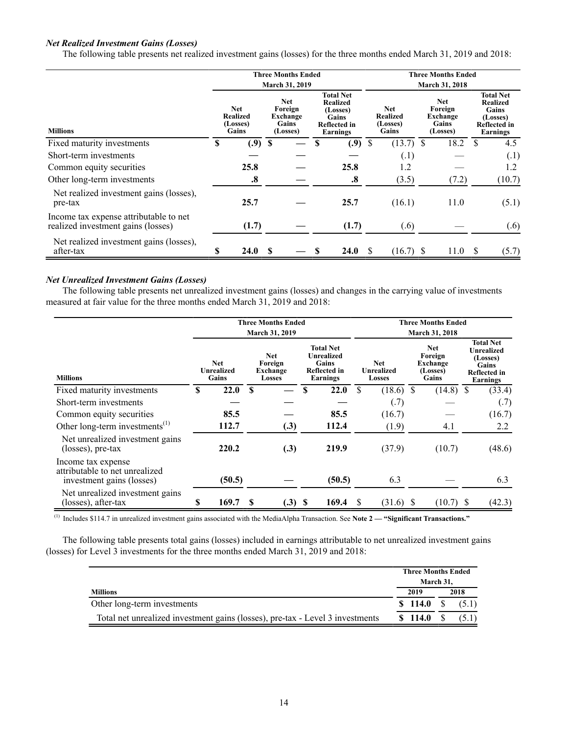***Net Realized Investment Gains (Losses)***

The following table presents net realized investment gains (losses) for the three months ended March 31, 2019 and 2018:

| | Three Months Ended March 31, 2019 | | | Three Months Ended March 31, 2018 | | |
|---|---|---|---|---|---|---|
| **Millions** | **Net Realized (Losses) Gains** | **Net Foreign Exchange Gains (Losses)** | **Total Net Realized (Losses) Gains Reflected in Earnings** | **Net Realized (Losses) Gains** | **Net Foreign Exchange Gains (Losses)** | **Total Net Realized Gains (Losses) Reflected in Earnings** |
| Fixed maturity investments | **$ (.9)** | **$ —** | **$ (.9)** | $ (13.7) | $ 18.2 | $ 4.5 |
| Short-term investments | **—** | **—** | **—** | (.1) | — | (.1) |
| Common equity securities | **25.8** | **—** | **25.8** | 1.2 | — | 1.2 |
| Other long-term investments | **.8** | **—** | **.8** | (3.5) | (7.2) | (10.7) |
| Net realized investment gains (losses), pre-tax | **25.7** | **—** | **25.7** | (16.1) | 11.0 | (5.1) |
| Income tax expense attributable to net realized investment gains (losses) | **(1.7)** | **—** | **(1.7)** | (.6) | — | (.6) |
| Net realized investment gains (losses), after-tax | **$ 24.0** | **$ —** | **$ 24.0** | $ (16.7) | $ 11.0 | $ (5.7) |

***Net Unrealized Investment Gains (Losses)***

The following table presents net unrealized investment gains (losses) and changes in the carrying value of investments measured at fair value for the three months ended March 31, 2019 and 2018:

| | Three Months Ended March 31, 2019 | | | Three Months Ended March 31, 2018 | | |
|---|---|---|---|---|---|---|
| **Millions** | **Net Unrealized Gains** | **Net Foreign Exchange Losses** | **Total Net Unrealized Gains Reflected in Earnings** | **Net Unrealized Losses** | **Net Foreign Exchange (Losses) Gains** | **Total Net Unrealized (Losses) Gains Reflected in Earnings** |
| Fixed maturity investments | **$ 22.0** | **$ —** | **$ 22.0** | $ (18.6) | $ (14.8) | $ (33.4) |
| Short-term investments | **—** | **—** | **—** | (.7) | — | (.7) |
| Common equity securities | **85.5** | **—** | **85.5** | (16.7) | — | (16.7) |
| Other long-term investments[(1)] | **112.7** | **(.3)** | **112.4** | (1.9) | 4.1 | 2.2 |
| Net unrealized investment gains (losses), pre-tax | **220.2** | **(.3)** | **219.9** | (37.9) | (10.7) | (48.6) |
| Income tax expense attributable to net unrealized investment gains (losses) | **(50.5)** | **—** | **(50.5)** | 6.3 | — | 6.3 |
| Net unrealized investment gains (losses), after-tax | **$ 169.7** | **$ (.3)** | **$ 169.4** | $ (31.6) | $ (10.7) | $ (42.3) |

[(1)] Includes $114.7 in unrealized investment gains associated with the MediaAlpha Transaction. See **Note 2 — "Significant Transactions."**

The following table presents total gains (losses) included in earnings attributable to net unrealized investment gains (losses) for Level 3 investments for the three months ended March 31, 2019 and 2018:

| | Three Months Ended March 31, | |
|---|---|---|
| **Millions** | **2019** | **2018** |
| Other long-term investments | **$ 114.0** | $ (5.1) |
| Total net unrealized investment gains (losses), pre-tax - Level 3 investments | **$ 114.0** | $ (5.1) |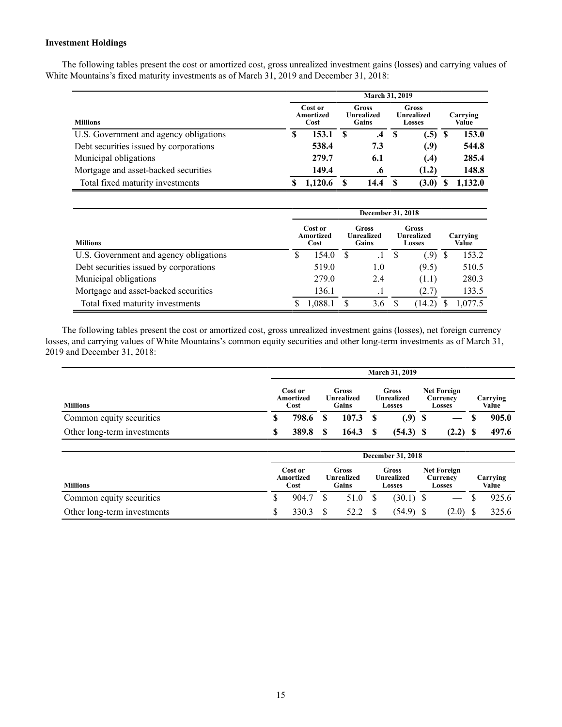**Investment Holdings**

The following tables present the cost or amortized cost, gross unrealized investment gains (losses) and carrying values of White Mountains's fixed maturity investments as of March 31, 2019 and December 31, 2018:

| | March 31, 2019 | | | |
|---|---|---|---|---|
| Millions | Cost or Amortized Cost | Gross Unrealized Gains | Gross Unrealized Losses | Carrying Value |
| U.S. Government and agency obligations | $ 153.1 | $ .4 | $ (.5) | $ 153.0 |
| Debt securities issued by corporations | 538.4 | 7.3 | (.9) | 544.8 |
| Municipal obligations | 279.7 | 6.1 | (.4) | 285.4 |
| Mortgage and asset-backed securities | 149.4 | .6 | (1.2) | 148.8 |
| Total fixed maturity investments | $ 1,120.6 | $ 14.4 | $ (3.0) | $ 1,132.0 |

| | December 31, 2018 | | | |
|---|---|---|---|---|
| Millions | Cost or Amortized Cost | Gross Unrealized Gains | Gross Unrealized Losses | Carrying Value |
| U.S. Government and agency obligations | $ 154.0 | $ .1 | $ (.9) | $ 153.2 |
| Debt securities issued by corporations | 519.0 | 1.0 | (9.5) | 510.5 |
| Municipal obligations | 279.0 | 2.4 | (1.1) | 280.3 |
| Mortgage and asset-backed securities | 136.1 | .1 | (2.7) | 133.5 |
| Total fixed maturity investments | $ 1,088.1 | $ 3.6 | $ (14.2) | $ 1,077.5 |

The following tables present the cost or amortized cost, gross unrealized investment gains (losses), net foreign currency losses, and carrying values of White Mountains's common equity securities and other long-term investments as of March 31, 2019 and December 31, 2018:

| | March 31, 2019 | | | | |
|---|---|---|---|---|---|
| Millions | Cost or Amortized Cost | Gross Unrealized Gains | Gross Unrealized Losses | Net Foreign Currency Losses | Carrying Value |
| Common equity securities | $ 798.6 | $ 107.3 | $ (.9) | $ — | $ 905.0 |
| Other long-term investments | $ 389.8 | $ 164.3 | $ (54.3) | $ (2.2) | $ 497.6 |

| | December 31, 2018 | | | | |
|---|---|---|---|---|---|
| Millions | Cost or Amortized Cost | Gross Unrealized Gains | Gross Unrealized Losses | Net Foreign Currency Losses | Carrying Value |
| Common equity securities | $ 904.7 | $ 51.0 | $ (30.1) | $ — | $ 925.6 |
| Other long-term investments | $ 330.3 | $ 52.2 | $ (54.9) | $ (2.0) | $ 325.6 |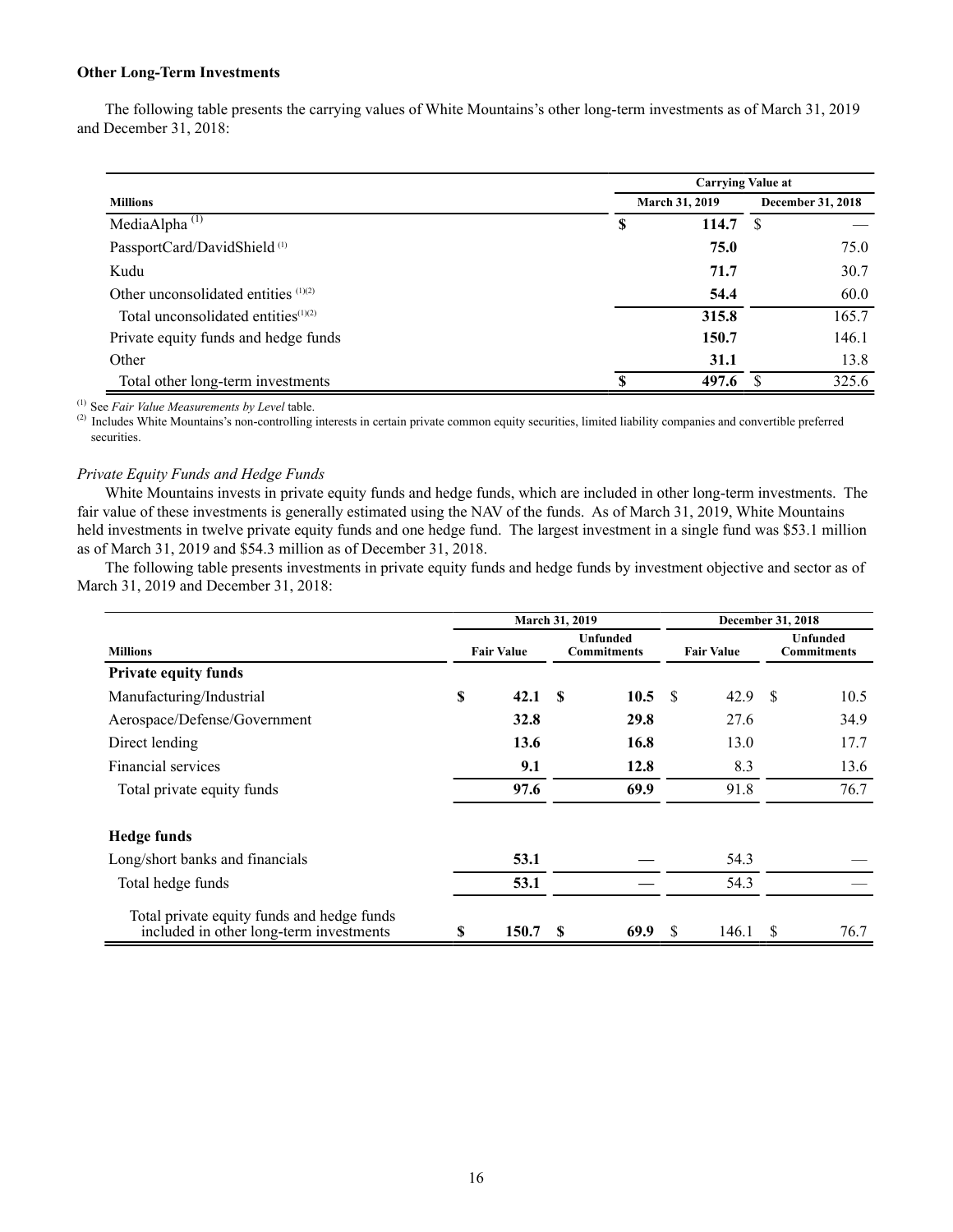**Other Long-Term Investments**

The following table presents the carrying values of White Mountains's other long-term investments as of March 31, 2019 and December 31, 2018:

| | Carrying Value at | |
|---|---|---|
| **Millions** | **March 31, 2019** | **December 31, 2018** |
| MediaAlpha [(1)] | $ **114.7** | $ — |
| PassportCard/DavidShield [(1)] | **75.0** | 75.0 |
| Kudu | **71.7** | 30.7 |
| Other unconsolidated entities [(1)(2)] | **54.4** | 60.0 |
| Total unconsolidated entities[(1)(2)] | **315.8** | 165.7 |
| Private equity funds and hedge funds | **150.7** | 146.1 |
| Other | **31.1** | 13.8 |
| Total other long-term investments | $ **497.6** | $ 325.6 |

[(1)] See *Fair Value Measurements by Level* table.
[(2)] Includes White Mountains's non-controlling interests in certain private common equity securities, limited liability companies and convertible preferred securities.

*Private Equity Funds and Hedge Funds*

White Mountains invests in private equity funds and hedge funds, which are included in other long-term investments. The fair value of these investments is generally estimated using the NAV of the funds. As of March 31, 2019, White Mountains held investments in twelve private equity funds and one hedge fund. The largest investment in a single fund was $53.1 million as of March 31, 2019 and $54.3 million as of December 31, 2018.

The following table presents investments in private equity funds and hedge funds by investment objective and sector as of March 31, 2019 and December 31, 2018:

| | March 31, 2019 | | December 31, 2018 | |
|---|---|---|---|---|
| **Millions** | **Fair Value** | **Unfunded Commitments** | **Fair Value** | **Unfunded Commitments** |
| **Private equity funds** | | | | |
| Manufacturing/Industrial | $ **42.1** | $ **10.5** | $ 42.9 | $ 10.5 |
| Aerospace/Defense/Government | **32.8** | **29.8** | 27.6 | 34.9 |
| Direct lending | **13.6** | **16.8** | 13.0 | 17.7 |
| Financial services | **9.1** | **12.8** | 8.3 | 13.6 |
| Total private equity funds | **97.6** | **69.9** | 91.8 | 76.7 |
| **Hedge funds** | | | | |
| Long/short banks and financials | **53.1** | — | 54.3 | — |
| Total hedge funds | **53.1** | — | 54.3 | — |
| Total private equity funds and hedge funds included in other long-term investments | $ **150.7** | $ **69.9** | $ 146.1 | $ 76.7 |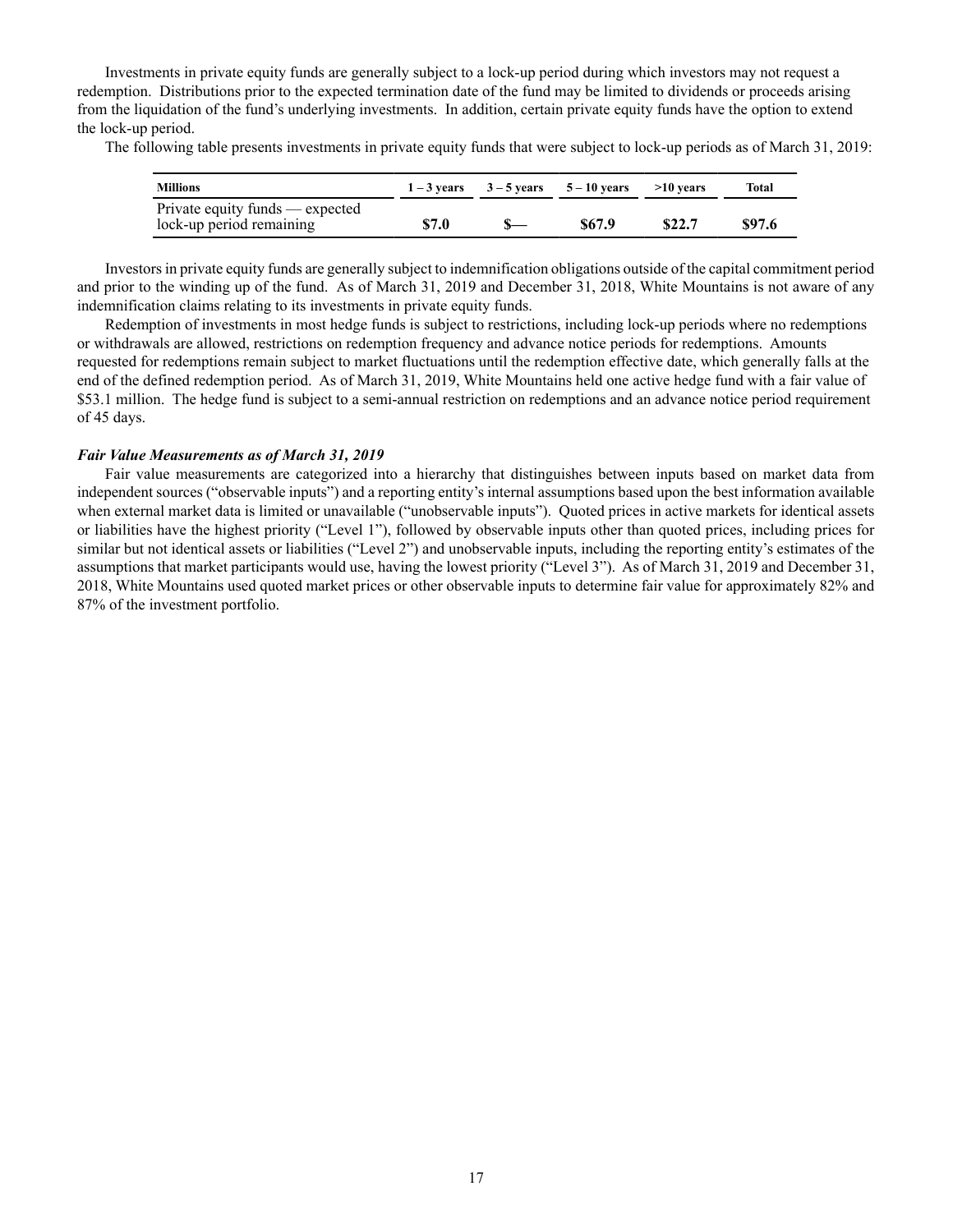Investments in private equity funds are generally subject to a lock-up period during which investors may not request a redemption. Distributions prior to the expected termination date of the fund may be limited to dividends or proceeds arising from the liquidation of the fund's underlying investments. In addition, certain private equity funds have the option to extend the lock-up period.

The following table presents investments in private equity funds that were subject to lock-up periods as of March 31, 2019:

| Millions | 1 – 3 years | 3 – 5 years | 5 – 10 years | >10 years | Total |
|---|---|---|---|---|---|
| Private equity funds — expected lock-up period remaining | $7.0 | $— | $67.9 | $22.7 | $97.6 |

Investors in private equity funds are generally subject to indemnification obligations outside of the capital commitment period and prior to the winding up of the fund. As of March 31, 2019 and December 31, 2018, White Mountains is not aware of any indemnification claims relating to its investments in private equity funds.

Redemption of investments in most hedge funds is subject to restrictions, including lock-up periods where no redemptions or withdrawals are allowed, restrictions on redemption frequency and advance notice periods for redemptions. Amounts requested for redemptions remain subject to market fluctuations until the redemption effective date, which generally falls at the end of the defined redemption period. As of March 31, 2019, White Mountains held one active hedge fund with a fair value of $53.1 million. The hedge fund is subject to a semi-annual restriction on redemptions and an advance notice period requirement of 45 days.

***Fair Value Measurements as of March 31, 2019***

Fair value measurements are categorized into a hierarchy that distinguishes between inputs based on market data from independent sources ("observable inputs") and a reporting entity's internal assumptions based upon the best information available when external market data is limited or unavailable ("unobservable inputs"). Quoted prices in active markets for identical assets or liabilities have the highest priority ("Level 1"), followed by observable inputs other than quoted prices, including prices for similar but not identical assets or liabilities ("Level 2") and unobservable inputs, including the reporting entity's estimates of the assumptions that market participants would use, having the lowest priority ("Level 3"). As of March 31, 2019 and December 31, 2018, White Mountains used quoted market prices or other observable inputs to determine fair value for approximately 82% and 87% of the investment portfolio.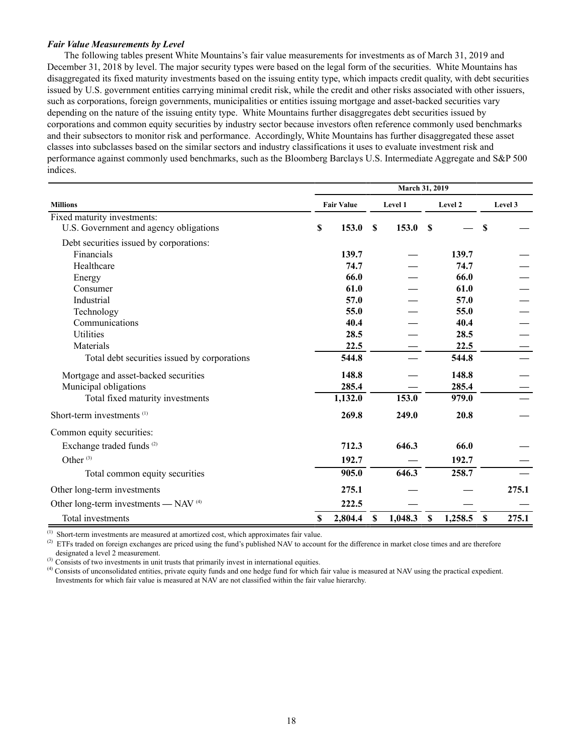***Fair Value Measurements by Level***

The following tables present White Mountains's fair value measurements for investments as of March 31, 2019 and December 31, 2018 by level. The major security types were based on the legal form of the securities. White Mountains has disaggregated its fixed maturity investments based on the issuing entity type, which impacts credit quality, with debt securities issued by U.S. government entities carrying minimal credit risk, while the credit and other risks associated with other issuers, such as corporations, foreign governments, municipalities or entities issuing mortgage and asset-backed securities vary depending on the nature of the issuing entity type. White Mountains further disaggregates debt securities issued by corporations and common equity securities by industry sector because investors often reference commonly used benchmarks and their subsectors to monitor risk and performance. Accordingly, White Mountains has further disaggregated these asset classes into subclasses based on the similar sectors and industry classifications it uses to evaluate investment risk and performance against commonly used benchmarks, such as the Bloomberg Barclays U.S. Intermediate Aggregate and S&P 500 indices.

| | March 31, 2019 | | | |
|---|---|---|---|---|
| **Millions** | **Fair Value** | **Level 1** | **Level 2** | **Level 3** |
| Fixed maturity investments: | | | | |
| U.S. Government and agency obligations | $ 153.0 | $ 153.0 | $ — | $ — |
| Debt securities issued by corporations: | | | | |
| Financials | 139.7 | — | 139.7 | — |
| Healthcare | 74.7 | — | 74.7 | — |
| Energy | 66.0 | — | 66.0 | — |
| Consumer | 61.0 | — | 61.0 | — |
| Industrial | 57.0 | — | 57.0 | — |
| Technology | 55.0 | — | 55.0 | — |
| Communications | 40.4 | — | 40.4 | — |
| Utilities | 28.5 | — | 28.5 | — |
| Materials | 22.5 | — | 22.5 | — |
| Total debt securities issued by corporations | 544.8 | — | 544.8 | — |
| Mortgage and asset-backed securities | 148.8 | — | 148.8 | — |
| Municipal obligations | 285.4 | — | 285.4 | — |
| Total fixed maturity investments | 1,132.0 | 153.0 | 979.0 | — |
| Short-term investments [(1)] | 269.8 | 249.0 | 20.8 | — |
| Common equity securities: | | | | |
| Exchange traded funds [(2)] | 712.3 | 646.3 | 66.0 | — |
| Other [(3)] | 192.7 | — | 192.7 | — |
| Total common equity securities | 905.0 | 646.3 | 258.7 | — |
| Other long-term investments | 275.1 | — | — | 275.1 |
| Other long-term investments — NAV [(4)] | 222.5 | — | — | — |
| Total investments | $ 2,804.4 | $ 1,048.3 | $ 1,258.5 | $ 275.1 |

(1) Short-term investments are measured at amortized cost, which approximates fair value.

(2) ETFs traded on foreign exchanges are priced using the fund's published NAV to account for the difference in market close times and are therefore designated a level 2 measurement.

(3) Consists of two investments in unit trusts that primarily invest in international equities.

(4) Consists of unconsolidated entities, private equity funds and one hedge fund for which fair value is measured at NAV using the practical expedient. Investments for which fair value is measured at NAV are not classified within the fair value hierarchy.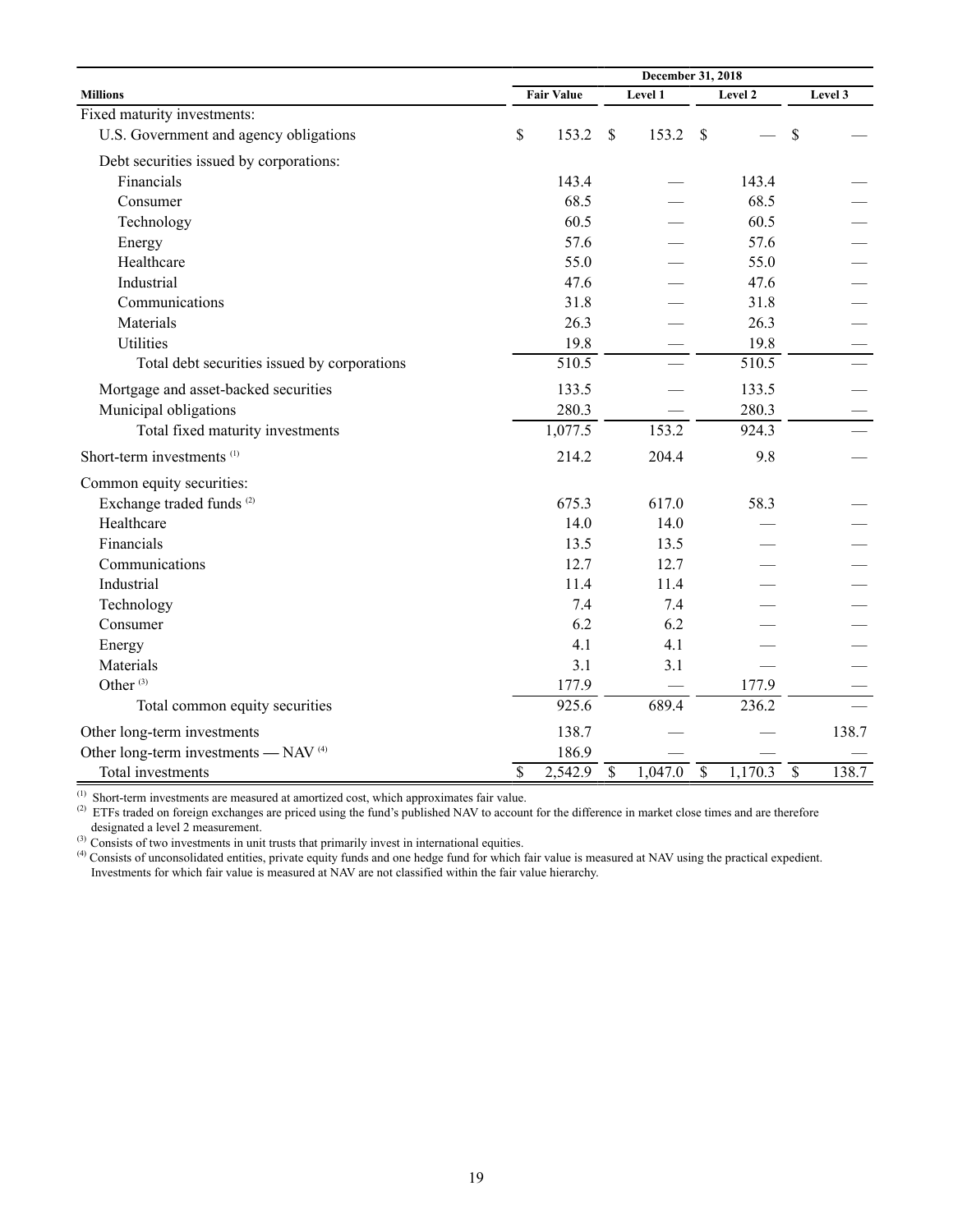| Millions | December 31, 2018 | | | |
|---|---|---|---|---|
| | Fair Value | Level 1 | Level 2 | Level 3 |
| Fixed maturity investments: | | | | |
| U.S. Government and agency obligations | $ 153.2 | $ 153.2 | $ — | $ — |
| Debt securities issued by corporations: | | | | |
| Financials | 143.4 | — | 143.4 | — |
| Consumer | 68.5 | — | 68.5 | — |
| Technology | 60.5 | — | 60.5 | — |
| Energy | 57.6 | — | 57.6 | — |
| Healthcare | 55.0 | — | 55.0 | — |
| Industrial | 47.6 | — | 47.6 | — |
| Communications | 31.8 | — | 31.8 | — |
| Materials | 26.3 | — | 26.3 | — |
| Utilities | 19.8 | — | 19.8 | — |
| Total debt securities issued by corporations | 510.5 | — | 510.5 | — |
| Mortgage and asset-backed securities | 133.5 | — | 133.5 | — |
| Municipal obligations | 280.3 | — | 280.3 | — |
| Total fixed maturity investments | 1,077.5 | 153.2 | 924.3 | — |
| Short-term investments [(1)] | 214.2 | 204.4 | 9.8 | — |
| Common equity securities: | | | | |
| Exchange traded funds [(2)] | 675.3 | 617.0 | 58.3 | — |
| Healthcare | 14.0 | 14.0 | — | — |
| Financials | 13.5 | 13.5 | — | — |
| Communications | 12.7 | 12.7 | — | — |
| Industrial | 11.4 | 11.4 | — | — |
| Technology | 7.4 | 7.4 | — | — |
| Consumer | 6.2 | 6.2 | — | — |
| Energy | 4.1 | 4.1 | — | — |
| Materials | 3.1 | 3.1 | — | — |
| Other [(3)] | 177.9 | — | 177.9 | — |
| Total common equity securities | 925.6 | 689.4 | 236.2 | — |
| Other long-term investments | 138.7 | — | — | 138.7 |
| Other long-term investments — NAV [(4)] | 186.9 | — | — | — |
| Total investments | $ 2,542.9 | $ 1,047.0 | $ 1,170.3 | $ 138.7 |

(1) Short-term investments are measured at amortized cost, which approximates fair value.

(2) ETFs traded on foreign exchanges are priced using the fund's published NAV to account for the difference in market close times and are therefore designated a level 2 measurement.

(3) Consists of two investments in unit trusts that primarily invest in international equities.

(4) Consists of unconsolidated entities, private equity funds and one hedge fund for which fair value is measured at NAV using the practical expedient. Investments for which fair value is measured at NAV are not classified within the fair value hierarchy.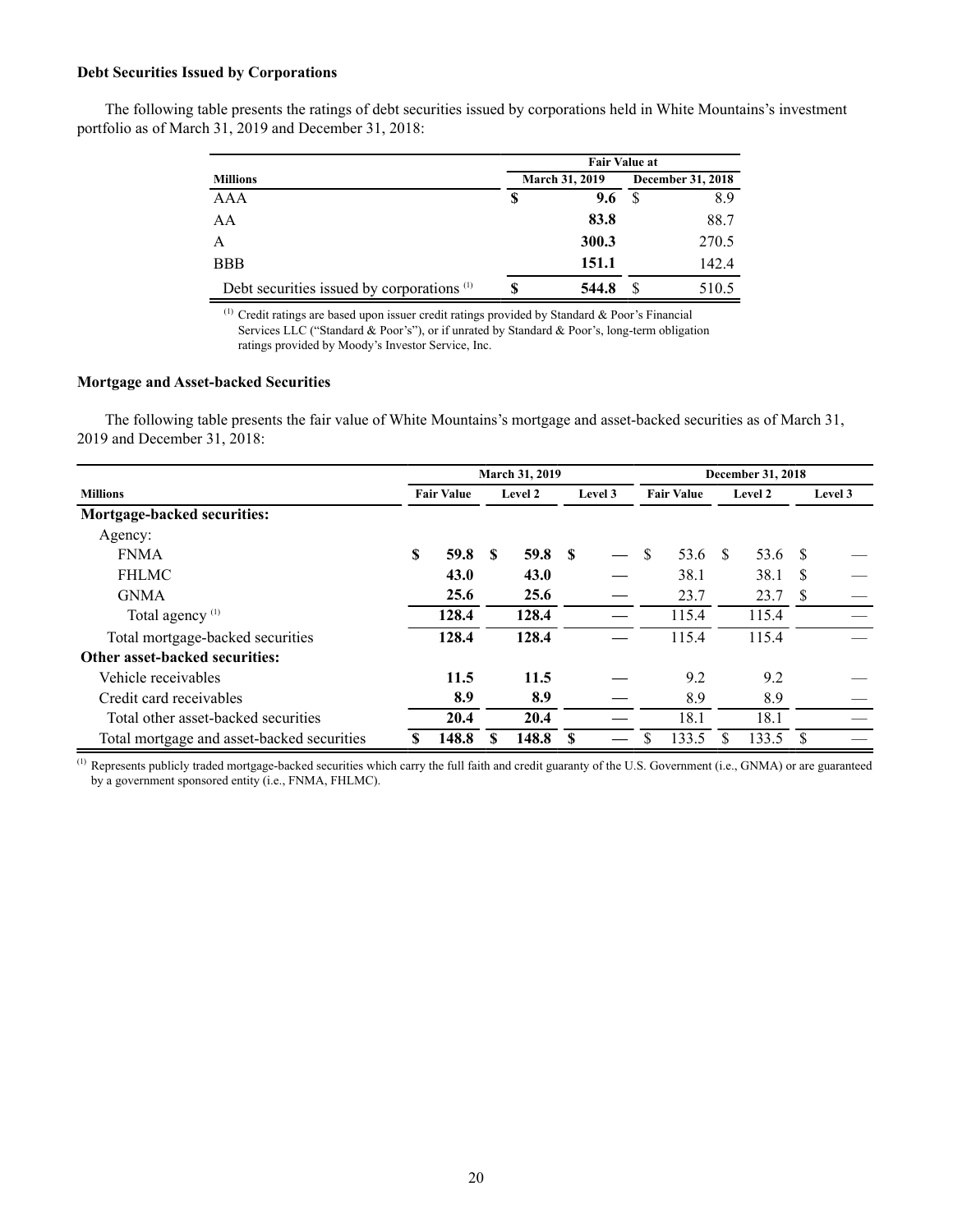**Debt Securities Issued by Corporations**

The following table presents the ratings of debt securities issued by corporations held in White Mountains's investment portfolio as of March 31, 2019 and December 31, 2018:

| | Fair Value at | |
|---|---|---|
| Millions | March 31, 2019 | December 31, 2018 |
| AAA | $ 9.6 | $ 8.9 |
| AA | 83.8 | 88.7 |
| A | 300.3 | 270.5 |
| BBB | 151.1 | 142.4 |
| Debt securities issued by corporations [1] | $ 544.8 | $ 510.5 |

[1] Credit ratings are based upon issuer credit ratings provided by Standard & Poor's Financial Services LLC ("Standard & Poor's"), or if unrated by Standard & Poor's, long-term obligation ratings provided by Moody's Investor Service, Inc.

**Mortgage and Asset-backed Securities**

The following table presents the fair value of White Mountains's mortgage and asset-backed securities as of March 31, 2019 and December 31, 2018:

| | March 31, 2019 | | | December 31, 2018 | | |
|---|---|---|---|---|---|---|
| Millions | Fair Value | Level 2 | Level 3 | Fair Value | Level 2 | Level 3 |
| **Mortgage-backed securities:** | | | | | | |
| Agency: | | | | | | |
| FNMA | $ 59.8 | $ 59.8 | $ — | $ 53.6 | $ 53.6 | $ — |
| FHLMC | 43.0 | 43.0 | — | 38.1 | 38.1 | $ — |
| GNMA | 25.6 | 25.6 | — | 23.7 | 23.7 | $ — |
| Total agency [1] | 128.4 | 128.4 | — | 115.4 | 115.4 | — |
| Total mortgage-backed securities | 128.4 | 128.4 | — | 115.4 | 115.4 | — |
| **Other asset-backed securities:** | | | | | | |
| Vehicle receivables | 11.5 | 11.5 | — | 9.2 | 9.2 | — |
| Credit card receivables | 8.9 | 8.9 | — | 8.9 | 8.9 | — |
| Total other asset-backed securities | 20.4 | 20.4 | — | 18.1 | 18.1 | — |
| Total mortgage and asset-backed securities | $ 148.8 | $ 148.8 | $ — | $ 133.5 | $ 133.5 | $ — |

[1] Represents publicly traded mortgage-backed securities which carry the full faith and credit guaranty of the U.S. Government (i.e., GNMA) or are guaranteed by a government sponsored entity (i.e., FNMA, FHLMC).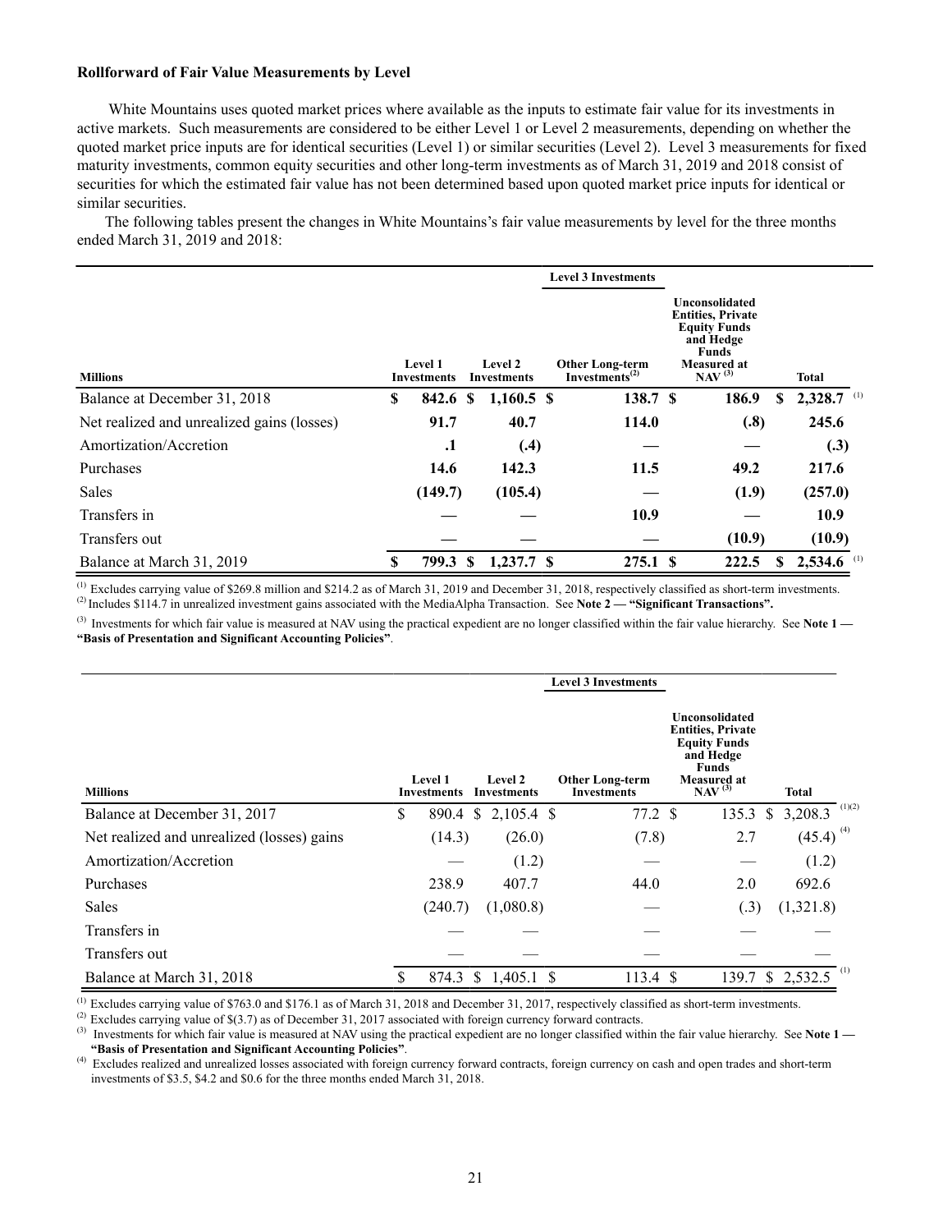**Rollforward of Fair Value Measurements by Level**

White Mountains uses quoted market prices where available as the inputs to estimate fair value for its investments in active markets. Such measurements are considered to be either Level 1 or Level 2 measurements, depending on whether the quoted market price inputs are for identical securities (Level 1) or similar securities (Level 2). Level 3 measurements for fixed maturity investments, common equity securities and other long-term investments as of March 31, 2019 and 2018 consist of securities for which the estimated fair value has not been determined based upon quoted market price inputs for identical or similar securities.

The following tables present the changes in White Mountains's fair value measurements by level for the three months ended March 31, 2019 and 2018:

| | | | Level 3 Investments | | |
|---|---|---|---|---|---|
| **Millions** | **Level 1 Investments** | **Level 2 Investments** | **Other Long-term Investments**[(2)] | **Unconsolidated Entities, Private Equity Funds and Hedge Funds Measured at NAV** [(3)] | **Total** |
| Balance at December 31, 2018 | **$ 842.6** | **$ 1,160.5** | **$ 138.7** | **$ 186.9** | **$ 2,328.7** [(1)] |
| Net realized and unrealized gains (losses) | **91.7** | **40.7** | **114.0** | **(.8)** | **245.6** |
| Amortization/Accretion | **.1** | **(.4)** | **—** | **—** | **(.3)** |
| Purchases | **14.6** | **142.3** | **11.5** | **49.2** | **217.6** |
| Sales | **(149.7)** | **(105.4)** | **—** | **(1.9)** | **(257.0)** |
| Transfers in | **—** | **—** | **10.9** | **—** | **10.9** |
| Transfers out | **—** | **—** | **—** | **(10.9)** | **(10.9)** |
| Balance at March 31, 2019 | **$ 799.3** | **$ 1,237.7** | **$ 275.1** | **$ 222.5** | **$ 2,534.6** [(1)] |

(1) Excludes carrying value of $269.8 million and $214.2 as of March 31, 2019 and December 31, 2018, respectively classified as short-term investments.
(2) Includes $114.7 in unrealized investment gains associated with the MediaAlpha Transaction. See **Note 2 — "Significant Transactions".**
(3) Investments for which fair value is measured at NAV using the practical expedient are no longer classified within the fair value hierarchy. See **Note 1 — "Basis of Presentation and Significant Accounting Policies"**.

| | | | Level 3 Investments | | |
|---|---|---|---|---|---|
| **Millions** | **Level 1 Investments** | **Level 2 Investments** | **Other Long-term Investments** | **Unconsolidated Entities, Private Equity Funds and Hedge Funds Measured at NAV** [(3)] | **Total** |
| Balance at December 31, 2017 | $ 890.4 | $ 2,105.4 | $ 77.2 | $ 135.3 | $ 3,208.3 [(1)(2)] |
| Net realized and unrealized (losses) gains | (14.3) | (26.0) | (7.8) | 2.7 | (45.4) [(4)] |
| Amortization/Accretion | — | (1.2) | — | — | (1.2) |
| Purchases | 238.9 | 407.7 | 44.0 | 2.0 | 692.6 |
| Sales | (240.7) | (1,080.8) | — | (.3) | (1,321.8) |
| Transfers in | — | — | — | — | — |
| Transfers out | — | — | — | — | — |
| Balance at March 31, 2018 | $ 874.3 | $ 1,405.1 | $ 113.4 | $ 139.7 | $ 2,532.5 [(1)] |

(1) Excludes carrying value of $763.0 and $176.1 as of March 31, 2018 and December 31, 2017, respectively classified as short-term investments.
(2) Excludes carrying value of $(3.7) as of December 31, 2017 associated with foreign currency forward contracts.
(3) Investments for which fair value is measured at NAV using the practical expedient are no longer classified within the fair value hierarchy. See **Note 1 — "Basis of Presentation and Significant Accounting Policies"**.
(4) Excludes realized and unrealized losses associated with foreign currency forward contracts, foreign currency on cash and open trades and short-term investments of $3.5, $4.2 and $0.6 for the three months ended March 31, 2018.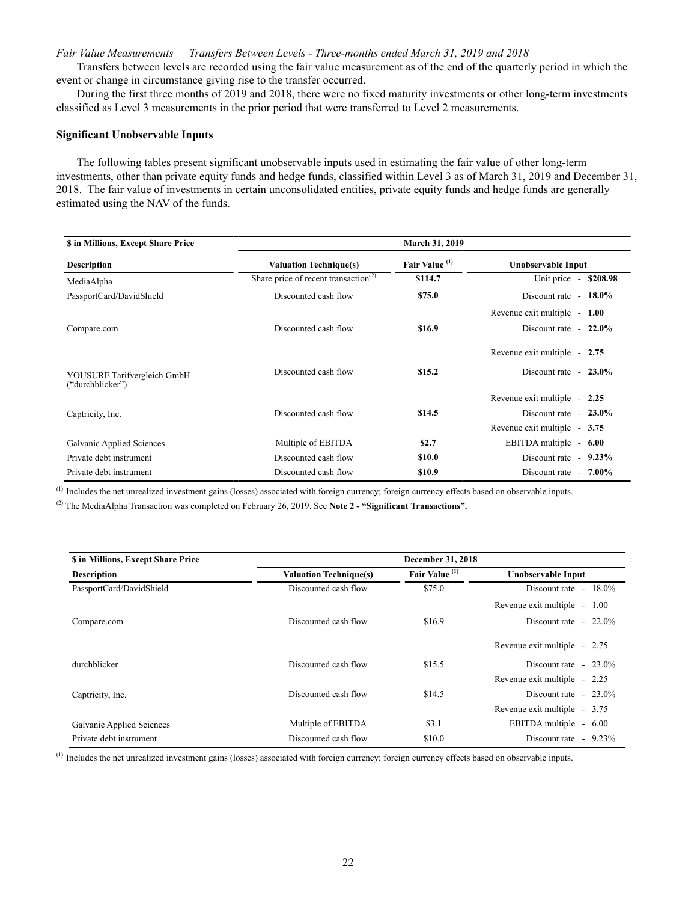*Fair Value Measurements — Transfers Between Levels - Three-months ended March 31, 2019 and 2018*

Transfers between levels are recorded using the fair value measurement as of the end of the quarterly period in which the event or change in circumstance giving rise to the transfer occurred.

During the first three months of 2019 and 2018, there were no fixed maturity investments or other long-term investments classified as Level 3 measurements in the prior period that were transferred to Level 2 measurements.

**Significant Unobservable Inputs**

The following tables present significant unobservable inputs used in estimating the fair value of other long-term investments, other than private equity funds and hedge funds, classified within Level 3 as of March 31, 2019 and December 31, 2018. The fair value of investments in certain unconsolidated entities, private equity funds and hedge funds are generally estimated using the NAV of the funds.

| $ in Millions, Except Share Price | March 31, 2019 | | |
|---|---|---|---|
| **Description** | **Valuation Technique(s)** | **Fair Value [1]** | **Unobservable Input** |
| MediaAlpha | Share price of recent transaction[2] | **$114.7** | Unit price - **$208.98** |
| PassportCard/DavidShield | Discounted cash flow | **$75.0** | Discount rate - **18.0%** |
| | | | Revenue exit multiple - **1.00** |
| Compare.com | Discounted cash flow | **$16.9** | Discount rate - **22.0%** |
| | | | Revenue exit multiple - **2.75** |
| YOUSURE Tarifvergleich GmbH ("durchblicker") | Discounted cash flow | **$15.2** | Discount rate - **23.0%** |
| | | | Revenue exit multiple - **2.25** |
| Captricity, Inc. | Discounted cash flow | **$14.5** | Discount rate - **23.0%** |
| | | | Revenue exit multiple - **3.75** |
| Galvanic Applied Sciences | Multiple of EBITDA | **$2.7** | EBITDA multiple - **6.00** |
| Private debt instrument | Discounted cash flow | **$10.0** | Discount rate - **9.23%** |
| Private debt instrument | Discounted cash flow | **$10.9** | Discount rate - **7.00%** |

[1] Includes the net unrealized investment gains (losses) associated with foreign currency; foreign currency effects based on observable inputs.

[2] The MediaAlpha Transaction was completed on February 26, 2019. See **Note 2 - "Significant Transactions".**

| $ in Millions, Except Share Price | December 31, 2018 | | |
|---|---|---|---|
| **Description** | **Valuation Technique(s)** | **Fair Value [1]** | **Unobservable Input** |
| PassportCard/DavidShield | Discounted cash flow | $75.0 | Discount rate - 18.0% |
| | | | Revenue exit multiple - 1.00 |
| Compare.com | Discounted cash flow | $16.9 | Discount rate - 22.0% |
| | | | Revenue exit multiple - 2.75 |
| durchblicker | Discounted cash flow | $15.5 | Discount rate - 23.0% |
| | | | Revenue exit multiple - 2.25 |
| Captricity, Inc. | Discounted cash flow | $14.5 | Discount rate - 23.0% |
| | | | Revenue exit multiple - 3.75 |
| Galvanic Applied Sciences | Multiple of EBITDA | $3.1 | EBITDA multiple - 6.00 |
| Private debt instrument | Discounted cash flow | $10.0 | Discount rate - 9.23% |

[1] Includes the net unrealized investment gains (losses) associated with foreign currency; foreign currency effects based on observable inputs.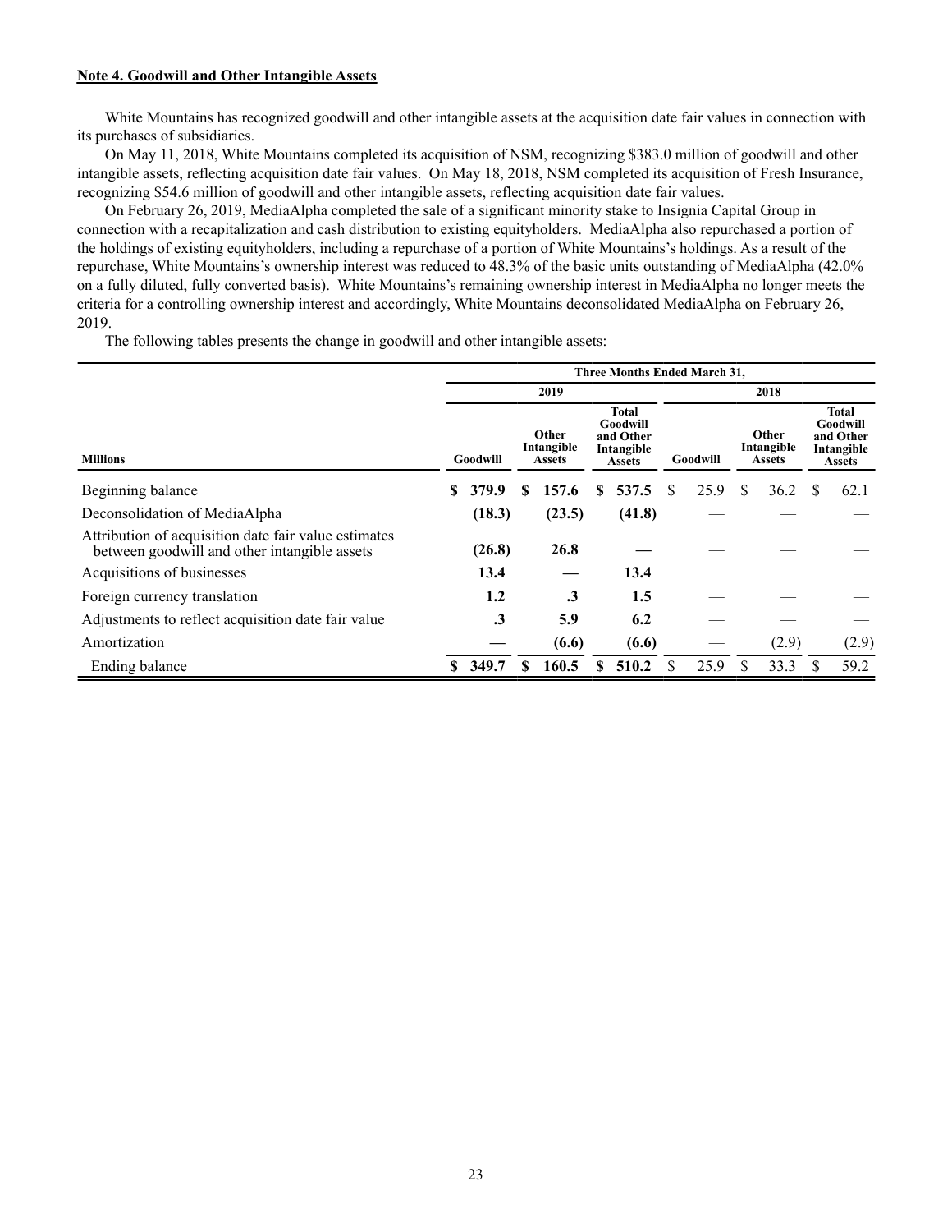**Note 4. Goodwill and Other Intangible Assets**

White Mountains has recognized goodwill and other intangible assets at the acquisition date fair values in connection with its purchases of subsidiaries.

On May 11, 2018, White Mountains completed its acquisition of NSM, recognizing $383.0 million of goodwill and other intangible assets, reflecting acquisition date fair values. On May 18, 2018, NSM completed its acquisition of Fresh Insurance, recognizing $54.6 million of goodwill and other intangible assets, reflecting acquisition date fair values.

On February 26, 2019, MediaAlpha completed the sale of a significant minority stake to Insignia Capital Group in connection with a recapitalization and cash distribution to existing equityholders. MediaAlpha also repurchased a portion of the holdings of existing equityholders, including a repurchase of a portion of White Mountains's holdings. As a result of the repurchase, White Mountains's ownership interest was reduced to 48.3% of the basic units outstanding of MediaAlpha (42.0% on a fully diluted, fully converted basis). White Mountains's remaining ownership interest in MediaAlpha no longer meets the criteria for a controlling ownership interest and accordingly, White Mountains deconsolidated MediaAlpha on February 26, 2019.

The following tables presents the change in goodwill and other intangible assets:

| | Three Months Ended March 31, | | | | | |
|---|---|---|---|---|---|---|
| | 2019 | | | 2018 | | |
| Millions | Goodwill | Other Intangible Assets | Total Goodwill and Other Intangible Assets | Goodwill | Other Intangible Assets | Total Goodwill and Other Intangible Assets |
| Beginning balance | **$ 379.9** | **$ 157.6** | **$ 537.5** | $ 25.9 | $ 36.2 | $ 62.1 |
| Deconsolidation of MediaAlpha | **(18.3)** | **(23.5)** | **(41.8)** | — | — | — |
| Attribution of acquisition date fair value estimates between goodwill and other intangible assets | **(26.8)** | **26.8** | **—** | — | — | — |
| Acquisitions of businesses | **13.4** | **—** | **13.4** | | | |
| Foreign currency translation | **1.2** | **.3** | **1.5** | — | — | — |
| Adjustments to reflect acquisition date fair value | **.3** | **5.9** | **6.2** | — | — | — |
| Amortization | **—** | **(6.6)** | **(6.6)** | — | (2.9) | (2.9) |
| Ending balance | **$ 349.7** | **$ 160.5** | **$ 510.2** | $ 25.9 | $ 33.3 | $ 59.2 |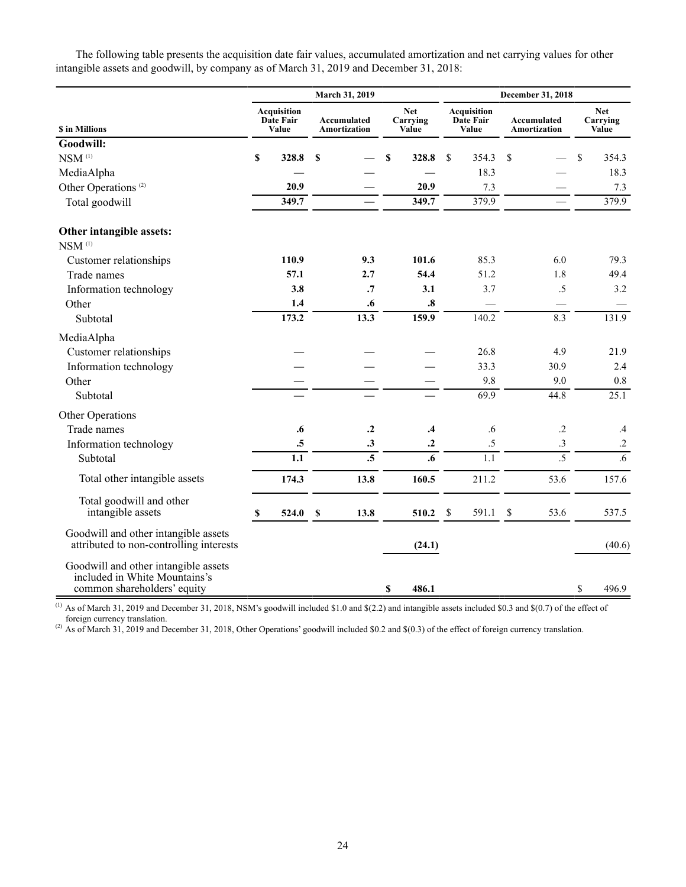The following table presents the acquisition date fair values, accumulated amortization and net carrying values for other intangible assets and goodwill, by company as of March 31, 2019 and December 31, 2018:

| | March 31, 2019 | | | December 31, 2018 | | |
|---|---|---|---|---|---|---|
| $ in Millions | Acquisition Date Fair Value | Accumulated Amortization | Net Carrying Value | Acquisition Date Fair Value | Accumulated Amortization | Net Carrying Value |
| **Goodwill:** | | | | | | |
| NSM [(1)] | $ 328.8 | $ — | $ 328.8 | $ 354.3 | $ — | $ 354.3 |
| MediaAlpha | — | — | — | 18.3 | — | 18.3 |
| Other Operations [(2)] | 20.9 | — | 20.9 | 7.3 | — | 7.3 |
| Total goodwill | 349.7 | — | 349.7 | 379.9 | — | 379.9 |
| **Other intangible assets:** | | | | | | |
| NSM [(1)] | | | | | | |
| Customer relationships | 110.9 | 9.3 | 101.6 | 85.3 | 6.0 | 79.3 |
| Trade names | 57.1 | 2.7 | 54.4 | 51.2 | 1.8 | 49.4 |
| Information technology | 3.8 | .7 | 3.1 | 3.7 | .5 | 3.2 |
| Other | 1.4 | .6 | .8 | — | — | — |
| Subtotal | 173.2 | 13.3 | 159.9 | 140.2 | 8.3 | 131.9 |
| MediaAlpha | | | | | | |
| Customer relationships | — | — | — | 26.8 | 4.9 | 21.9 |
| Information technology | — | — | — | 33.3 | 30.9 | 2.4 |
| Other | — | — | — | 9.8 | 9.0 | 0.8 |
| Subtotal | — | — | — | 69.9 | 44.8 | 25.1 |
| Other Operations | | | | | | |
| Trade names | .6 | .2 | .4 | .6 | .2 | .4 |
| Information technology | .5 | .3 | .2 | .5 | .3 | .2 |
| Subtotal | 1.1 | .5 | .6 | 1.1 | .5 | .6 |
| Total other intangible assets | 174.3 | 13.8 | 160.5 | 211.2 | 53.6 | 157.6 |
| Total goodwill and other intangible assets | $ 524.0 | $ 13.8 | 510.2 | $ 591.1 | $ 53.6 | 537.5 |
| Goodwill and other intangible assets attributed to non-controlling interests | | | (24.1) | | | (40.6) |
| Goodwill and other intangible assets included in White Mountains's common shareholders' equity | | | $ 486.1 | | | $ 496.9 |

(1) As of March 31, 2019 and December 31, 2018, NSM's goodwill included $1.0 and $(2.2) and intangible assets included $0.3 and $(0.7) of the effect of foreign currency translation.

(2) As of March 31, 2019 and December 31, 2018, Other Operations' goodwill included $0.2 and $(0.3) of the effect of foreign currency translation.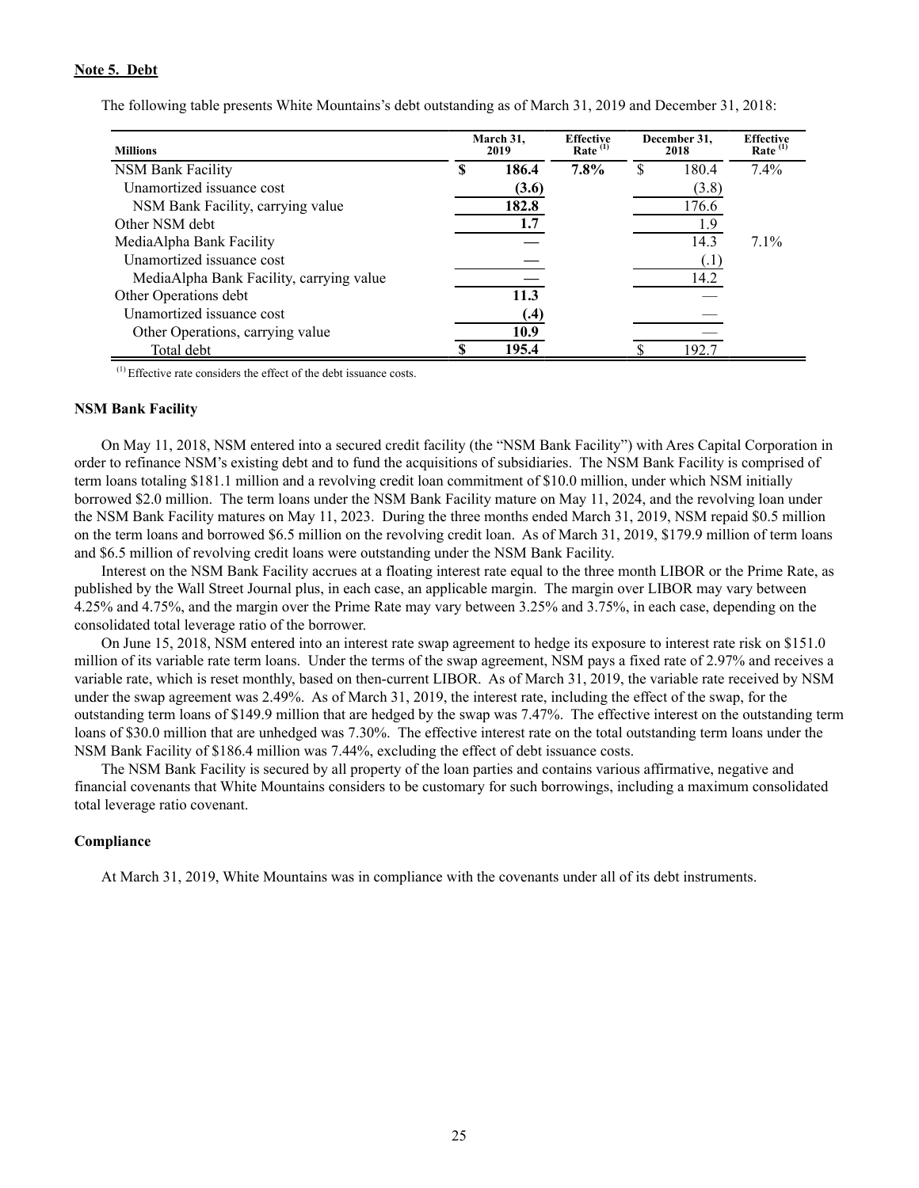**Note 5. Debt**

The following table presents White Mountains's debt outstanding as of March 31, 2019 and December 31, 2018:

| Millions | March 31, 2019 | Effective Rate [(1)] | December 31, 2018 | Effective Rate [(1)] |
|---|---|---|---|---|
| NSM Bank Facility | **$ 186.4** | **7.8%** | $ 180.4 | 7.4% |
| Unamortized issuance cost | **(3.6)** | | (3.8) | |
| NSM Bank Facility, carrying value | **182.8** | | 176.6 | |
| Other NSM debt | **1.7** | | 1.9 | |
| MediaAlpha Bank Facility | **—** | | 14.3 | 7.1% |
| Unamortized issuance cost | **—** | | (.1) | |
| MediaAlpha Bank Facility, carrying value | **—** | | 14.2 | |
| Other Operations debt | **11.3** | | — | |
| Unamortized issuance cost | **(.4)** | | — | |
| Other Operations, carrying value | **10.9** | | — | |
| Total debt | **$ 195.4** | | $ 192.7 | |

[(1)] Effective rate considers the effect of the debt issuance costs.

**NSM Bank Facility**

On May 11, 2018, NSM entered into a secured credit facility (the "NSM Bank Facility") with Ares Capital Corporation in order to refinance NSM's existing debt and to fund the acquisitions of subsidiaries. The NSM Bank Facility is comprised of term loans totaling $181.1 million and a revolving credit loan commitment of $10.0 million, under which NSM initially borrowed $2.0 million. The term loans under the NSM Bank Facility mature on May 11, 2024, and the revolving loan under the NSM Bank Facility matures on May 11, 2023. During the three months ended March 31, 2019, NSM repaid $0.5 million on the term loans and borrowed $6.5 million on the revolving credit loan. As of March 31, 2019, $179.9 million of term loans and $6.5 million of revolving credit loans were outstanding under the NSM Bank Facility.

Interest on the NSM Bank Facility accrues at a floating interest rate equal to the three month LIBOR or the Prime Rate, as published by the Wall Street Journal plus, in each case, an applicable margin. The margin over LIBOR may vary between 4.25% and 4.75%, and the margin over the Prime Rate may vary between 3.25% and 3.75%, in each case, depending on the consolidated total leverage ratio of the borrower.

On June 15, 2018, NSM entered into an interest rate swap agreement to hedge its exposure to interest rate risk on $151.0 million of its variable rate term loans. Under the terms of the swap agreement, NSM pays a fixed rate of 2.97% and receives a variable rate, which is reset monthly, based on then-current LIBOR. As of March 31, 2019, the variable rate received by NSM under the swap agreement was 2.49%. As of March 31, 2019, the interest rate, including the effect of the swap, for the outstanding term loans of $149.9 million that are hedged by the swap was 7.47%. The effective interest on the outstanding term loans of $30.0 million that are unhedged was 7.30%. The effective interest rate on the total outstanding term loans under the NSM Bank Facility of $186.4 million was 7.44%, excluding the effect of debt issuance costs.

The NSM Bank Facility is secured by all property of the loan parties and contains various affirmative, negative and financial covenants that White Mountains considers to be customary for such borrowings, including a maximum consolidated total leverage ratio covenant.

**Compliance**

At March 31, 2019, White Mountains was in compliance with the covenants under all of its debt instruments.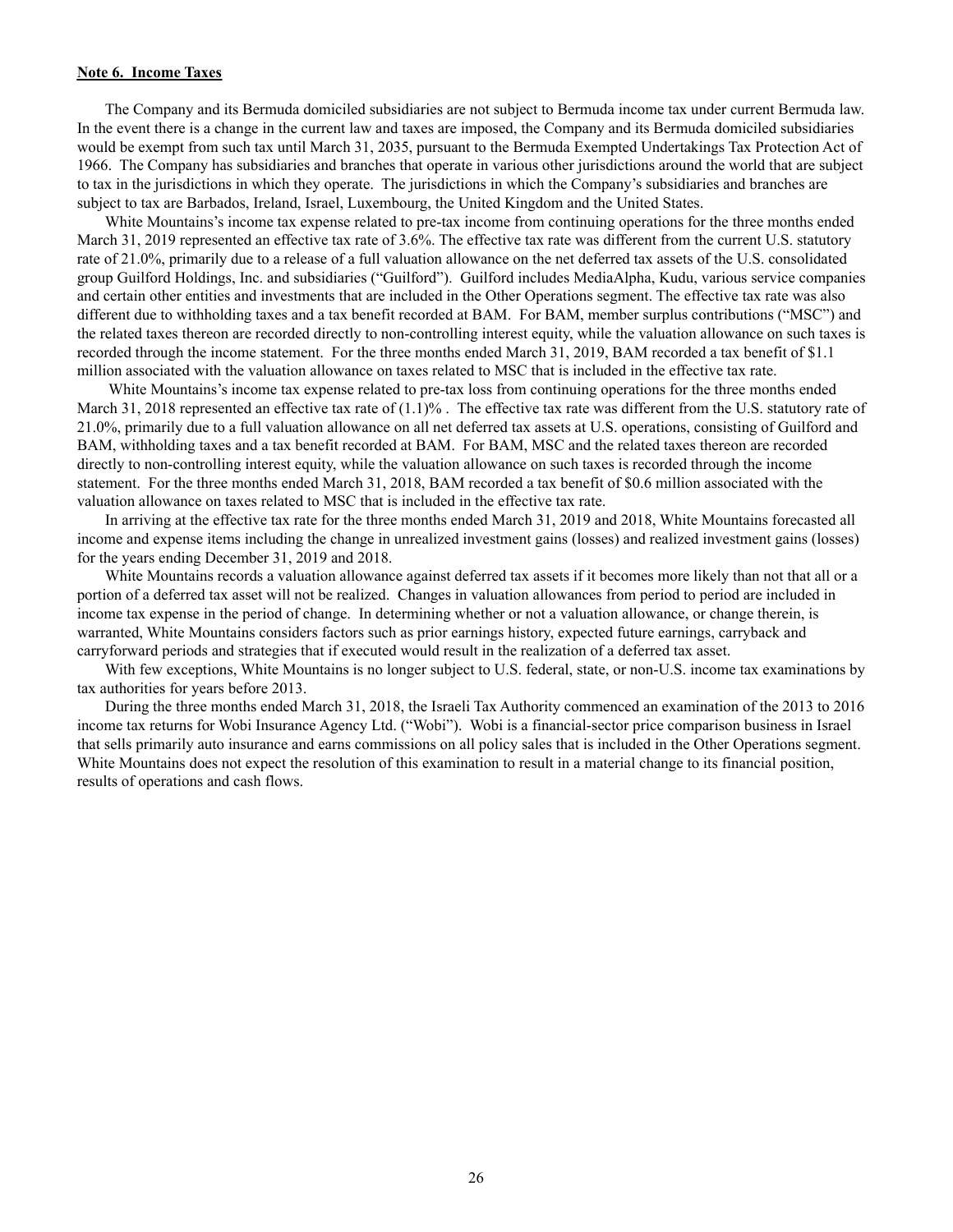**Note 6. Income Taxes**

The Company and its Bermuda domiciled subsidiaries are not subject to Bermuda income tax under current Bermuda law. In the event there is a change in the current law and taxes are imposed, the Company and its Bermuda domiciled subsidiaries would be exempt from such tax until March 31, 2035, pursuant to the Bermuda Exempted Undertakings Tax Protection Act of 1966. The Company has subsidiaries and branches that operate in various other jurisdictions around the world that are subject to tax in the jurisdictions in which they operate. The jurisdictions in which the Company's subsidiaries and branches are subject to tax are Barbados, Ireland, Israel, Luxembourg, the United Kingdom and the United States.

White Mountains's income tax expense related to pre-tax income from continuing operations for the three months ended March 31, 2019 represented an effective tax rate of 3.6%. The effective tax rate was different from the current U.S. statutory rate of 21.0%, primarily due to a release of a full valuation allowance on the net deferred tax assets of the U.S. consolidated group Guilford Holdings, Inc. and subsidiaries ("Guilford"). Guilford includes MediaAlpha, Kudu, various service companies and certain other entities and investments that are included in the Other Operations segment. The effective tax rate was also different due to withholding taxes and a tax benefit recorded at BAM. For BAM, member surplus contributions ("MSC") and the related taxes thereon are recorded directly to non-controlling interest equity, while the valuation allowance on such taxes is recorded through the income statement. For the three months ended March 31, 2019, BAM recorded a tax benefit of $1.1 million associated with the valuation allowance on taxes related to MSC that is included in the effective tax rate.

White Mountains's income tax expense related to pre-tax loss from continuing operations for the three months ended March 31, 2018 represented an effective tax rate of (1.1)% . The effective tax rate was different from the U.S. statutory rate of 21.0%, primarily due to a full valuation allowance on all net deferred tax assets at U.S. operations, consisting of Guilford and BAM, withholding taxes and a tax benefit recorded at BAM. For BAM, MSC and the related taxes thereon are recorded directly to non-controlling interest equity, while the valuation allowance on such taxes is recorded through the income statement. For the three months ended March 31, 2018, BAM recorded a tax benefit of $0.6 million associated with the valuation allowance on taxes related to MSC that is included in the effective tax rate.

In arriving at the effective tax rate for the three months ended March 31, 2019 and 2018, White Mountains forecasted all income and expense items including the change in unrealized investment gains (losses) and realized investment gains (losses) for the years ending December 31, 2019 and 2018.

White Mountains records a valuation allowance against deferred tax assets if it becomes more likely than not that all or a portion of a deferred tax asset will not be realized. Changes in valuation allowances from period to period are included in income tax expense in the period of change. In determining whether or not a valuation allowance, or change therein, is warranted, White Mountains considers factors such as prior earnings history, expected future earnings, carryback and carryforward periods and strategies that if executed would result in the realization of a deferred tax asset.

With few exceptions, White Mountains is no longer subject to U.S. federal, state, or non-U.S. income tax examinations by tax authorities for years before 2013.

During the three months ended March 31, 2018, the Israeli Tax Authority commenced an examination of the 2013 to 2016 income tax returns for Wobi Insurance Agency Ltd. ("Wobi"). Wobi is a financial-sector price comparison business in Israel that sells primarily auto insurance and earns commissions on all policy sales that is included in the Other Operations segment. White Mountains does not expect the resolution of this examination to result in a material change to its financial position, results of operations and cash flows.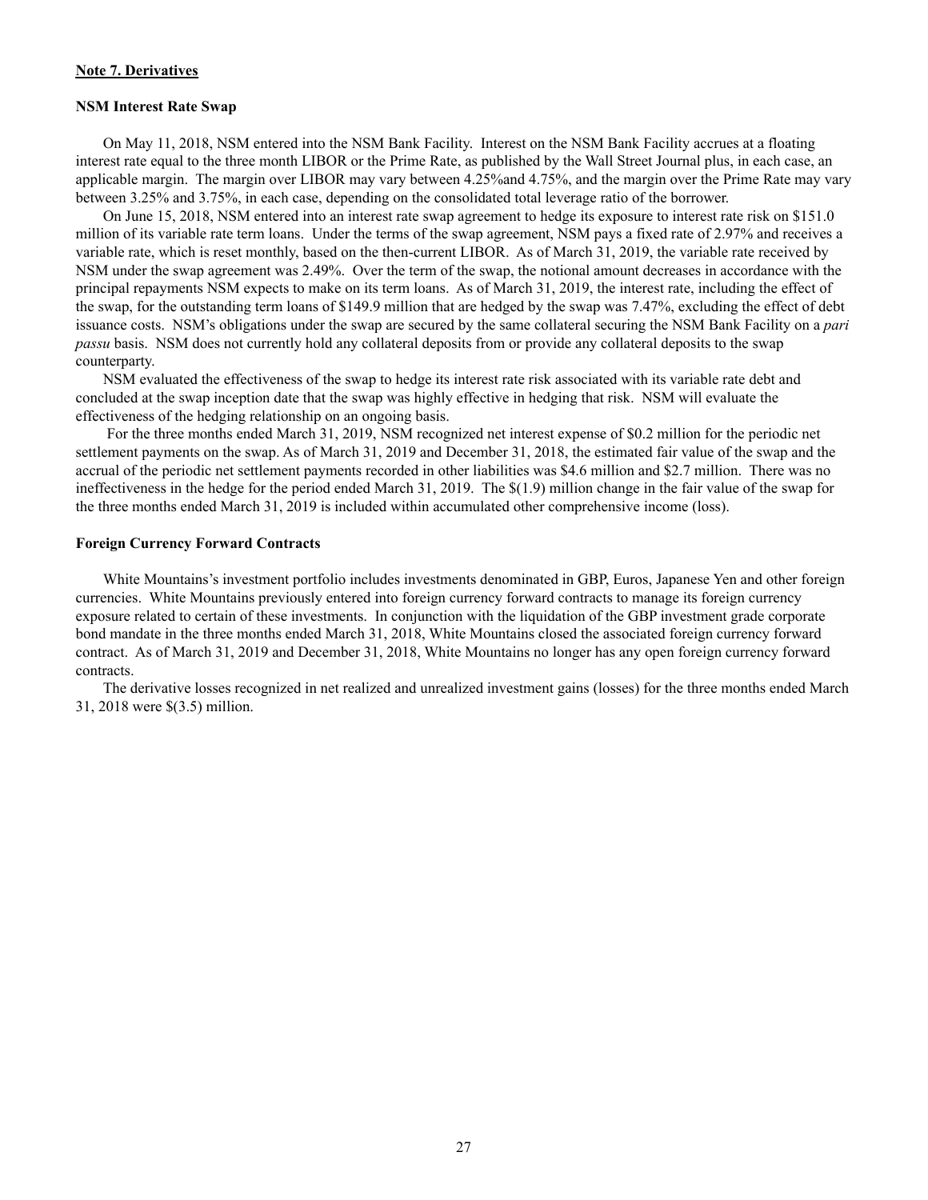**Note 7. Derivatives**

**NSM Interest Rate Swap**

On May 11, 2018, NSM entered into the NSM Bank Facility. Interest on the NSM Bank Facility accrues at a floating interest rate equal to the three month LIBOR or the Prime Rate, as published by the Wall Street Journal plus, in each case, an applicable margin. The margin over LIBOR may vary between 4.25%and 4.75%, and the margin over the Prime Rate may vary between 3.25% and 3.75%, in each case, depending on the consolidated total leverage ratio of the borrower.

On June 15, 2018, NSM entered into an interest rate swap agreement to hedge its exposure to interest rate risk on $151.0 million of its variable rate term loans. Under the terms of the swap agreement, NSM pays a fixed rate of 2.97% and receives a variable rate, which is reset monthly, based on the then-current LIBOR. As of March 31, 2019, the variable rate received by NSM under the swap agreement was 2.49%. Over the term of the swap, the notional amount decreases in accordance with the principal repayments NSM expects to make on its term loans. As of March 31, 2019, the interest rate, including the effect of the swap, for the outstanding term loans of $149.9 million that are hedged by the swap was 7.47%, excluding the effect of debt issuance costs. NSM's obligations under the swap are secured by the same collateral securing the NSM Bank Facility on a *pari passu* basis. NSM does not currently hold any collateral deposits from or provide any collateral deposits to the swap counterparty.

NSM evaluated the effectiveness of the swap to hedge its interest rate risk associated with its variable rate debt and concluded at the swap inception date that the swap was highly effective in hedging that risk. NSM will evaluate the effectiveness of the hedging relationship on an ongoing basis.

For the three months ended March 31, 2019, NSM recognized net interest expense of $0.2 million for the periodic net settlement payments on the swap. As of March 31, 2019 and December 31, 2018, the estimated fair value of the swap and the accrual of the periodic net settlement payments recorded in other liabilities was $4.6 million and $2.7 million. There was no ineffectiveness in the hedge for the period ended March 31, 2019. The $(1.9) million change in the fair value of the swap for the three months ended March 31, 2019 is included within accumulated other comprehensive income (loss).

**Foreign Currency Forward Contracts**

White Mountains's investment portfolio includes investments denominated in GBP, Euros, Japanese Yen and other foreign currencies. White Mountains previously entered into foreign currency forward contracts to manage its foreign currency exposure related to certain of these investments. In conjunction with the liquidation of the GBP investment grade corporate bond mandate in the three months ended March 31, 2018, White Mountains closed the associated foreign currency forward contract. As of March 31, 2019 and December 31, 2018, White Mountains no longer has any open foreign currency forward contracts.

The derivative losses recognized in net realized and unrealized investment gains (losses) for the three months ended March 31, 2018 were $(3.5) million.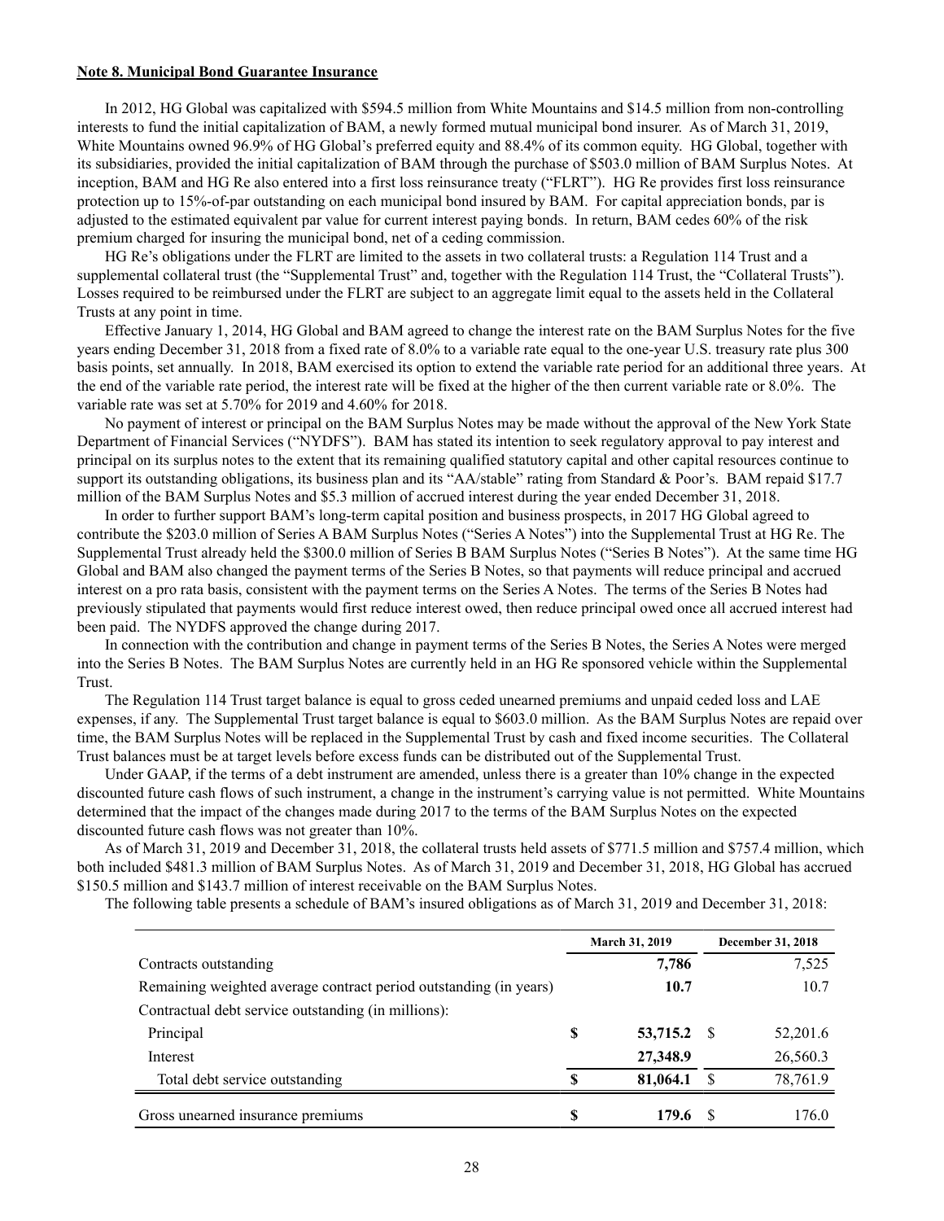**Note 8. Municipal Bond Guarantee Insurance**

In 2012, HG Global was capitalized with $594.5 million from White Mountains and $14.5 million from non-controlling interests to fund the initial capitalization of BAM, a newly formed mutual municipal bond insurer. As of March 31, 2019, White Mountains owned 96.9% of HG Global's preferred equity and 88.4% of its common equity. HG Global, together with its subsidiaries, provided the initial capitalization of BAM through the purchase of $503.0 million of BAM Surplus Notes. At inception, BAM and HG Re also entered into a first loss reinsurance treaty ("FLRT"). HG Re provides first loss reinsurance protection up to 15%-of-par outstanding on each municipal bond insured by BAM. For capital appreciation bonds, par is adjusted to the estimated equivalent par value for current interest paying bonds. In return, BAM cedes 60% of the risk premium charged for insuring the municipal bond, net of a ceding commission.

HG Re's obligations under the FLRT are limited to the assets in two collateral trusts: a Regulation 114 Trust and a supplemental collateral trust (the "Supplemental Trust" and, together with the Regulation 114 Trust, the "Collateral Trusts"). Losses required to be reimbursed under the FLRT are subject to an aggregate limit equal to the assets held in the Collateral Trusts at any point in time.

Effective January 1, 2014, HG Global and BAM agreed to change the interest rate on the BAM Surplus Notes for the five years ending December 31, 2018 from a fixed rate of 8.0% to a variable rate equal to the one-year U.S. treasury rate plus 300 basis points, set annually. In 2018, BAM exercised its option to extend the variable rate period for an additional three years. At the end of the variable rate period, the interest rate will be fixed at the higher of the then current variable rate or 8.0%. The variable rate was set at 5.70% for 2019 and 4.60% for 2018.

No payment of interest or principal on the BAM Surplus Notes may be made without the approval of the New York State Department of Financial Services ("NYDFS"). BAM has stated its intention to seek regulatory approval to pay interest and principal on its surplus notes to the extent that its remaining qualified statutory capital and other capital resources continue to support its outstanding obligations, its business plan and its "AA/stable" rating from Standard & Poor's. BAM repaid $17.7 million of the BAM Surplus Notes and $5.3 million of accrued interest during the year ended December 31, 2018.

In order to further support BAM's long-term capital position and business prospects, in 2017 HG Global agreed to contribute the $203.0 million of Series A BAM Surplus Notes ("Series A Notes") into the Supplemental Trust at HG Re. The Supplemental Trust already held the $300.0 million of Series B BAM Surplus Notes ("Series B Notes"). At the same time HG Global and BAM also changed the payment terms of the Series B Notes, so that payments will reduce principal and accrued interest on a pro rata basis, consistent with the payment terms on the Series A Notes. The terms of the Series B Notes had previously stipulated that payments would first reduce interest owed, then reduce principal owed once all accrued interest had been paid. The NYDFS approved the change during 2017.

In connection with the contribution and change in payment terms of the Series B Notes, the Series A Notes were merged into the Series B Notes. The BAM Surplus Notes are currently held in an HG Re sponsored vehicle within the Supplemental Trust.

The Regulation 114 Trust target balance is equal to gross ceded unearned premiums and unpaid ceded loss and LAE expenses, if any. The Supplemental Trust target balance is equal to $603.0 million. As the BAM Surplus Notes are repaid over time, the BAM Surplus Notes will be replaced in the Supplemental Trust by cash and fixed income securities. The Collateral Trust balances must be at target levels before excess funds can be distributed out of the Supplemental Trust.

Under GAAP, if the terms of a debt instrument are amended, unless there is a greater than 10% change in the expected discounted future cash flows of such instrument, a change in the instrument's carrying value is not permitted. White Mountains determined that the impact of the changes made during 2017 to the terms of the BAM Surplus Notes on the expected discounted future cash flows was not greater than 10%.

As of March 31, 2019 and December 31, 2018, the collateral trusts held assets of $771.5 million and $757.4 million, which both included $481.3 million of BAM Surplus Notes. As of March 31, 2019 and December 31, 2018, HG Global has accrued $150.5 million and $143.7 million of interest receivable on the BAM Surplus Notes.

The following table presents a schedule of BAM's insured obligations as of March 31, 2019 and December 31, 2018:

| | March 31, 2019 | December 31, 2018 |
|---|---|---|
| Contracts outstanding | **7,786** | 7,525 |
| Remaining weighted average contract period outstanding (in years) | **10.7** | 10.7 |
| Contractual debt service outstanding (in millions): | | |
| Principal | $ **53,715.2** | $ 52,201.6 |
| Interest | **27,348.9** | 26,560.3 |
| Total debt service outstanding | $ **81,064.1** | $ 78,761.9 |
| Gross unearned insurance premiums | $ **179.6** | $ 176.0 |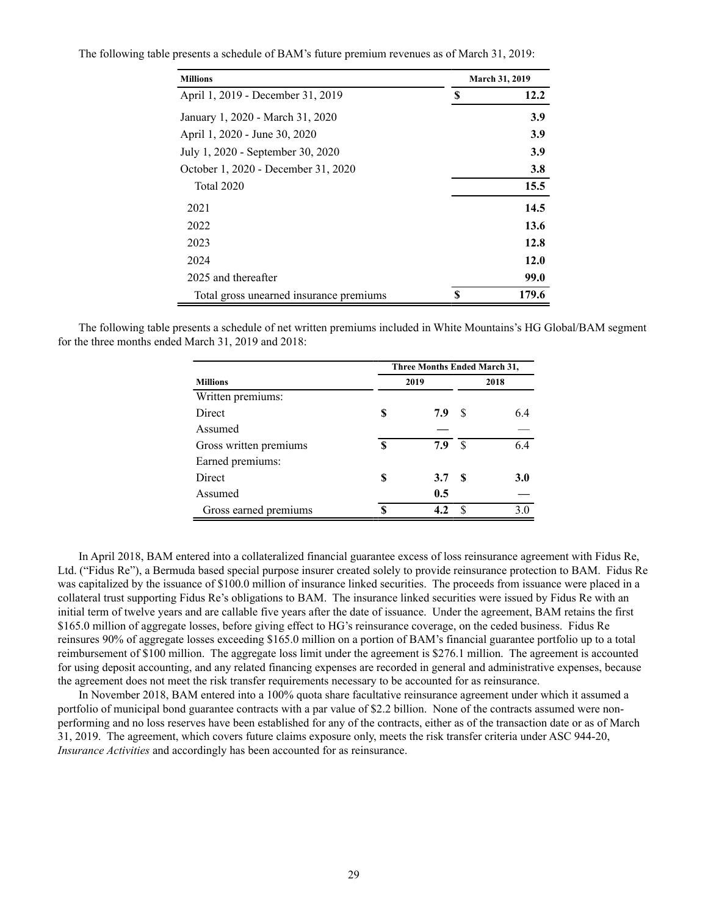The following table presents a schedule of BAM's future premium revenues as of March 31, 2019:

| Millions | March 31, 2019 |
|---|---|
| April 1, 2019 - December 31, 2019 | $ 12.2 |
| January 1, 2020 - March 31, 2020 | 3.9 |
| April 1, 2020 - June 30, 2020 | 3.9 |
| July 1, 2020 - September 30, 2020 | 3.9 |
| October 1, 2020 - December 31, 2020 | 3.8 |
| Total 2020 | 15.5 |
| 2021 | 14.5 |
| 2022 | 13.6 |
| 2023 | 12.8 |
| 2024 | 12.0 |
| 2025 and thereafter | 99.0 |
| Total gross unearned insurance premiums | $ 179.6 |

The following table presents a schedule of net written premiums included in White Mountains's HG Global/BAM segment for the three months ended March 31, 2019 and 2018:

| | Three Months Ended March 31, | |
|---|---|---|
| Millions | 2019 | 2018 |
| Written premiums: | | |
| Direct | $ 7.9 | $ 6.4 |
| Assumed | — | — |
| Gross written premiums | $ 7.9 | $ 6.4 |
| Earned premiums: | | |
| Direct | $ 3.7 | $ 3.0 |
| Assumed | 0.5 | — |
| Gross earned premiums | $ 4.2 | $ 3.0 |

In April 2018, BAM entered into a collateralized financial guarantee excess of loss reinsurance agreement with Fidus Re, Ltd. ("Fidus Re"), a Bermuda based special purpose insurer created solely to provide reinsurance protection to BAM. Fidus Re was capitalized by the issuance of $100.0 million of insurance linked securities. The proceeds from issuance were placed in a collateral trust supporting Fidus Re's obligations to BAM. The insurance linked securities were issued by Fidus Re with an initial term of twelve years and are callable five years after the date of issuance. Under the agreement, BAM retains the first $165.0 million of aggregate losses, before giving effect to HG's reinsurance coverage, on the ceded business. Fidus Re reinsures 90% of aggregate losses exceeding $165.0 million on a portion of BAM's financial guarantee portfolio up to a total reimbursement of $100 million. The aggregate loss limit under the agreement is $276.1 million. The agreement is accounted for using deposit accounting, and any related financing expenses are recorded in general and administrative expenses, because the agreement does not meet the risk transfer requirements necessary to be accounted for as reinsurance.

In November 2018, BAM entered into a 100% quota share facultative reinsurance agreement under which it assumed a portfolio of municipal bond guarantee contracts with a par value of $2.2 billion. None of the contracts assumed were non-performing and no loss reserves have been established for any of the contracts, either as of the transaction date or as of March 31, 2019. The agreement, which covers future claims exposure only, meets the risk transfer criteria under ASC 944-20, *Insurance Activities* and accordingly has been accounted for as reinsurance.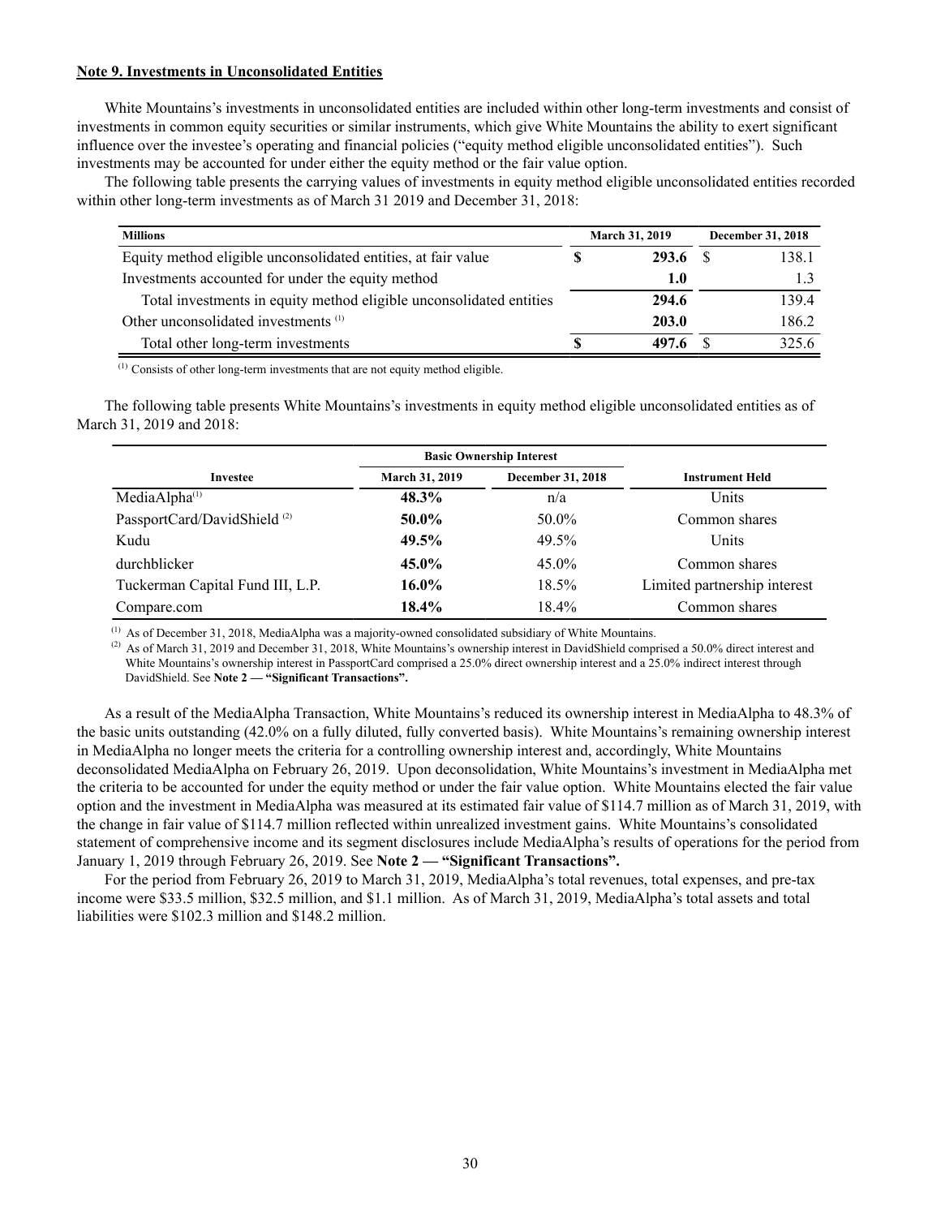**Note 9. Investments in Unconsolidated Entities**

White Mountains's investments in unconsolidated entities are included within other long-term investments and consist of investments in common equity securities or similar instruments, which give White Mountains the ability to exert significant influence over the investee's operating and financial policies ("equity method eligible unconsolidated entities"). Such investments may be accounted for under either the equity method or the fair value option.

The following table presents the carrying values of investments in equity method eligible unconsolidated entities recorded within other long-term investments as of March 31 2019 and December 31, 2018:

| Millions | March 31, 2019 | December 31, 2018 |
|---|---|---|
| Equity method eligible unconsolidated entities, at fair value | $ **293.6** | $ 138.1 |
| Investments accounted for under the equity method | **1.0** | 1.3 |
| Total investments in equity method eligible unconsolidated entities | **294.6** | 139.4 |
| Other unconsolidated investments [1] | **203.0** | 186.2 |
| Total other long-term investments | $ **497.6** | $ 325.6 |

[1] Consists of other long-term investments that are not equity method eligible.

The following table presents White Mountains's investments in equity method eligible unconsolidated entities as of March 31, 2019 and 2018:

| | Basic Ownership Interest | | |
|---|---|---|---|
| Investee | March 31, 2019 | December 31, 2018 | Instrument Held |
| MediaAlpha[1] | **48.3%** | n/a | Units |
| PassportCard/DavidShield [2] | **50.0%** | 50.0% | Common shares |
| Kudu | **49.5%** | 49.5% | Units |
| durchblicker | **45.0%** | 45.0% | Common shares |
| Tuckerman Capital Fund III, L.P. | **16.0%** | 18.5% | Limited partnership interest |
| Compare.com | **18.4%** | 18.4% | Common shares |

[1] As of December 31, 2018, MediaAlpha was a majority-owned consolidated subsidiary of White Mountains.

[2] As of March 31, 2019 and December 31, 2018, White Mountains's ownership interest in DavidShield comprised a 50.0% direct interest and White Mountains's ownership interest in PassportCard comprised a 25.0% direct ownership interest and a 25.0% indirect interest through DavidShield. See **Note 2 — "Significant Transactions".**

As a result of the MediaAlpha Transaction, White Mountains's reduced its ownership interest in MediaAlpha to 48.3% of the basic units outstanding (42.0% on a fully diluted, fully converted basis). White Mountains's remaining ownership interest in MediaAlpha no longer meets the criteria for a controlling ownership interest and, accordingly, White Mountains deconsolidated MediaAlpha on February 26, 2019. Upon deconsolidation, White Mountains's investment in MediaAlpha met the criteria to be accounted for under the equity method or under the fair value option. White Mountains elected the fair value option and the investment in MediaAlpha was measured at its estimated fair value of $114.7 million as of March 31, 2019, with the change in fair value of $114.7 million reflected within unrealized investment gains. White Mountains's consolidated statement of comprehensive income and its segment disclosures include MediaAlpha's results of operations for the period from January 1, 2019 through February 26, 2019. See **Note 2 — "Significant Transactions".**

For the period from February 26, 2019 to March 31, 2019, MediaAlpha's total revenues, total expenses, and pre-tax income were $33.5 million, $32.5 million, and $1.1 million. As of March 31, 2019, MediaAlpha's total assets and total liabilities were $102.3 million and $148.2 million.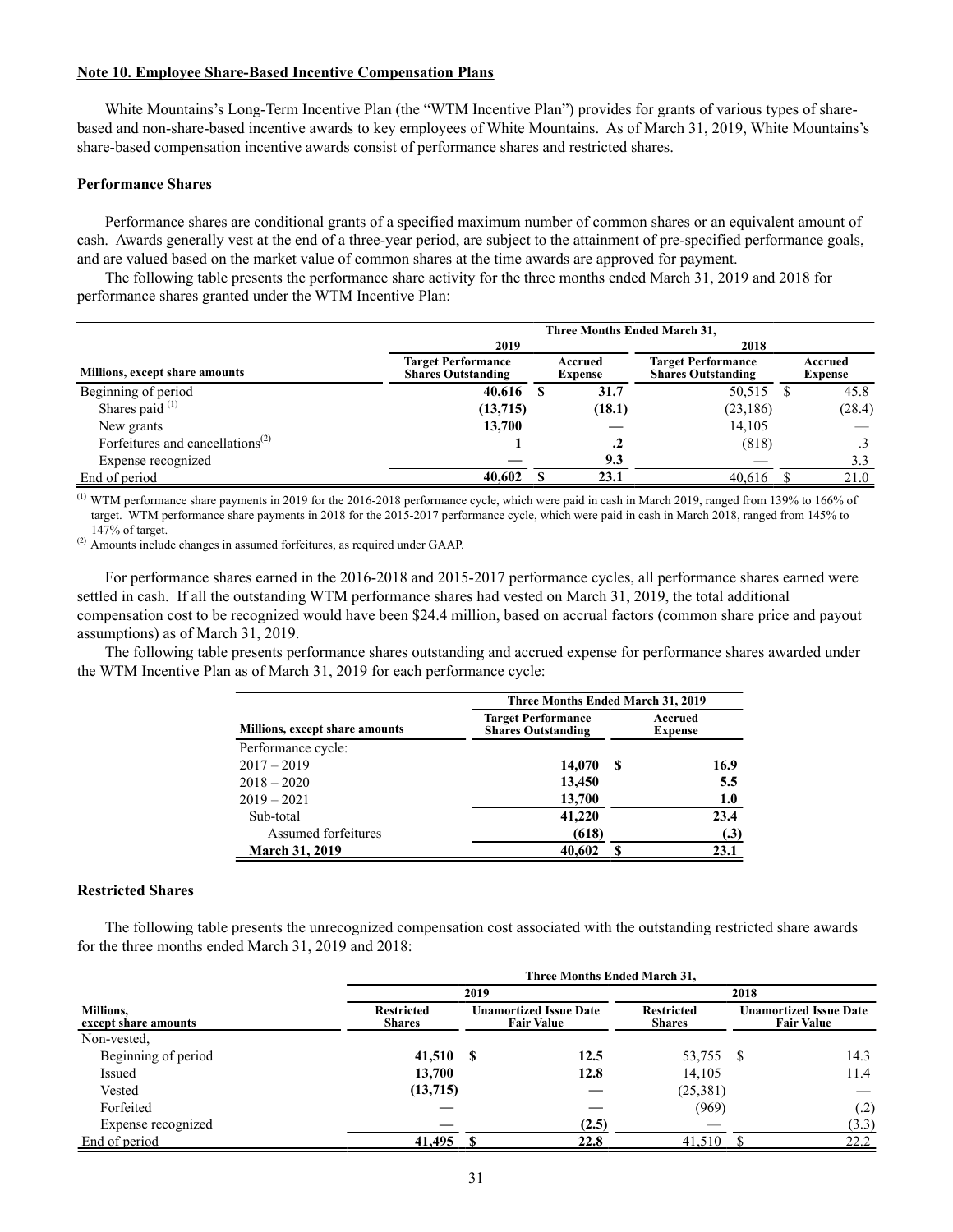**Note 10. Employee Share-Based Incentive Compensation Plans**

White Mountains's Long-Term Incentive Plan (the "WTM Incentive Plan") provides for grants of various types of share-based and non-share-based incentive awards to key employees of White Mountains. As of March 31, 2019, White Mountains's share-based compensation incentive awards consist of performance shares and restricted shares.

**Performance Shares**

Performance shares are conditional grants of a specified maximum number of common shares or an equivalent amount of cash. Awards generally vest at the end of a three-year period, are subject to the attainment of pre-specified performance goals, and are valued based on the market value of common shares at the time awards are approved for payment.

The following table presents the performance share activity for the three months ended March 31, 2019 and 2018 for performance shares granted under the WTM Incentive Plan:

| | Three Months Ended March 31, | | | |
|---|---|---|---|---|
| | 2019 | | 2018 | |
| Millions, except share amounts | Target Performance Shares Outstanding | Accrued Expense | Target Performance Shares Outstanding | Accrued Expense |
| Beginning of period | **40,616** | **$ 31.7** | 50,515 | $ 45.8 |
| Shares paid [1] | **(13,715)** | **(18.1)** | (23,186) | (28.4) |
| New grants | **13,700** | **—** | 14,105 | — |
| Forfeitures and cancellations[2] | **1** | **.2** | (818) | .3 |
| Expense recognized | **—** | **9.3** | — | 3.3 |
| End of period | **40,602** | **$ 23.1** | 40,616 | $ 21.0 |

[1] WTM performance share payments in 2019 for the 2016-2018 performance cycle, which were paid in cash in March 2019, ranged from 139% to 166% of target. WTM performance share payments in 2018 for the 2015-2017 performance cycle, which were paid in cash in March 2018, ranged from 145% to 147% of target.

[2] Amounts include changes in assumed forfeitures, as required under GAAP.

For performance shares earned in the 2016-2018 and 2015-2017 performance cycles, all performance shares earned were settled in cash. If all the outstanding WTM performance shares had vested on March 31, 2019, the total additional compensation cost to be recognized would have been $24.4 million, based on accrual factors (common share price and payout assumptions) as of March 31, 2019.

The following table presents performance shares outstanding and accrued expense for performance shares awarded under the WTM Incentive Plan as of March 31, 2019 for each performance cycle:

| | Three Months Ended March 31, 2019 | |
|---|---|---|
| Millions, except share amounts | Target Performance Shares Outstanding | Accrued Expense |
| Performance cycle: | | |
| 2017 – 2019 | **14,070** | **$ 16.9** |
| 2018 – 2020 | **13,450** | **5.5** |
| 2019 – 2021 | **13,700** | **1.0** |
| Sub-total | **41,220** | **23.4** |
| Assumed forfeitures | **(618)** | **(.3)** |
| **March 31, 2019** | **40,602** | **$ 23.1** |

**Restricted Shares**

The following table presents the unrecognized compensation cost associated with the outstanding restricted share awards for the three months ended March 31, 2019 and 2018:

| | Three Months Ended March 31, | | | |
|---|---|---|---|---|
| | 2019 | | 2018 | |
| Millions, except share amounts | Restricted Shares | Unamortized Issue Date Fair Value | Restricted Shares | Unamortized Issue Date Fair Value |
| Non-vested, | | | | |
| Beginning of period | **41,510** | **$ 12.5** | 53,755 | $ 14.3 |
| Issued | **13,700** | **12.8** | 14,105 | 11.4 |
| Vested | **(13,715)** | **—** | (25,381) | — |
| Forfeited | **—** | **—** | (969) | (.2) |
| Expense recognized | **—** | **(2.5)** | — | (3.3) |
| End of period | **41,495** | **$ 22.8** | 41,510 | $ 22.2 |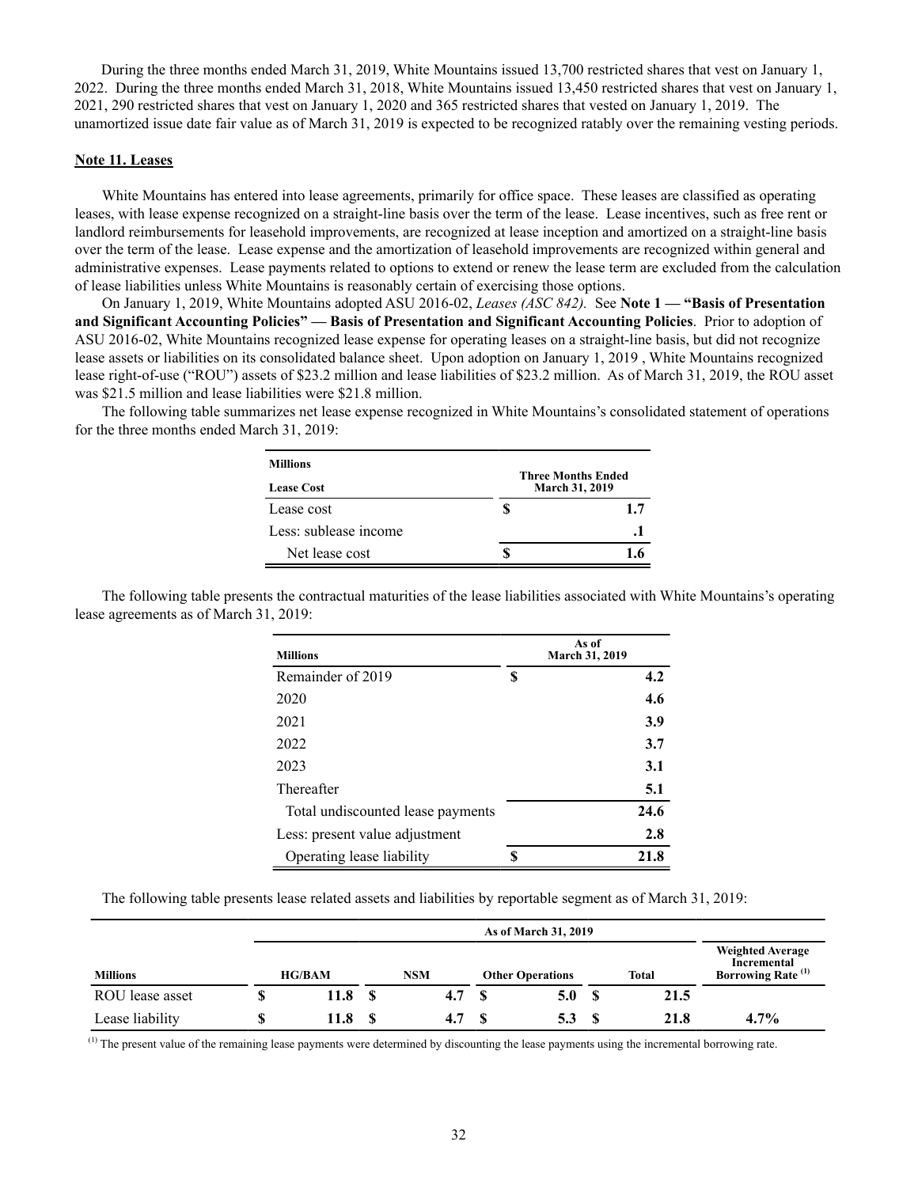During the three months ended March 31, 2019, White Mountains issued 13,700 restricted shares that vest on January 1, 2022. During the three months ended March 31, 2018, White Mountains issued 13,450 restricted shares that vest on January 1, 2021, 290 restricted shares that vest on January 1, 2020 and 365 restricted shares that vested on January 1, 2019. The unamortized issue date fair value as of March 31, 2019 is expected to be recognized ratably over the remaining vesting periods.

**Note 11. Leases**

White Mountains has entered into lease agreements, primarily for office space. These leases are classified as operating leases, with lease expense recognized on a straight-line basis over the term of the lease. Lease incentives, such as free rent or landlord reimbursements for leasehold improvements, are recognized at lease inception and amortized on a straight-line basis over the term of the lease. Lease expense and the amortization of leasehold improvements are recognized within general and administrative expenses. Lease payments related to options to extend or renew the lease term are excluded from the calculation of lease liabilities unless White Mountains is reasonably certain of exercising those options.

On January 1, 2019, White Mountains adopted ASU 2016-02, *Leases (ASC 842).* See **Note 1 — "Basis of Presentation and Significant Accounting Policies" — Basis of Presentation and Significant Accounting Policies**. Prior to adoption of ASU 2016-02, White Mountains recognized lease expense for operating leases on a straight-line basis, but did not recognize lease assets or liabilities on its consolidated balance sheet. Upon adoption on January 1, 2019 , White Mountains recognized lease right-of-use ("ROU") assets of $23.2 million and lease liabilities of $23.2 million. As of March 31, 2019, the ROU asset was $21.5 million and lease liabilities were $21.8 million.

The following table summarizes net lease expense recognized in White Mountains's consolidated statement of operations for the three months ended March 31, 2019:

| **Millions**<br>**Lease Cost** | **Three Months Ended March 31, 2019** | |
|---|---|---|
| Lease cost | $ | **1.7** |
| Less: sublease income | | **.1** |
| Net lease cost | $ | **1.6** |

The following table presents the contractual maturities of the lease liabilities associated with White Mountains's operating lease agreements as of March 31, 2019:

| **Millions** | **As of March 31, 2019** | |
|---|---|---|
| Remainder of 2019 | $ | **4.2** |
| 2020 | | **4.6** |
| 2021 | | **3.9** |
| 2022 | | **3.7** |
| 2023 | | **3.1** |
| Thereafter | | **5.1** |
| Total undiscounted lease payments | | **24.6** |
| Less: present value adjustment | | **2.8** |
| Operating lease liability | $ | **21.8** |

The following table presents lease related assets and liabilities by reportable segment as of March 31, 2019:

| | **As of March 31, 2019** | | | | |
|---|---|---|---|---|---|
| **Millions** | **HG/BAM** | **NSM** | **Other Operations** | **Total** | **Weighted Average Incremental Borrowing Rate (1)** |
| ROU lease asset | $ **11.8** | $ **4.7** | $ **5.0** | $ **21.5** | |
| Lease liability | $ **11.8** | $ **4.7** | $ **5.3** | $ **21.8** | **4.7%** |

(1) The present value of the remaining lease payments were determined by discounting the lease payments using the incremental borrowing rate.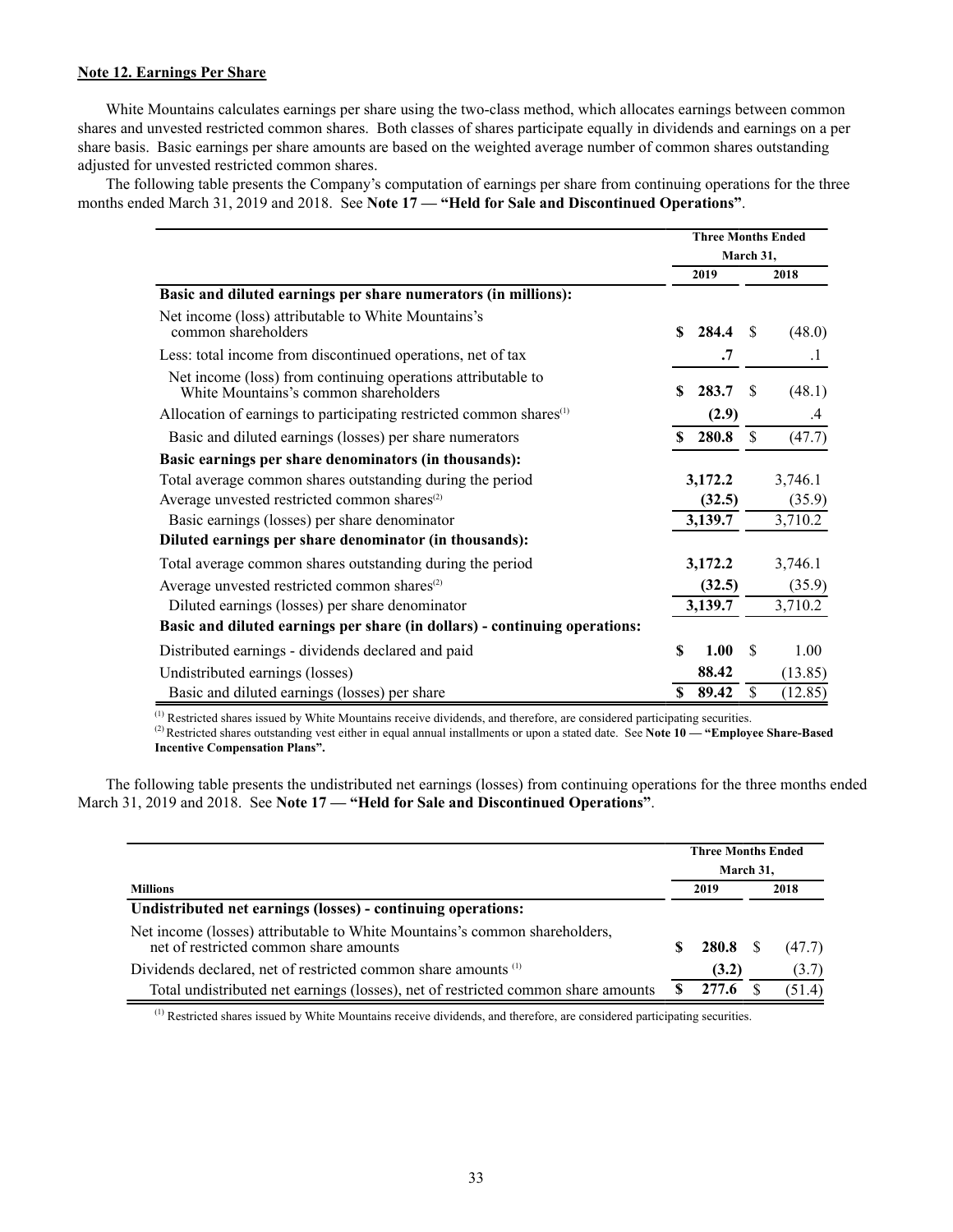**Note 12. Earnings Per Share**

White Mountains calculates earnings per share using the two-class method, which allocates earnings between common shares and unvested restricted common shares. Both classes of shares participate equally in dividends and earnings on a per share basis. Basic earnings per share amounts are based on the weighted average number of common shares outstanding adjusted for unvested restricted common shares.

The following table presents the Company's computation of earnings per share from continuing operations for the three months ended March 31, 2019 and 2018. See **Note 17 — "Held for Sale and Discontinued Operations"**.

| | Three Months Ended March 31, | |
|---|---|---|
| | 2019 | 2018 |
| **Basic and diluted earnings per share numerators (in millions):** | | |
| Net income (loss) attributable to White Mountains's common shareholders | $ 284.4 | $ (48.0) |
| Less: total income from discontinued operations, net of tax | .7 | .1 |
| Net income (loss) from continuing operations attributable to White Mountains's common shareholders | $ 283.7 | $ (48.1) |
| Allocation of earnings to participating restricted common shares[(1)] | (2.9) | .4 |
| Basic and diluted earnings (losses) per share numerators | $ 280.8 | $ (47.7) |
| **Basic earnings per share denominators (in thousands):** | | |
| Total average common shares outstanding during the period | 3,172.2 | 3,746.1 |
| Average unvested restricted common shares[(2)] | (32.5) | (35.9) |
| Basic earnings (losses) per share denominator | 3,139.7 | 3,710.2 |
| **Diluted earnings per share denominator (in thousands):** | | |
| Total average common shares outstanding during the period | 3,172.2 | 3,746.1 |
| Average unvested restricted common shares[(2)] | (32.5) | (35.9) |
| Diluted earnings (losses) per share denominator | 3,139.7 | 3,710.2 |
| **Basic and diluted earnings per share (in dollars) - continuing operations:** | | |
| Distributed earnings - dividends declared and paid | $ 1.00 | $ 1.00 |
| Undistributed earnings (losses) | 88.42 | (13.85) |
| Basic and diluted earnings (losses) per share | $ 89.42 | $ (12.85) |

[(1)] Restricted shares issued by White Mountains receive dividends, and therefore, are considered participating securities.
[(2)] Restricted shares outstanding vest either in equal annual installments or upon a stated date. See **Note 10 — "Employee Share-Based Incentive Compensation Plans".**

The following table presents the undistributed net earnings (losses) from continuing operations for the three months ended March 31, 2019 and 2018. See **Note 17 — "Held for Sale and Discontinued Operations"**.

| | Three Months Ended March 31, | |
|---|---|---|
| **Millions** | 2019 | 2018 |
| **Undistributed net earnings (losses) - continuing operations:** | | |
| Net income (losses) attributable to White Mountains's common shareholders, net of restricted common share amounts | $ 280.8 | $ (47.7) |
| Dividends declared, net of restricted common share amounts [(1)] | (3.2) | (3.7) |
| Total undistributed net earnings (losses), net of restricted common share amounts | $ 277.6 | $ (51.4) |

[(1)] Restricted shares issued by White Mountains receive dividends, and therefore, are considered participating securities.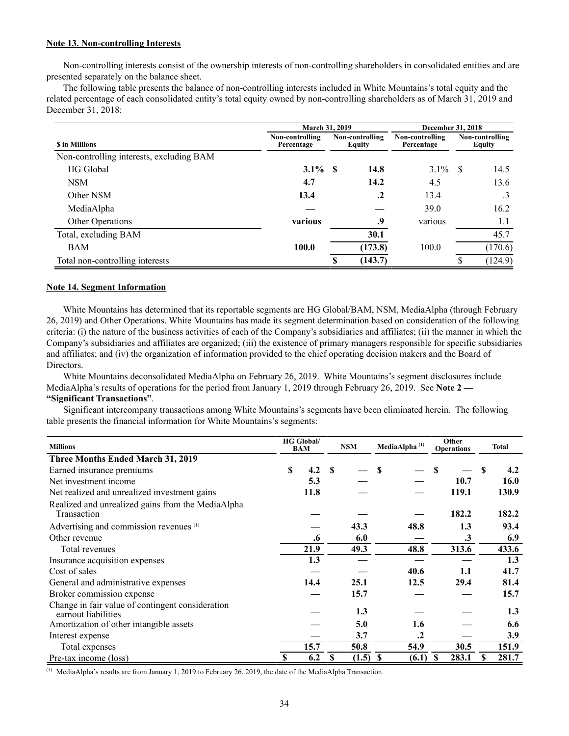**Note 13. Non-controlling Interests**

Non-controlling interests consist of the ownership interests of non-controlling shareholders in consolidated entities and are presented separately on the balance sheet.

The following table presents the balance of non-controlling interests included in White Mountains's total equity and the related percentage of each consolidated entity's total equity owned by non-controlling shareholders as of March 31, 2019 and December 31, 2018:

| $ in Millions | March 31, 2019 | | December 31, 2018 | |
|---|---|---|---|---|
| | Non-controlling Percentage | Non-controlling Equity | Non-controlling Percentage | Non-controlling Equity |
| Non-controlling interests, excluding BAM | | | | |
| HG Global | **3.1%** | **$ 14.8** | 3.1% | $ 14.5 |
| NSM | **4.7** | **14.2** | 4.5 | 13.6 |
| Other NSM | **13.4** | **.2** | 13.4 | .3 |
| MediaAlpha | **—** | **—** | 39.0 | 16.2 |
| Other Operations | **various** | **.9** | various | 1.1 |
| Total, excluding BAM | | **30.1** | | 45.7 |
| BAM | **100.0** | **(173.8)** | 100.0 | (170.6) |
| Total non-controlling interests | | **$ (143.7)** | | $ (124.9) |

**Note 14. Segment Information**

White Mountains has determined that its reportable segments are HG Global/BAM, NSM, MediaAlpha (through February 26, 2019) and Other Operations. White Mountains has made its segment determination based on consideration of the following criteria: (i) the nature of the business activities of each of the Company's subsidiaries and affiliates; (ii) the manner in which the Company's subsidiaries and affiliates are organized; (iii) the existence of primary managers responsible for specific subsidiaries and affiliates; and (iv) the organization of information provided to the chief operating decision makers and the Board of Directors.

White Mountains deconsolidated MediaAlpha on February 26, 2019. White Mountains's segment disclosures include MediaAlpha's results of operations for the period from January 1, 2019 through February 26, 2019. See **Note 2 — "Significant Transactions"**.

Significant intercompany transactions among White Mountains's segments have been eliminated herein. The following table presents the financial information for White Mountains's segments:

| Millions | HG Global/ BAM | NSM | MediaAlpha [1] | Other Operations | Total |
|---|---|---|---|---|---|
| **Three Months Ended March 31, 2019** | | | | | |
| Earned insurance premiums | **$ 4.2** | **$ —** | **$ —** | **$ —** | **$ 4.2** |
| Net investment income | **5.3** | **—** | **—** | **10.7** | **16.0** |
| Net realized and unrealized investment gains | **11.8** | **—** | **—** | **119.1** | **130.9** |
| Realized and unrealized gains from the MediaAlpha Transaction | **—** | **—** | **—** | **182.2** | **182.2** |
| Advertising and commission revenues [1] | **—** | **43.3** | **48.8** | **1.3** | **93.4** |
| Other revenue | **.6** | **6.0** | **—** | **.3** | **6.9** |
| Total revenues | **21.9** | **49.3** | **48.8** | **313.6** | **433.6** |
| Insurance acquisition expenses | **1.3** | **—** | **—** | **—** | **1.3** |
| Cost of sales | **—** | **—** | **40.6** | **1.1** | **41.7** |
| General and administrative expenses | **14.4** | **25.1** | **12.5** | **29.4** | **81.4** |
| Broker commission expense | **—** | **15.7** | **—** | **—** | **15.7** |
| Change in fair value of contingent consideration earnout liabilities | **—** | **1.3** | **—** | **—** | **1.3** |
| Amortization of other intangible assets | **—** | **5.0** | **1.6** | **—** | **6.6** |
| Interest expense | **—** | **3.7** | **.2** | **—** | **3.9** |
| Total expenses | **15.7** | **50.8** | **54.9** | **30.5** | **151.9** |
| Pre-tax income (loss) | **$ 6.2** | **$ (1.5)** | **$ (6.1)** | **$ 283.1** | **$ 281.7** |

[1] MediaAlpha's results are from January 1, 2019 to February 26, 2019, the date of the MediaAlpha Transaction.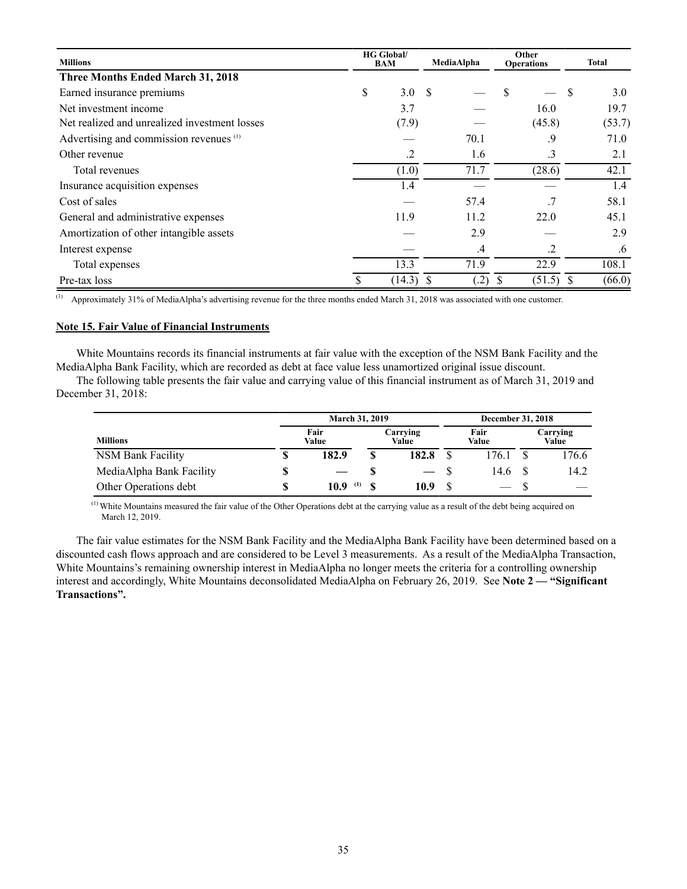| Millions | HG Global/ BAM | MediaAlpha | Other Operations | Total |
|---|---|---|---|---|
| **Three Months Ended March 31, 2018** | | | | |
| Earned insurance premiums | $ 3.0 | $ — | $ — | $ 3.0 |
| Net investment income | 3.7 | — | 16.0 | 19.7 |
| Net realized and unrealized investment losses | (7.9) | — | (45.8) | (53.7) |
| Advertising and commission revenues [1] | — | 70.1 | .9 | 71.0 |
| Other revenue | .2 | 1.6 | .3 | 2.1 |
| Total revenues | (1.0) | 71.7 | (28.6) | 42.1 |
| Insurance acquisition expenses | 1.4 | — | — | 1.4 |
| Cost of sales | — | 57.4 | .7 | 58.1 |
| General and administrative expenses | 11.9 | 11.2 | 22.0 | 45.1 |
| Amortization of other intangible assets | — | 2.9 | — | 2.9 |
| Interest expense | — | .4 | .2 | .6 |
| Total expenses | 13.3 | 71.9 | 22.9 | 108.1 |
| Pre-tax loss | $ (14.3) | $ (.2) | $ (51.5) | $ (66.0) |

[1] Approximately 31% of MediaAlpha's advertising revenue for the three months ended March 31, 2018 was associated with one customer.

**Note 15. Fair Value of Financial Instruments**

White Mountains records its financial instruments at fair value with the exception of the NSM Bank Facility and the MediaAlpha Bank Facility, which are recorded as debt at face value less unamortized original issue discount.

The following table presents the fair value and carrying value of this financial instrument as of March 31, 2019 and December 31, 2018:

| | March 31, 2019 | | December 31, 2018 | |
|---|---|---|---|---|
| Millions | Fair Value | Carrying Value | Fair Value | Carrying Value |
| NSM Bank Facility | **$ 182.9** | **$ 182.8** | $ 176.1 | $ 176.6 |
| MediaAlpha Bank Facility | **$ —** | **$ —** | $ 14.6 | $ 14.2 |
| Other Operations debt | **$ 10.9** [1] | **$ 10.9** | $ — | $ — |

[1] White Mountains measured the fair value of the Other Operations debt at the carrying value as a result of the debt being acquired on March 12, 2019.

The fair value estimates for the NSM Bank Facility and the MediaAlpha Bank Facility have been determined based on a discounted cash flows approach and are considered to be Level 3 measurements. As a result of the MediaAlpha Transaction, White Mountains's remaining ownership interest in MediaAlpha no longer meets the criteria for a controlling ownership interest and accordingly, White Mountains deconsolidated MediaAlpha on February 26, 2019. See **Note 2 — "Significant Transactions".**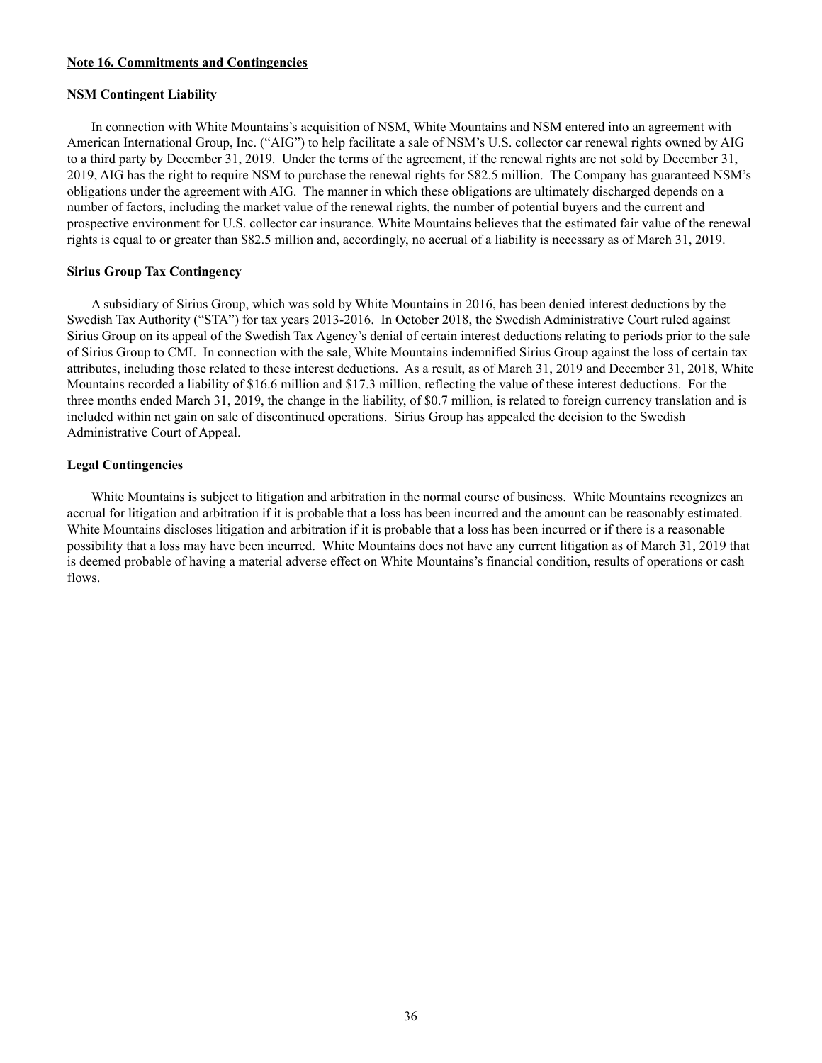**Note 16. Commitments and Contingencies**

**NSM Contingent Liability**

In connection with White Mountains's acquisition of NSM, White Mountains and NSM entered into an agreement with American International Group, Inc. ("AIG") to help facilitate a sale of NSM's U.S. collector car renewal rights owned by AIG to a third party by December 31, 2019. Under the terms of the agreement, if the renewal rights are not sold by December 31, 2019, AIG has the right to require NSM to purchase the renewal rights for $82.5 million. The Company has guaranteed NSM's obligations under the agreement with AIG. The manner in which these obligations are ultimately discharged depends on a number of factors, including the market value of the renewal rights, the number of potential buyers and the current and prospective environment for U.S. collector car insurance. White Mountains believes that the estimated fair value of the renewal rights is equal to or greater than $82.5 million and, accordingly, no accrual of a liability is necessary as of March 31, 2019.

**Sirius Group Tax Contingency**

A subsidiary of Sirius Group, which was sold by White Mountains in 2016, has been denied interest deductions by the Swedish Tax Authority ("STA") for tax years 2013-2016. In October 2018, the Swedish Administrative Court ruled against Sirius Group on its appeal of the Swedish Tax Agency's denial of certain interest deductions relating to periods prior to the sale of Sirius Group to CMI. In connection with the sale, White Mountains indemnified Sirius Group against the loss of certain tax attributes, including those related to these interest deductions. As a result, as of March 31, 2019 and December 31, 2018, White Mountains recorded a liability of $16.6 million and $17.3 million, reflecting the value of these interest deductions. For the three months ended March 31, 2019, the change in the liability, of $0.7 million, is related to foreign currency translation and is included within net gain on sale of discontinued operations. Sirius Group has appealed the decision to the Swedish Administrative Court of Appeal.

**Legal Contingencies**

White Mountains is subject to litigation and arbitration in the normal course of business. White Mountains recognizes an accrual for litigation and arbitration if it is probable that a loss has been incurred and the amount can be reasonably estimated. White Mountains discloses litigation and arbitration if it is probable that a loss has been incurred or if there is a reasonable possibility that a loss may have been incurred. White Mountains does not have any current litigation as of March 31, 2019 that is deemed probable of having a material adverse effect on White Mountains's financial condition, results of operations or cash flows.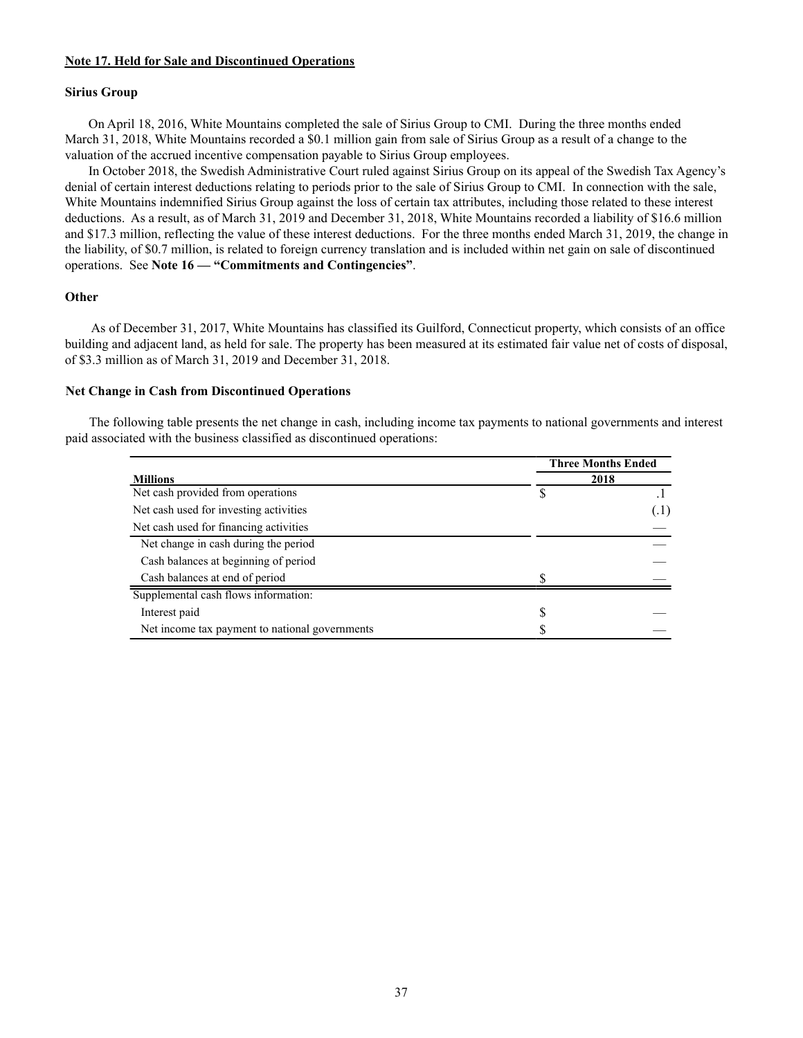**Note 17. Held for Sale and Discontinued Operations**

**Sirius Group**

On April 18, 2016, White Mountains completed the sale of Sirius Group to CMI. During the three months ended March 31, 2018, White Mountains recorded a $0.1 million gain from sale of Sirius Group as a result of a change to the valuation of the accrued incentive compensation payable to Sirius Group employees.

In October 2018, the Swedish Administrative Court ruled against Sirius Group on its appeal of the Swedish Tax Agency's denial of certain interest deductions relating to periods prior to the sale of Sirius Group to CMI. In connection with the sale, White Mountains indemnified Sirius Group against the loss of certain tax attributes, including those related to these interest deductions. As a result, as of March 31, 2019 and December 31, 2018, White Mountains recorded a liability of $16.6 million and $17.3 million, reflecting the value of these interest deductions. For the three months ended March 31, 2019, the change in the liability, of $0.7 million, is related to foreign currency translation and is included within net gain on sale of discontinued operations. See **Note 16 — "Commitments and Contingencies"**.

**Other**

As of December 31, 2017, White Mountains has classified its Guilford, Connecticut property, which consists of an office building and adjacent land, as held for sale. The property has been measured at its estimated fair value net of costs of disposal, of $3.3 million as of March 31, 2019 and December 31, 2018.

**Net Change in Cash from Discontinued Operations**

The following table presents the net change in cash, including income tax payments to national governments and interest paid associated with the business classified as discontinued operations:

| Millions | Three Months Ended 2018 | |
|---|---|---|
| Net cash provided from operations | $ | .1 |
| Net cash used for investing activities | | (.1) |
| Net cash used for financing activities | | — |
| Net change in cash during the period | | — |
| Cash balances at beginning of period | | — |
| Cash balances at end of period | $ | — |
| Supplemental cash flows information: | | |
| Interest paid | $ | — |
| Net income tax payment to national governments | $ | — |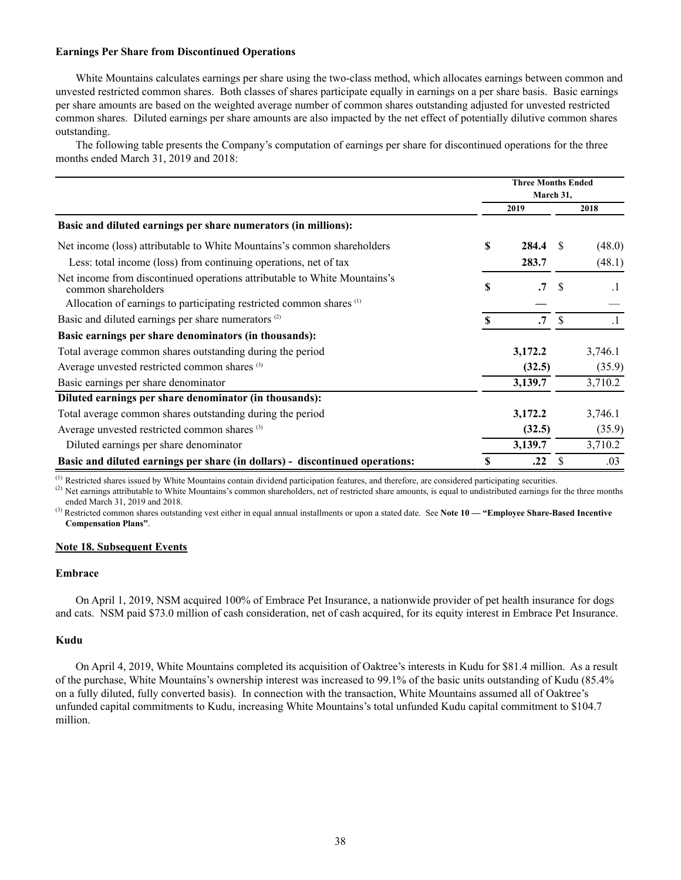**Earnings Per Share from Discontinued Operations**

White Mountains calculates earnings per share using the two-class method, which allocates earnings between common and unvested restricted common shares. Both classes of shares participate equally in earnings on a per share basis. Basic earnings per share amounts are based on the weighted average number of common shares outstanding adjusted for unvested restricted common shares. Diluted earnings per share amounts are also impacted by the net effect of potentially dilutive common shares outstanding.

The following table presents the Company's computation of earnings per share for discontinued operations for the three months ended March 31, 2019 and 2018:

| | Three Months Ended March 31, | |
|---|---|---|
| | 2019 | 2018 |
| **Basic and diluted earnings per share numerators (in millions):** | | |
| Net income (loss) attributable to White Mountains's common shareholders | $ 284.4 | $ (48.0) |
| Less: total income (loss) from continuing operations, net of tax | 283.7 | (48.1) |
| Net income from discontinued operations attributable to White Mountains's common shareholders | $ .7 | $ .1 |
| Allocation of earnings to participating restricted common shares [(1)] | — | — |
| Basic and diluted earnings per share numerators [(2)] | $ .7 | $ .1 |
| **Basic earnings per share denominators (in thousands):** | | |
| Total average common shares outstanding during the period | 3,172.2 | 3,746.1 |
| Average unvested restricted common shares [(3)] | (32.5) | (35.9) |
| Basic earnings per share denominator | 3,139.7 | 3,710.2 |
| **Diluted earnings per share denominator (in thousands):** | | |
| Total average common shares outstanding during the period | 3,172.2 | 3,746.1 |
| Average unvested restricted common shares [(3)] | (32.5) | (35.9) |
| Diluted earnings per share denominator | 3,139.7 | 3,710.2 |
| **Basic and diluted earnings per share (in dollars) - discontinued operations:** | $ .22 | $ .03 |

[(1)] Restricted shares issued by White Mountains contain dividend participation features, and therefore, are considered participating securities.
[(2)] Net earnings attributable to White Mountains's common shareholders, net of restricted share amounts, is equal to undistributed earnings for the three months ended March 31, 2019 and 2018.
[(3)] Restricted common shares outstanding vest either in equal annual installments or upon a stated date. See **Note 10 — "Employee Share-Based Incentive Compensation Plans"**.

## Note 18. Subsequent Events

**Embrace**

On April 1, 2019, NSM acquired 100% of Embrace Pet Insurance, a nationwide provider of pet health insurance for dogs and cats. NSM paid $73.0 million of cash consideration, net of cash acquired, for its equity interest in Embrace Pet Insurance.

**Kudu**

On April 4, 2019, White Mountains completed its acquisition of Oaktree's interests in Kudu for $81.4 million. As a result of the purchase, White Mountains's ownership interest was increased to 99.1% of the basic units outstanding of Kudu (85.4% on a fully diluted, fully converted basis). In connection with the transaction, White Mountains assumed all of Oaktree's unfunded capital commitments to Kudu, increasing White Mountains's total unfunded Kudu capital commitment to $104.7 million.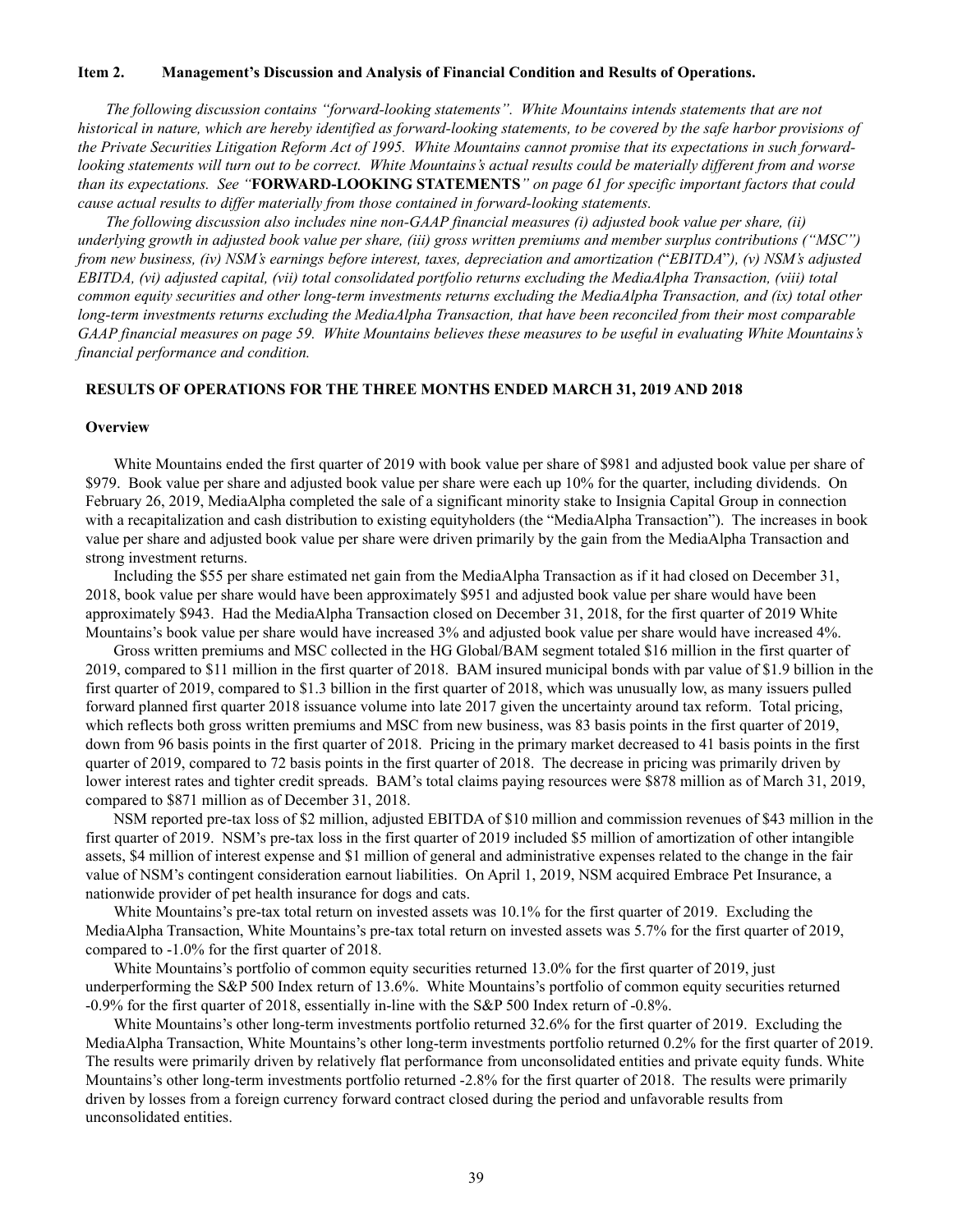**Item 2. Management's Discussion and Analysis of Financial Condition and Results of Operations.**

*The following discussion contains "forward-looking statements". White Mountains intends statements that are not historical in nature, which are hereby identified as forward-looking statements, to be covered by the safe harbor provisions of the Private Securities Litigation Reform Act of 1995. White Mountains cannot promise that its expectations in such forward-looking statements will turn out to be correct. White Mountains's actual results could be materially different from and worse than its expectations. See "***FORWARD-LOOKING STATEMENTS***" on page 61 for specific important factors that could cause actual results to differ materially from those contained in forward-looking statements.*

*The following discussion also includes nine non-GAAP financial measures (i) adjusted book value per share, (ii) underlying growth in adjusted book value per share, (iii) gross written premiums and member surplus contributions ("MSC") from new business, (iv) NSM's earnings before interest, taxes, depreciation and amortization ("EBITDA"), (v) NSM's adjusted EBITDA, (vi) adjusted capital, (vii) total consolidated portfolio returns excluding the MediaAlpha Transaction, (viii) total common equity securities and other long-term investments returns excluding the MediaAlpha Transaction, and (ix) total other long-term investments returns excluding the MediaAlpha Transaction, that have been reconciled from their most comparable GAAP financial measures on page 59. White Mountains believes these measures to be useful in evaluating White Mountains's financial performance and condition.*

**RESULTS OF OPERATIONS FOR THE THREE MONTHS ENDED MARCH 31, 2019 AND 2018**

**Overview**

White Mountains ended the first quarter of 2019 with book value per share of $981 and adjusted book value per share of $979. Book value per share and adjusted book value per share were each up 10% for the quarter, including dividends. On February 26, 2019, MediaAlpha completed the sale of a significant minority stake to Insignia Capital Group in connection with a recapitalization and cash distribution to existing equityholders (the "MediaAlpha Transaction"). The increases in book value per share and adjusted book value per share were driven primarily by the gain from the MediaAlpha Transaction and strong investment returns.

Including the $55 per share estimated net gain from the MediaAlpha Transaction as if it had closed on December 31, 2018, book value per share would have been approximately $951 and adjusted book value per share would have been approximately $943. Had the MediaAlpha Transaction closed on December 31, 2018, for the first quarter of 2019 White Mountains's book value per share would have increased 3% and adjusted book value per share would have increased 4%.

Gross written premiums and MSC collected in the HG Global/BAM segment totaled $16 million in the first quarter of 2019, compared to $11 million in the first quarter of 2018. BAM insured municipal bonds with par value of $1.9 billion in the first quarter of 2019, compared to $1.3 billion in the first quarter of 2018, which was unusually low, as many issuers pulled forward planned first quarter 2018 issuance volume into late 2017 given the uncertainty around tax reform. Total pricing, which reflects both gross written premiums and MSC from new business, was 83 basis points in the first quarter of 2019, down from 96 basis points in the first quarter of 2018. Pricing in the primary market decreased to 41 basis points in the first quarter of 2019, compared to 72 basis points in the first quarter of 2018. The decrease in pricing was primarily driven by lower interest rates and tighter credit spreads. BAM's total claims paying resources were $878 million as of March 31, 2019, compared to $871 million as of December 31, 2018.

NSM reported pre-tax loss of $2 million, adjusted EBITDA of $10 million and commission revenues of $43 million in the first quarter of 2019. NSM's pre-tax loss in the first quarter of 2019 included $5 million of amortization of other intangible assets, $4 million of interest expense and $1 million of general and administrative expenses related to the change in the fair value of NSM's contingent consideration earnout liabilities. On April 1, 2019, NSM acquired Embrace Pet Insurance, a nationwide provider of pet health insurance for dogs and cats.

White Mountains's pre-tax total return on invested assets was 10.1% for the first quarter of 2019. Excluding the MediaAlpha Transaction, White Mountains's pre-tax total return on invested assets was 5.7% for the first quarter of 2019, compared to -1.0% for the first quarter of 2018.

White Mountains's portfolio of common equity securities returned 13.0% for the first quarter of 2019, just underperforming the S&P 500 Index return of 13.6%. White Mountains's portfolio of common equity securities returned -0.9% for the first quarter of 2018, essentially in-line with the S&P 500 Index return of -0.8%.

White Mountains's other long-term investments portfolio returned 32.6% for the first quarter of 2019. Excluding the MediaAlpha Transaction, White Mountains's other long-term investments portfolio returned 0.2% for the first quarter of 2019. The results were primarily driven by relatively flat performance from unconsolidated entities and private equity funds. White Mountains's other long-term investments portfolio returned -2.8% for the first quarter of 2018. The results were primarily driven by losses from a foreign currency forward contract closed during the period and unfavorable results from unconsolidated entities.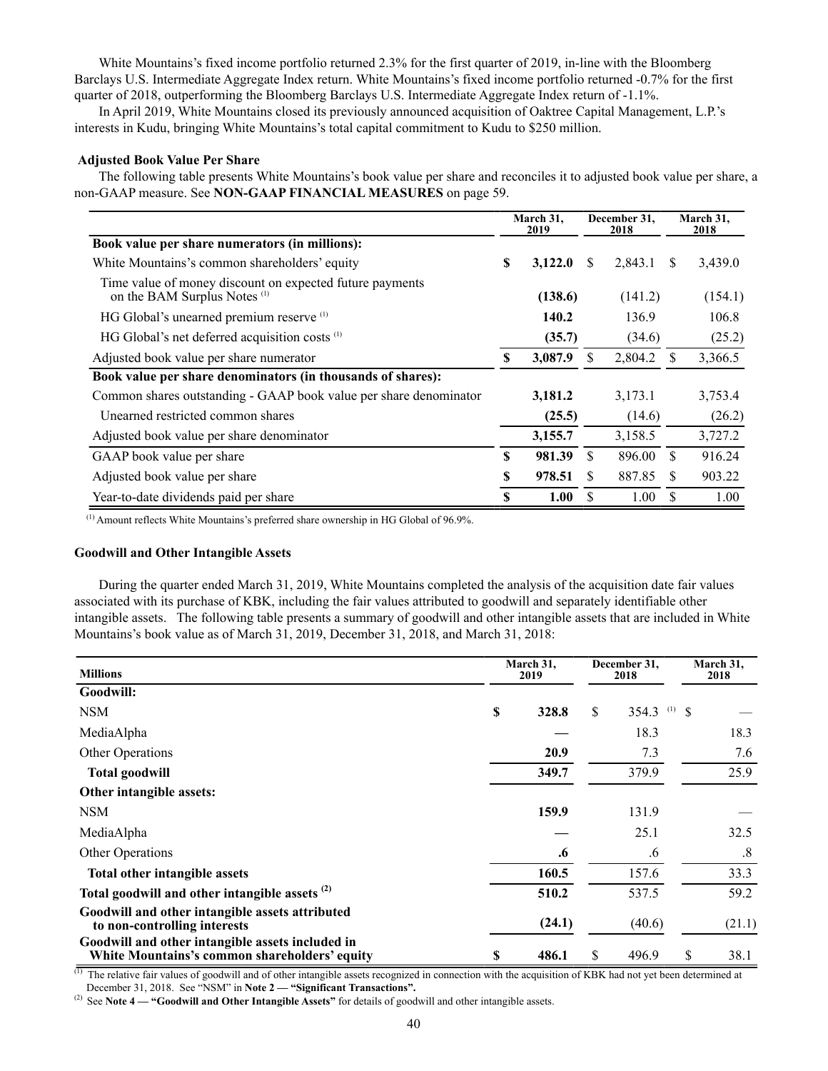White Mountains's fixed income portfolio returned 2.3% for the first quarter of 2019, in-line with the Bloomberg Barclays U.S. Intermediate Aggregate Index return. White Mountains's fixed income portfolio returned -0.7% for the first quarter of 2018, outperforming the Bloomberg Barclays U.S. Intermediate Aggregate Index return of -1.1%.

In April 2019, White Mountains closed its previously announced acquisition of Oaktree Capital Management, L.P.'s interests in Kudu, bringing White Mountains's total capital commitment to Kudu to $250 million.

### Adjusted Book Value Per Share

The following table presents White Mountains's book value per share and reconciles it to adjusted book value per share, a non-GAAP measure. See **NON-GAAP FINANCIAL MEASURES** on page 59.

| | March 31, 2019 | December 31, 2018 | March 31, 2018 |
|---|---|---|---|
| **Book value per share numerators (in millions):** | | | |
| White Mountains's common shareholders' equity | $ **3,122.0** | $ 2,843.1 | $ 3,439.0 |
| Time value of money discount on expected future payments on the BAM Surplus Notes [1] | **(138.6)** | (141.2) | (154.1) |
| HG Global's unearned premium reserve [1] | **140.2** | 136.9 | 106.8 |
| HG Global's net deferred acquisition costs [1] | **(35.7)** | (34.6) | (25.2) |
| Adjusted book value per share numerator | $ **3,087.9** | $ 2,804.2 | $ 3,366.5 |
| **Book value per share denominators (in thousands of shares):** | | | |
| Common shares outstanding - GAAP book value per share denominator | **3,181.2** | 3,173.1 | 3,753.4 |
| Unearned restricted common shares | **(25.5)** | (14.6) | (26.2) |
| Adjusted book value per share denominator | **3,155.7** | 3,158.5 | 3,727.2 |
| GAAP book value per share | $ **981.39** | $ 896.00 | $ 916.24 |
| Adjusted book value per share | $ **978.51** | $ 887.85 | $ 903.22 |
| Year-to-date dividends paid per share | $ **1.00** | $ 1.00 | $ 1.00 |

[1] Amount reflects White Mountains's preferred share ownership in HG Global of 96.9%.

### Goodwill and Other Intangible Assets

During the quarter ended March 31, 2019, White Mountains completed the analysis of the acquisition date fair values associated with its purchase of KBK, including the fair values attributed to goodwill and separately identifiable other intangible assets. The following table presents a summary of goodwill and other intangible assets that are included in White Mountains's book value as of March 31, 2019, December 31, 2018, and March 31, 2018:

| Millions | March 31, 2019 | December 31, 2018 | March 31, 2018 |
|---|---|---|---|
| **Goodwill:** | | | |
| NSM | $ **328.8** | $ 354.3 [1] | $ — |
| MediaAlpha | **—** | 18.3 | 18.3 |
| Other Operations | **20.9** | 7.3 | 7.6 |
| **Total goodwill** | **349.7** | 379.9 | 25.9 |
| **Other intangible assets:** | | | |
| NSM | **159.9** | 131.9 | — |
| MediaAlpha | **—** | 25.1 | 32.5 |
| Other Operations | **.6** | .6 | .8 |
| **Total other intangible assets** | **160.5** | 157.6 | 33.3 |
| **Total goodwill and other intangible assets [2]** | **510.2** | 537.5 | 59.2 |
| **Goodwill and other intangible assets attributed to non-controlling interests** | **(24.1)** | (40.6) | (21.1) |
| **Goodwill and other intangible assets included in White Mountains's common shareholders' equity** | $ **486.1** | $ 496.9 | $ 38.1 |

[1] The relative fair values of goodwill and of other intangible assets recognized in connection with the acquisition of KBK had not yet been determined at December 31, 2018. See "NSM" in **Note 2 — "Significant Transactions".**

[2] See **Note 4 — "Goodwill and Other Intangible Assets"** for details of goodwill and other intangible assets.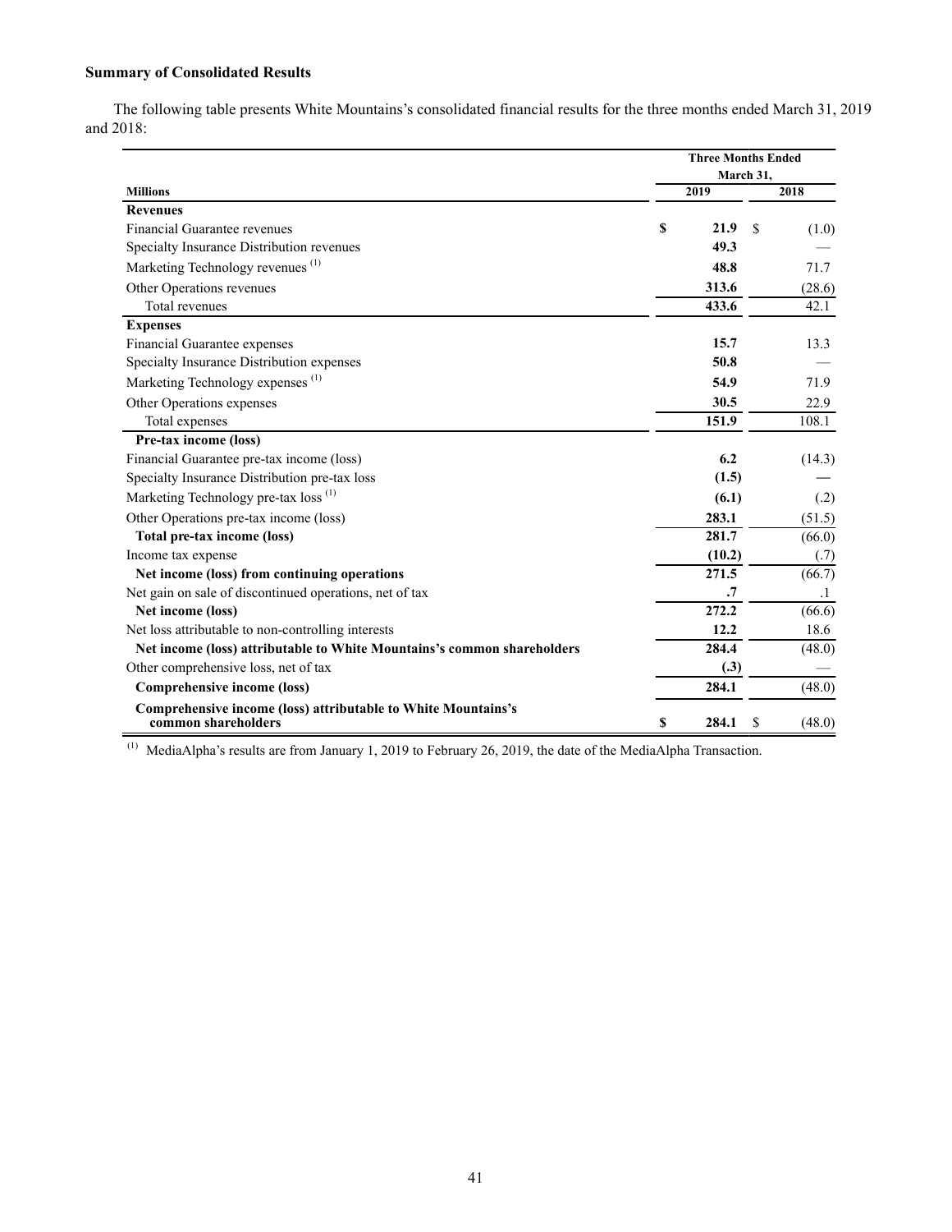**Summary of Consolidated Results**

The following table presents White Mountains's consolidated financial results for the three months ended March 31, 2019 and 2018:

| Millions | Three Months Ended March 31, 2019 | Three Months Ended March 31, 2018 |
|---|---|---|
| **Revenues** | | |
| Financial Guarantee revenues | **$ 21.9** | $ (1.0) |
| Specialty Insurance Distribution revenues | **49.3** | — |
| Marketing Technology revenues [(1)] | **48.8** | 71.7 |
| Other Operations revenues | **313.6** | (28.6) |
| Total revenues | **433.6** | 42.1 |
| **Expenses** | | |
| Financial Guarantee expenses | **15.7** | 13.3 |
| Specialty Insurance Distribution expenses | **50.8** | — |
| Marketing Technology expenses [(1)] | **54.9** | 71.9 |
| Other Operations expenses | **30.5** | 22.9 |
| Total expenses | **151.9** | 108.1 |
| **Pre-tax income (loss)** | | |
| Financial Guarantee pre-tax income (loss) | **6.2** | (14.3) |
| Specialty Insurance Distribution pre-tax loss | **(1.5)** | — |
| Marketing Technology pre-tax loss [(1)] | **(6.1)** | (.2) |
| Other Operations pre-tax income (loss) | **283.1** | (51.5) |
| **Total pre-tax income (loss)** | **281.7** | (66.0) |
| Income tax expense | **(10.2)** | (.7) |
| **Net income (loss) from continuing operations** | **271.5** | (66.7) |
| Net gain on sale of discontinued operations, net of tax | **.7** | .1 |
| **Net income (loss)** | **272.2** | (66.6) |
| Net loss attributable to non-controlling interests | **12.2** | 18.6 |
| **Net income (loss) attributable to White Mountains's common shareholders** | **284.4** | (48.0) |
| Other comprehensive loss, net of tax | **(.3)** | — |
| **Comprehensive income (loss)** | **284.1** | (48.0) |
| **Comprehensive income (loss) attributable to White Mountains's common shareholders** | **$ 284.1** | $ (48.0) |

[(1)] MediaAlpha's results are from January 1, 2019 to February 26, 2019, the date of the MediaAlpha Transaction.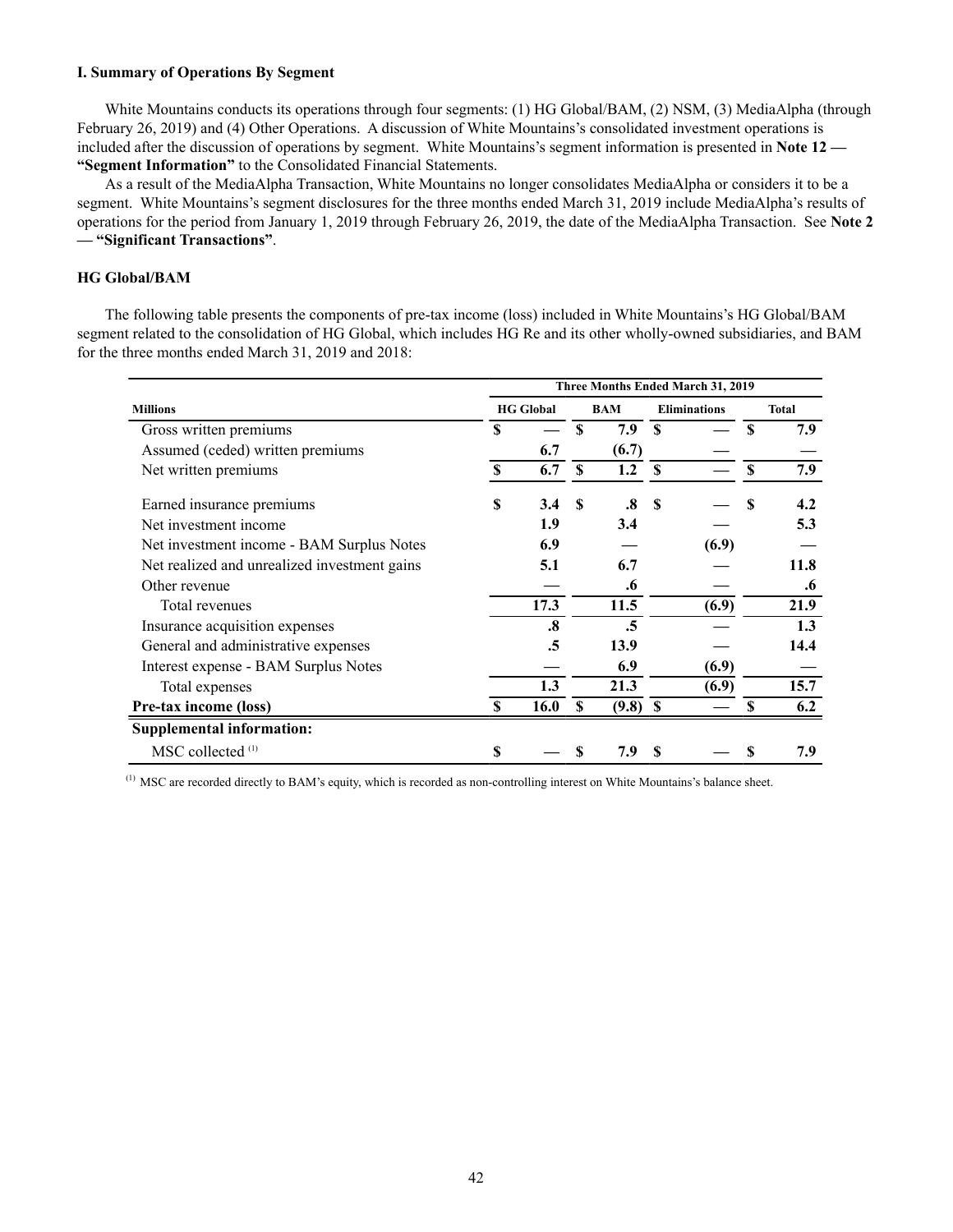**I. Summary of Operations By Segment**

White Mountains conducts its operations through four segments: (1) HG Global/BAM, (2) NSM, (3) MediaAlpha (through February 26, 2019) and (4) Other Operations. A discussion of White Mountains's consolidated investment operations is included after the discussion of operations by segment. White Mountains's segment information is presented in **Note 12 — "Segment Information"** to the Consolidated Financial Statements.

As a result of the MediaAlpha Transaction, White Mountains no longer consolidates MediaAlpha or considers it to be a segment. White Mountains's segment disclosures for the three months ended March 31, 2019 include MediaAlpha's results of operations for the period from January 1, 2019 through February 26, 2019, the date of the MediaAlpha Transaction. See **Note 2 — "Significant Transactions"**.

**HG Global/BAM**

The following table presents the components of pre-tax income (loss) included in White Mountains's HG Global/BAM segment related to the consolidation of HG Global, which includes HG Re and its other wholly-owned subsidiaries, and BAM for the three months ended March 31, 2019 and 2018:

| | Three Months Ended March 31, 2019 | | | |
|---|---|---|---|---|
| **Millions** | **HG Global** | **BAM** | **Eliminations** | **Total** |
| Gross written premiums | $ — | $ 7.9 | $ — | $ 7.9 |
| Assumed (ceded) written premiums | 6.7 | (6.7) | — | — |
| Net written premiums | $ 6.7 | $ 1.2 | $ — | $ 7.9 |
| Earned insurance premiums | $ 3.4 | $ .8 | $ — | $ 4.2 |
| Net investment income | 1.9 | 3.4 | — | 5.3 |
| Net investment income - BAM Surplus Notes | 6.9 | — | (6.9) | — |
| Net realized and unrealized investment gains | 5.1 | 6.7 | — | 11.8 |
| Other revenue | — | .6 | — | .6 |
| Total revenues | 17.3 | 11.5 | (6.9) | 21.9 |
| Insurance acquisition expenses | .8 | .5 | — | 1.3 |
| General and administrative expenses | .5 | 13.9 | — | 14.4 |
| Interest expense - BAM Surplus Notes | — | 6.9 | (6.9) | — |
| Total expenses | 1.3 | 21.3 | (6.9) | 15.7 |
| **Pre-tax income (loss)** | $ 16.0 | $ (9.8) | $ — | $ 6.2 |
| **Supplemental information:** | | | | |
| MSC collected [1] | $ — | $ 7.9 | $ — | $ 7.9 |

[1] MSC are recorded directly to BAM's equity, which is recorded as non-controlling interest on White Mountains's balance sheet.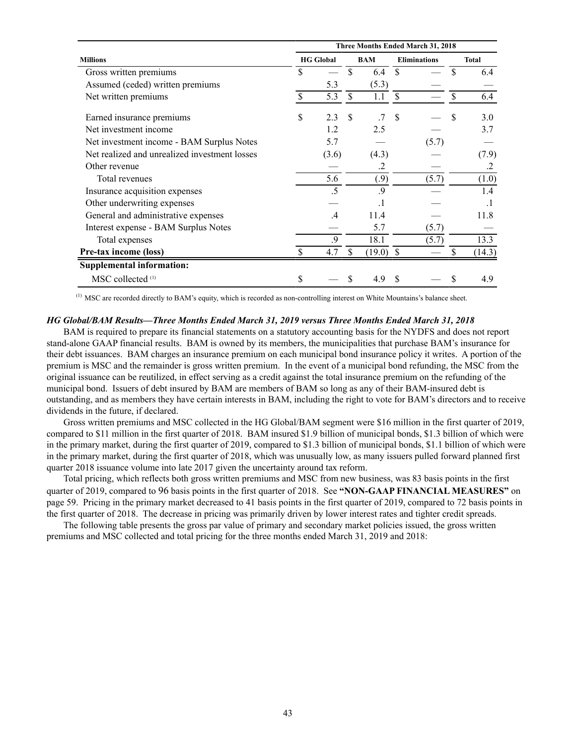| Millions | Three Months Ended March 31, 2018 | | | |
|---|---|---|---|---|
| | HG Global | BAM | Eliminations | Total |
| Gross written premiums | $ — | $ 6.4 | $ — | $ 6.4 |
| Assumed (ceded) written premiums | 5.3 | (5.3) | — | — |
| Net written premiums | $ 5.3 | $ 1.1 | $ — | $ 6.4 |
| Earned insurance premiums | $ 2.3 | $ .7 | $ — | $ 3.0 |
| Net investment income | 1.2 | 2.5 | — | 3.7 |
| Net investment income - BAM Surplus Notes | 5.7 | — | (5.7) | — |
| Net realized and unrealized investment losses | (3.6) | (4.3) | — | (7.9) |
| Other revenue | — | .2 | — | .2 |
| Total revenues | 5.6 | (.9) | (5.7) | (1.0) |
| Insurance acquisition expenses | .5 | .9 | — | 1.4 |
| Other underwriting expenses | — | .1 | — | .1 |
| General and administrative expenses | .4 | 11.4 | — | 11.8 |
| Interest expense - BAM Surplus Notes | — | 5.7 | (5.7) | — |
| Total expenses | .9 | 18.1 | (5.7) | 13.3 |
| **Pre-tax income (loss)** | $ 4.7 | $ (19.0) | $ — | $ (14.3) |
| **Supplemental information:** | | | | |
| MSC collected [(1)] | $ — | $ 4.9 | $ — | $ 4.9 |

[(1)] MSC are recorded directly to BAM's equity, which is recorded as non-controlling interest on White Mountains's balance sheet.

***HG Global/BAM Results—Three Months Ended March 31, 2019 versus Three Months Ended March 31, 2018***

BAM is required to prepare its financial statements on a statutory accounting basis for the NYDFS and does not report stand-alone GAAP financial results. BAM is owned by its members, the municipalities that purchase BAM's insurance for their debt issuances. BAM charges an insurance premium on each municipal bond insurance policy it writes. A portion of the premium is MSC and the remainder is gross written premium. In the event of a municipal bond refunding, the MSC from the original issuance can be reutilized, in effect serving as a credit against the total insurance premium on the refunding of the municipal bond. Issuers of debt insured by BAM are members of BAM so long as any of their BAM-insured debt is outstanding, and as members they have certain interests in BAM, including the right to vote for BAM's directors and to receive dividends in the future, if declared.

Gross written premiums and MSC collected in the HG Global/BAM segment were $16 million in the first quarter of 2019, compared to $11 million in the first quarter of 2018. BAM insured $1.9 billion of municipal bonds, $1.3 billion of which were in the primary market, during the first quarter of 2019, compared to $1.3 billion of municipal bonds, $1.1 billion of which were in the primary market, during the first quarter of 2018, which was unusually low, as many issuers pulled forward planned first quarter 2018 issuance volume into late 2017 given the uncertainty around tax reform.

Total pricing, which reflects both gross written premiums and MSC from new business, was 83 basis points in the first quarter of 2019, compared to 96 basis points in the first quarter of 2018. See **"NON-GAAP FINANCIAL MEASURES"** on page 59. Pricing in the primary market decreased to 41 basis points in the first quarter of 2019, compared to 72 basis points in the first quarter of 2018. The decrease in pricing was primarily driven by lower interest rates and tighter credit spreads.

The following table presents the gross par value of primary and secondary market policies issued, the gross written premiums and MSC collected and total pricing for the three months ended March 31, 2019 and 2018: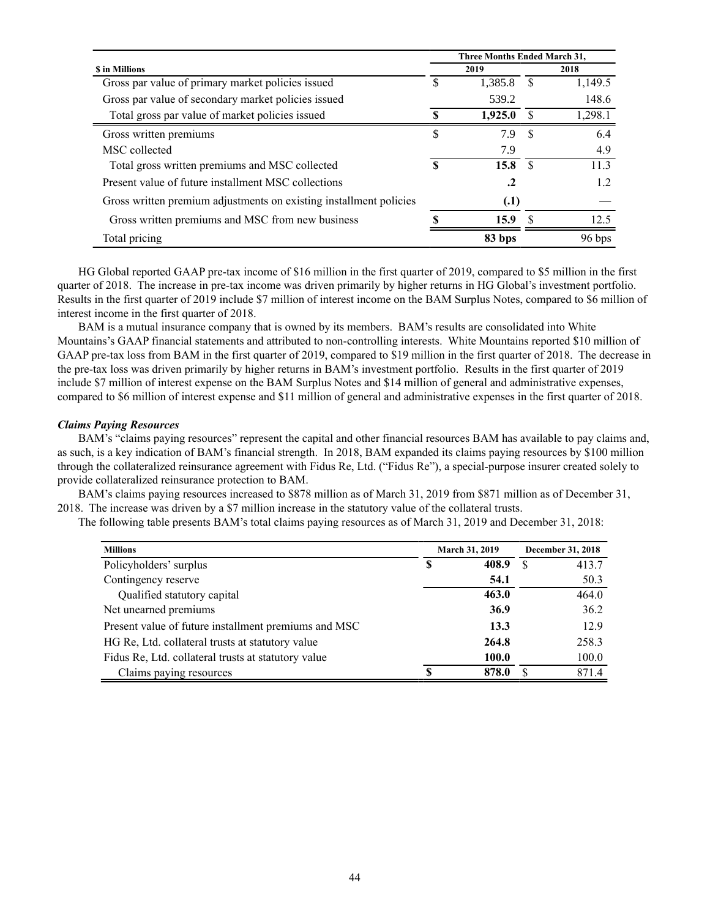| $ in Millions | Three Months Ended March 31, 2019 | Three Months Ended March 31, 2018 |
|---|---|---|
| Gross par value of primary market policies issued | $ 1,385.8 | $ 1,149.5 |
| Gross par value of secondary market policies issued | 539.2 | 148.6 |
| Total gross par value of market policies issued | **$ 1,925.0** | $ 1,298.1 |
| Gross written premiums | $ 7.9 | $ 6.4 |
| MSC collected | 7.9 | 4.9 |
| Total gross written premiums and MSC collected | **$ 15.8** | $ 11.3 |
| Present value of future installment MSC collections | **.2** | 1.2 |
| Gross written premium adjustments on existing installment policies | **(.1)** | — |
| Gross written premiums and MSC from new business | **$ 15.9** | $ 12.5 |
| Total pricing | **83 bps** | 96 bps |

HG Global reported GAAP pre-tax income of $16 million in the first quarter of 2019, compared to $5 million in the first quarter of 2018. The increase in pre-tax income was driven primarily by higher returns in HG Global's investment portfolio. Results in the first quarter of 2019 include $7 million of interest income on the BAM Surplus Notes, compared to $6 million of interest income in the first quarter of 2018.

BAM is a mutual insurance company that is owned by its members. BAM's results are consolidated into White Mountains's GAAP financial statements and attributed to non-controlling interests. White Mountains reported $10 million of GAAP pre-tax loss from BAM in the first quarter of 2019, compared to $19 million in the first quarter of 2018. The decrease in the pre-tax loss was driven primarily by higher returns in BAM's investment portfolio. Results in the first quarter of 2019 include $7 million of interest expense on the BAM Surplus Notes and $14 million of general and administrative expenses, compared to $6 million of interest expense and $11 million of general and administrative expenses in the first quarter of 2018.

***Claims Paying Resources***

BAM's "claims paying resources" represent the capital and other financial resources BAM has available to pay claims and, as such, is a key indication of BAM's financial strength. In 2018, BAM expanded its claims paying resources by $100 million through the collateralized reinsurance agreement with Fidus Re, Ltd. ("Fidus Re"), a special-purpose insurer created solely to provide collateralized reinsurance protection to BAM.

BAM's claims paying resources increased to $878 million as of March 31, 2019 from $871 million as of December 31, 2018. The increase was driven by a $7 million increase in the statutory value of the collateral trusts.

The following table presents BAM's total claims paying resources as of March 31, 2019 and December 31, 2018:

| Millions | March 31, 2019 | December 31, 2018 |
|---|---|---|
| Policyholders' surplus | **$ 408.9** | $ 413.7 |
| Contingency reserve | **54.1** | 50.3 |
| Qualified statutory capital | **463.0** | 464.0 |
| Net unearned premiums | **36.9** | 36.2 |
| Present value of future installment premiums and MSC | **13.3** | 12.9 |
| HG Re, Ltd. collateral trusts at statutory value | **264.8** | 258.3 |
| Fidus Re, Ltd. collateral trusts at statutory value | **100.0** | 100.0 |
| Claims paying resources | **$ 878.0** | $ 871.4 |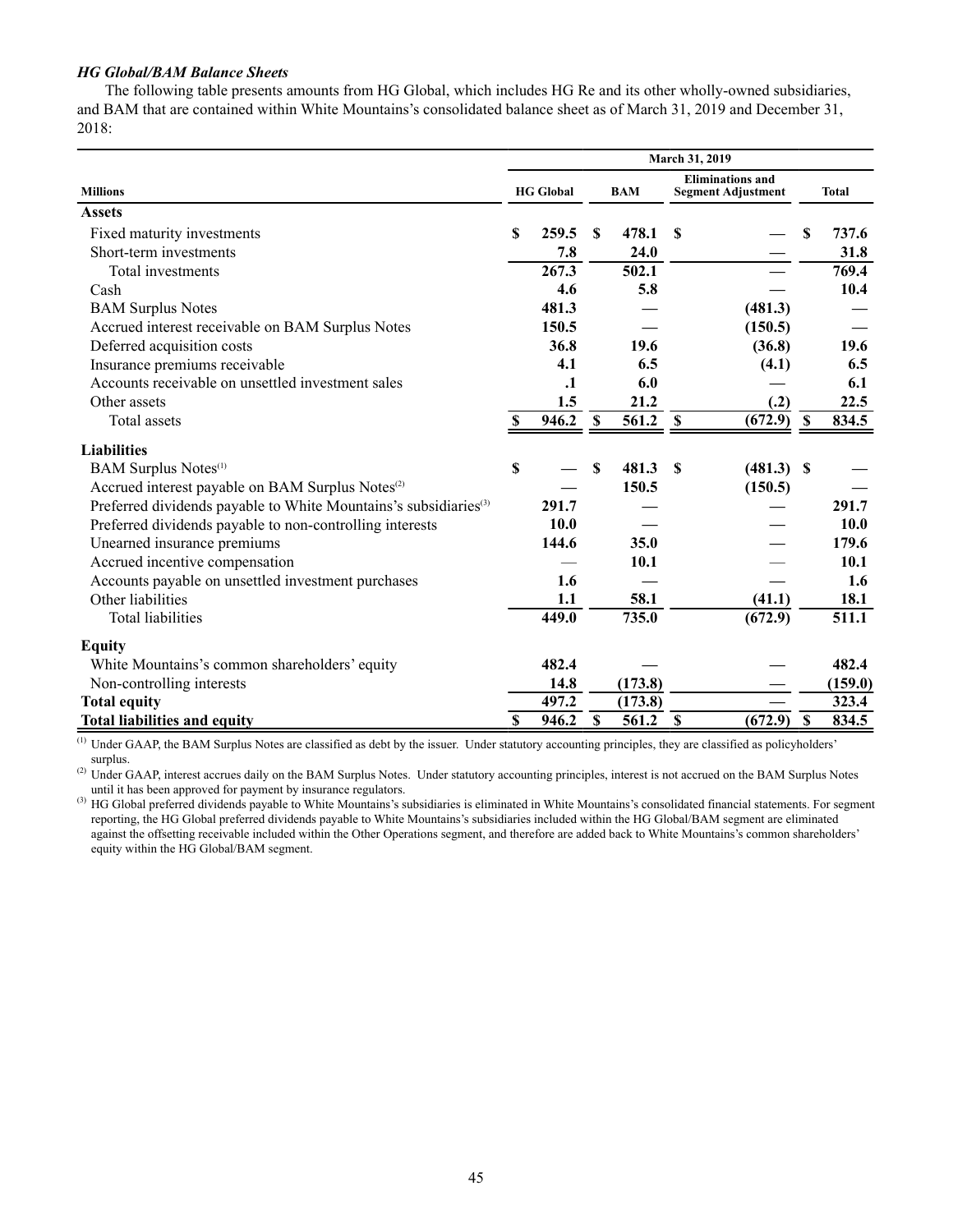***HG Global/BAM Balance Sheets***

The following table presents amounts from HG Global, which includes HG Re and its other wholly-owned subsidiaries, and BAM that are contained within White Mountains's consolidated balance sheet as of March 31, 2019 and December 31, 2018:

| | March 31, 2019 | | | |
|---|---|---|---|---|
| **Millions** | **HG Global** | **BAM** | **Eliminations and Segment Adjustment** | **Total** |
| **Assets** | | | | |
| Fixed maturity investments | $ 259.5 | $ 478.1 | $ — | $ 737.6 |
| Short-term investments | 7.8 | 24.0 | — | 31.8 |
| Total investments | 267.3 | 502.1 | — | 769.4 |
| Cash | 4.6 | 5.8 | — | 10.4 |
| BAM Surplus Notes | 481.3 | — | (481.3) | — |
| Accrued interest receivable on BAM Surplus Notes | 150.5 | — | (150.5) | — |
| Deferred acquisition costs | 36.8 | 19.6 | (36.8) | 19.6 |
| Insurance premiums receivable | 4.1 | 6.5 | (4.1) | 6.5 |
| Accounts receivable on unsettled investment sales | .1 | 6.0 | — | 6.1 |
| Other assets | 1.5 | 21.2 | (.2) | 22.5 |
| Total assets | $ 946.2 | $ 561.2 | $ (672.9) | $ 834.5 |
| **Liabilities** | | | | |
| BAM Surplus Notes[(1)] | $ — | $ 481.3 | $ (481.3) | $ — |
| Accrued interest payable on BAM Surplus Notes[(2)] | — | 150.5 | (150.5) | — |
| Preferred dividends payable to White Mountains's subsidiaries[(3)] | 291.7 | — | — | 291.7 |
| Preferred dividends payable to non-controlling interests | 10.0 | — | — | 10.0 |
| Unearned insurance premiums | 144.6 | 35.0 | — | 179.6 |
| Accrued incentive compensation | — | 10.1 | — | 10.1 |
| Accounts payable on unsettled investment purchases | 1.6 | — | — | 1.6 |
| Other liabilities | 1.1 | 58.1 | (41.1) | 18.1 |
| Total liabilities | 449.0 | 735.0 | (672.9) | 511.1 |
| **Equity** | | | | |
| White Mountains's common shareholders' equity | 482.4 | — | — | 482.4 |
| Non-controlling interests | 14.8 | (173.8) | — | (159.0) |
| **Total equity** | 497.2 | (173.8) | — | 323.4 |
| **Total liabilities and equity** | $ 946.2 | $ 561.2 | $ (672.9) | $ 834.5 |

(1) Under GAAP, the BAM Surplus Notes are classified as debt by the issuer. Under statutory accounting principles, they are classified as policyholders' surplus.

(2) Under GAAP, interest accrues daily on the BAM Surplus Notes. Under statutory accounting principles, interest is not accrued on the BAM Surplus Notes until it has been approved for payment by insurance regulators.

(3) HG Global preferred dividends payable to White Mountains's subsidiaries is eliminated in White Mountains's consolidated financial statements. For segment reporting, the HG Global preferred dividends payable to White Mountains's subsidiaries included within the HG Global/BAM segment are eliminated against the offsetting receivable included within the Other Operations segment, and therefore are added back to White Mountains's common shareholders' equity within the HG Global/BAM segment.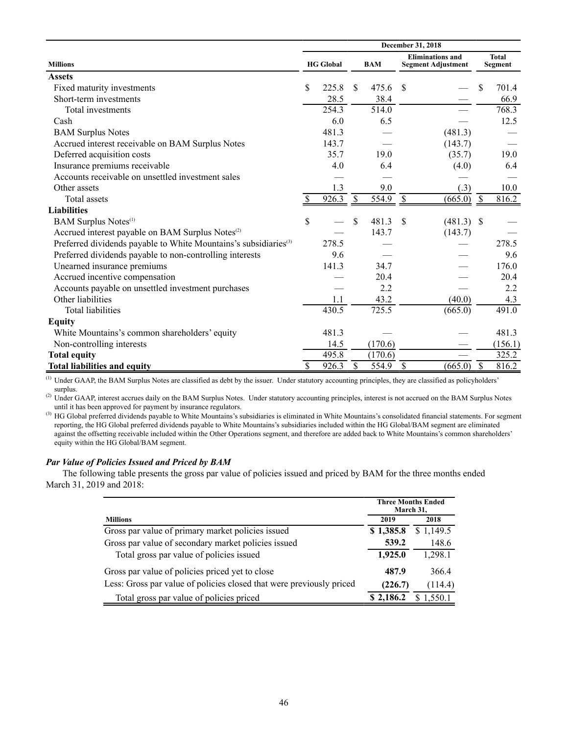| Millions | December 31, 2018 | | | |
|---|---|---|---|---|
| | HG Global | BAM | Eliminations and Segment Adjustment | Total Segment |
| **Assets** | | | | |
| Fixed maturity investments | $ 225.8 | $ 475.6 | $ — | $ 701.4 |
| Short-term investments | 28.5 | 38.4 | — | 66.9 |
| Total investments | 254.3 | 514.0 | — | 768.3 |
| Cash | 6.0 | 6.5 | — | 12.5 |
| BAM Surplus Notes | 481.3 | — | (481.3) | — |
| Accrued interest receivable on BAM Surplus Notes | 143.7 | — | (143.7) | — |
| Deferred acquisition costs | 35.7 | 19.0 | (35.7) | 19.0 |
| Insurance premiums receivable | 4.0 | 6.4 | (4.0) | 6.4 |
| Accounts receivable on unsettled investment sales | — | — | — | — |
| Other assets | 1.3 | 9.0 | (.3) | 10.0 |
| Total assets | $ 926.3 | $ 554.9 | $ (665.0) | $ 816.2 |
| **Liabilities** | | | | |
| BAM Surplus Notes[(1)] | $ — | $ 481.3 | $ (481.3) | $ — |
| Accrued interest payable on BAM Surplus Notes[(2)] | — | 143.7 | (143.7) | — |
| Preferred dividends payable to White Mountains's subsidiaries[(3)] | 278.5 | — | — | 278.5 |
| Preferred dividends payable to non-controlling interests | 9.6 | — | — | 9.6 |
| Unearned insurance premiums | 141.3 | 34.7 | — | 176.0 |
| Accrued incentive compensation | — | 20.4 | — | 20.4 |
| Accounts payable on unsettled investment purchases | — | 2.2 | — | 2.2 |
| Other liabilities | 1.1 | 43.2 | (40.0) | 4.3 |
| Total liabilities | 430.5 | 725.5 | (665.0) | 491.0 |
| **Equity** | | | | |
| White Mountains's common shareholders' equity | 481.3 | — | — | 481.3 |
| Non-controlling interests | 14.5 | (170.6) | — | (156.1) |
| **Total equity** | 495.8 | (170.6) | — | 325.2 |
| **Total liabilities and equity** | $ 926.3 | $ 554.9 | $ (665.0) | $ 816.2 |

(1) Under GAAP, the BAM Surplus Notes are classified as debt by the issuer. Under statutory accounting principles, they are classified as policyholders' surplus.

(2) Under GAAP, interest accrues daily on the BAM Surplus Notes. Under statutory accounting principles, interest is not accrued on the BAM Surplus Notes until it has been approved for payment by insurance regulators.

(3) HG Global preferred dividends payable to White Mountains's subsidiaries is eliminated in White Mountains's consolidated financial statements. For segment reporting, the HG Global preferred dividends payable to White Mountains's subsidiaries included within the HG Global/BAM segment are eliminated against the offsetting receivable included within the Other Operations segment, and therefore are added back to White Mountains's common shareholders' equity within the HG Global/BAM segment.

***Par Value of Policies Issued and Priced by BAM***

The following table presents the gross par value of policies issued and priced by BAM for the three months ended March 31, 2019 and 2018:

| Millions | Three Months Ended March 31, 2019 | Three Months Ended March 31, 2018 |
|---|---|---|
| Gross par value of primary market policies issued | **$ 1,385.8** | $ 1,149.5 |
| Gross par value of secondary market policies issued | **539.2** | 148.6 |
| Total gross par value of policies issued | **1,925.0** | 1,298.1 |
| Gross par value of policies priced yet to close | **487.9** | 366.4 |
| Less: Gross par value of policies closed that were previously priced | **(226.7)** | (114.4) |
| Total gross par value of policies priced | **$ 2,186.2** | $ 1,550.1 |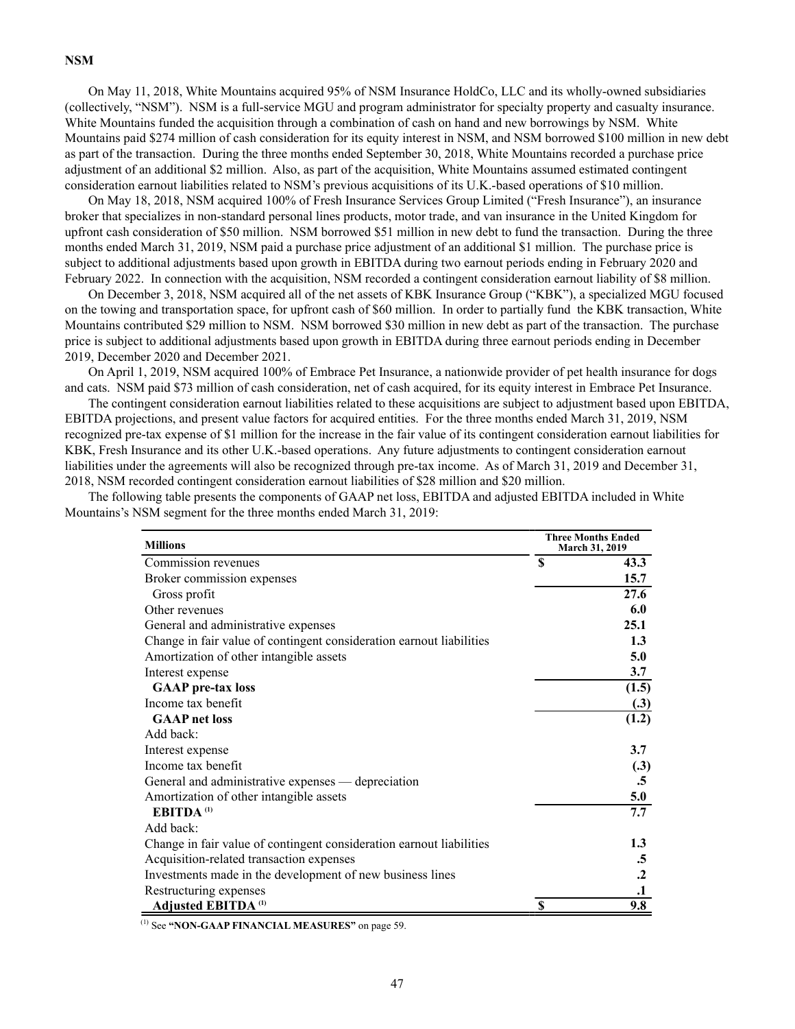**NSM**

On May 11, 2018, White Mountains acquired 95% of NSM Insurance HoldCo, LLC and its wholly-owned subsidiaries (collectively, "NSM"). NSM is a full-service MGU and program administrator for specialty property and casualty insurance. White Mountains funded the acquisition through a combination of cash on hand and new borrowings by NSM. White Mountains paid $274 million of cash consideration for its equity interest in NSM, and NSM borrowed $100 million in new debt as part of the transaction. During the three months ended September 30, 2018, White Mountains recorded a purchase price adjustment of an additional $2 million. Also, as part of the acquisition, White Mountains assumed estimated contingent consideration earnout liabilities related to NSM's previous acquisitions of its U.K.-based operations of $10 million.

On May 18, 2018, NSM acquired 100% of Fresh Insurance Services Group Limited ("Fresh Insurance"), an insurance broker that specializes in non-standard personal lines products, motor trade, and van insurance in the United Kingdom for upfront cash consideration of $50 million. NSM borrowed $51 million in new debt to fund the transaction. During the three months ended March 31, 2019, NSM paid a purchase price adjustment of an additional $1 million. The purchase price is subject to additional adjustments based upon growth in EBITDA during two earnout periods ending in February 2020 and February 2022. In connection with the acquisition, NSM recorded a contingent consideration earnout liability of $8 million.

On December 3, 2018, NSM acquired all of the net assets of KBK Insurance Group ("KBK"), a specialized MGU focused on the towing and transportation space, for upfront cash of $60 million. In order to partially fund the KBK transaction, White Mountains contributed $29 million to NSM. NSM borrowed $30 million in new debt as part of the transaction. The purchase price is subject to additional adjustments based upon growth in EBITDA during three earnout periods ending in December 2019, December 2020 and December 2021.

On April 1, 2019, NSM acquired 100% of Embrace Pet Insurance, a nationwide provider of pet health insurance for dogs and cats. NSM paid $73 million of cash consideration, net of cash acquired, for its equity interest in Embrace Pet Insurance.

The contingent consideration earnout liabilities related to these acquisitions are subject to adjustment based upon EBITDA, EBITDA projections, and present value factors for acquired entities. For the three months ended March 31, 2019, NSM recognized pre-tax expense of $1 million for the increase in the fair value of its contingent consideration earnout liabilities for KBK, Fresh Insurance and its other U.K.-based operations. Any future adjustments to contingent consideration earnout liabilities under the agreements will also be recognized through pre-tax income. As of March 31, 2019 and December 31, 2018, NSM recorded contingent consideration earnout liabilities of $28 million and $20 million.

The following table presents the components of GAAP net loss, EBITDA and adjusted EBITDA included in White Mountains's NSM segment for the three months ended March 31, 2019:

| Millions | Three Months Ended March 31, 2019 |
|---|---|
| Commission revenues | $ 43.3 |
| Broker commission expenses | 15.7 |
| Gross profit | 27.6 |
| Other revenues | 6.0 |
| General and administrative expenses | 25.1 |
| Change in fair value of contingent consideration earnout liabilities | 1.3 |
| Amortization of other intangible assets | 5.0 |
| Interest expense | 3.7 |
| **GAAP pre-tax loss** | (1.5) |
| Income tax benefit | (.3) |
| **GAAP net loss** | (1.2) |
| Add back: | |
| Interest expense | 3.7 |
| Income tax benefit | (.3) |
| General and administrative expenses — depreciation | .5 |
| Amortization of other intangible assets | 5.0 |
| **EBITDA** [(1)] | 7.7 |
| Add back: | |
| Change in fair value of contingent consideration earnout liabilities | 1.3 |
| Acquisition-related transaction expenses | .5 |
| Investments made in the development of new business lines | .2 |
| Restructuring expenses | .1 |
| **Adjusted EBITDA** [(1)] | $ 9.8 |

[(1)] See **"NON-GAAP FINANCIAL MEASURES"** on page 59.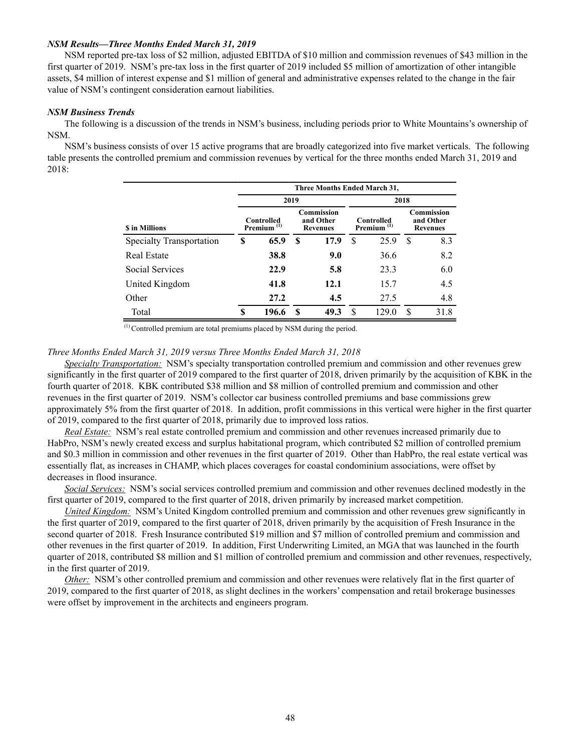***NSM Results—Three Months Ended March 31, 2019***

NSM reported pre-tax loss of $2 million, adjusted EBITDA of $10 million and commission revenues of $43 million in the first quarter of 2019. NSM's pre-tax loss in the first quarter of 2019 included $5 million of amortization of other intangible assets, $4 million of interest expense and $1 million of general and administrative expenses related to the change in the fair value of NSM's contingent consideration earnout liabilities.

***NSM Business Trends***

The following is a discussion of the trends in NSM's business, including periods prior to White Mountains's ownership of NSM.

NSM's business consists of over 15 active programs that are broadly categorized into five market verticals. The following table presents the controlled premium and commission revenues by vertical for the three months ended March 31, 2019 and 2018:

| | Three Months Ended March 31, | | | |
|---|---|---|---|---|
| | 2019 | | 2018 | |
| $ in Millions | Controlled Premium [(1)] | Commission and Other Revenues | Controlled Premium [(1)] | Commission and Other Revenues |
| Specialty Transportation | **$ 65.9** | **$ 17.9** | $ 25.9 | $ 8.3 |
| Real Estate | **38.8** | **9.0** | 36.6 | 8.2 |
| Social Services | **22.9** | **5.8** | 23.3 | 6.0 |
| United Kingdom | **41.8** | **12.1** | 15.7 | 4.5 |
| Other | **27.2** | **4.5** | 27.5 | 4.8 |
| Total | **$ 196.6** | **$ 49.3** | $ 129.0 | $ 31.8 |

(1) Controlled premium are total premiums placed by NSM during the period.

*Three Months Ended March 31, 2019 versus Three Months Ended March 31, 2018*

*Specialty Transportation:* NSM's specialty transportation controlled premium and commission and other revenues grew significantly in the first quarter of 2019 compared to the first quarter of 2018, driven primarily by the acquisition of KBK in the fourth quarter of 2018. KBK contributed $38 million and $8 million of controlled premium and commission and other revenues in the first quarter of 2019. NSM's collector car business controlled premiums and base commissions grew approximately 5% from the first quarter of 2018. In addition, profit commissions in this vertical were higher in the first quarter of 2019, compared to the first quarter of 2018, primarily due to improved loss ratios.

*Real Estate:* NSM's real estate controlled premium and commission and other revenues increased primarily due to HabPro, NSM's newly created excess and surplus habitational program, which contributed $2 million of controlled premium and $0.3 million in commission and other revenues in the first quarter of 2019. Other than HabPro, the real estate vertical was essentially flat, as increases in CHAMP, which places coverages for coastal condominium associations, were offset by decreases in flood insurance.

*Social Services:* NSM's social services controlled premium and commission and other revenues declined modestly in the first quarter of 2019, compared to the first quarter of 2018, driven primarily by increased market competition.

*United Kingdom:* NSM's United Kingdom controlled premium and commission and other revenues grew significantly in the first quarter of 2019, compared to the first quarter of 2018, driven primarily by the acquisition of Fresh Insurance in the second quarter of 2018. Fresh Insurance contributed $19 million and $7 million of controlled premium and commission and other revenues in the first quarter of 2019. In addition, First Underwriting Limited, an MGA that was launched in the fourth quarter of 2018, contributed $8 million and $1 million of controlled premium and commission and other revenues, respectively, in the first quarter of 2019.

*Other:* NSM's other controlled premium and commission and other revenues were relatively flat in the first quarter of 2019, compared to the first quarter of 2018, as slight declines in the workers' compensation and retail brokerage businesses were offset by improvement in the architects and engineers program.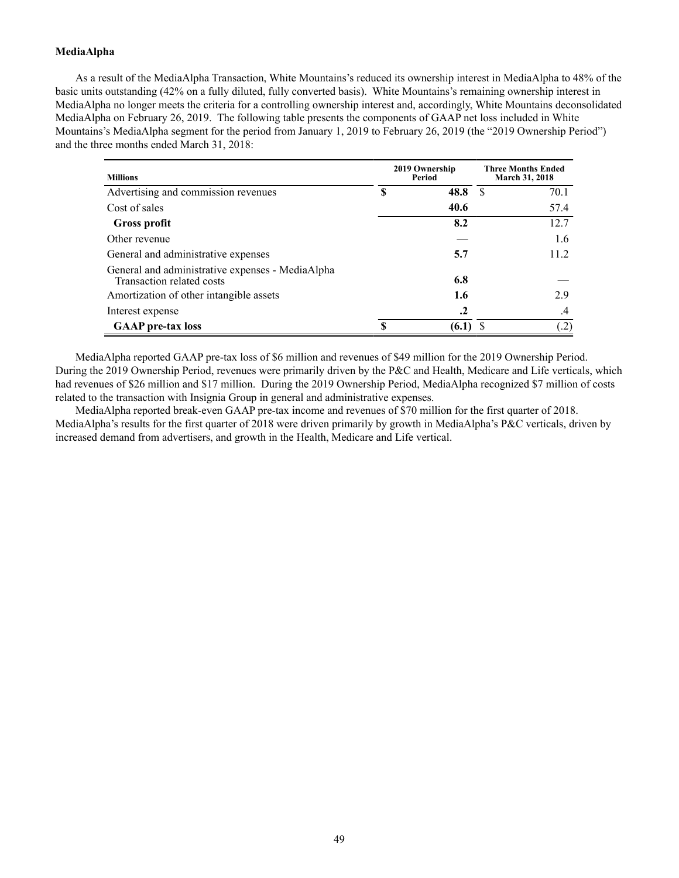**MediaAlpha**

As a result of the MediaAlpha Transaction, White Mountains's reduced its ownership interest in MediaAlpha to 48% of the basic units outstanding (42% on a fully diluted, fully converted basis). White Mountains's remaining ownership interest in MediaAlpha no longer meets the criteria for a controlling ownership interest and, accordingly, White Mountains deconsolidated MediaAlpha on February 26, 2019. The following table presents the components of GAAP net loss included in White Mountains's MediaAlpha segment for the period from January 1, 2019 to February 26, 2019 (the "2019 Ownership Period") and the three months ended March 31, 2018:

| Millions | 2019 Ownership Period | Three Months Ended March 31, 2018 |
|---|---|---|
| Advertising and commission revenues | **$ 48.8** | $ 70.1 |
| Cost of sales | **40.6** | 57.4 |
| **Gross profit** | **8.2** | 12.7 |
| Other revenue | **—** | 1.6 |
| General and administrative expenses | **5.7** | 11.2 |
| General and administrative expenses - MediaAlpha Transaction related costs | **6.8** | — |
| Amortization of other intangible assets | **1.6** | 2.9 |
| Interest expense | **.2** | .4 |
| **GAAP pre-tax loss** | **$ (6.1)** | $ (.2) |

MediaAlpha reported GAAP pre-tax loss of $6 million and revenues of $49 million for the 2019 Ownership Period. During the 2019 Ownership Period, revenues were primarily driven by the P&C and Health, Medicare and Life verticals, which had revenues of $26 million and $17 million. During the 2019 Ownership Period, MediaAlpha recognized $7 million of costs related to the transaction with Insignia Group in general and administrative expenses.

MediaAlpha reported break-even GAAP pre-tax income and revenues of $70 million for the first quarter of 2018. MediaAlpha's results for the first quarter of 2018 were driven primarily by growth in MediaAlpha's P&C verticals, driven by increased demand from advertisers, and growth in the Health, Medicare and Life vertical.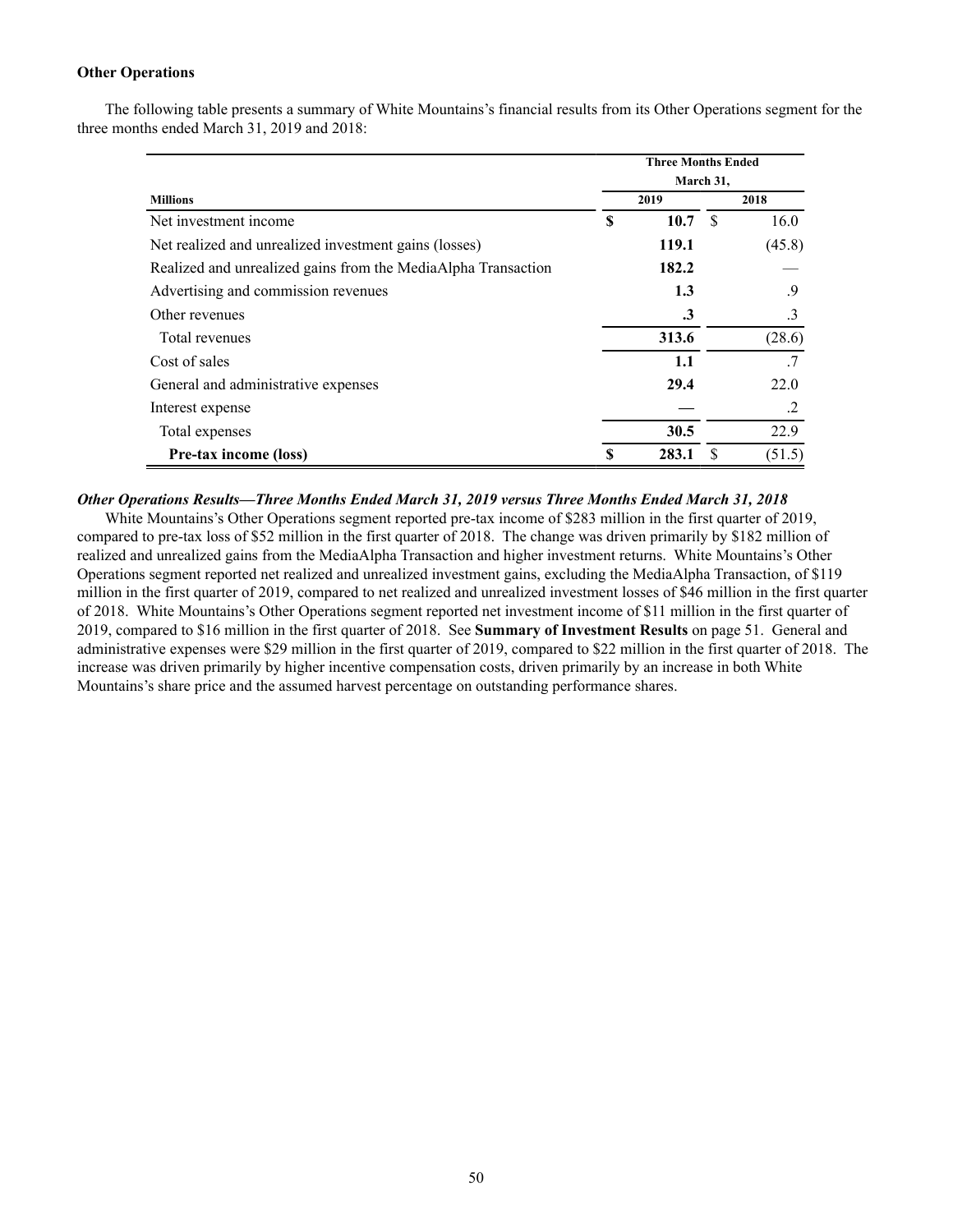**Other Operations**

The following table presents a summary of White Mountains's financial results from its Other Operations segment for the three months ended March 31, 2019 and 2018:

| | Three Months Ended March 31, | |
|---|---|---|
| Millions | 2019 | 2018 |
| Net investment income | $ 10.7 | $ 16.0 |
| Net realized and unrealized investment gains (losses) | 119.1 | (45.8) |
| Realized and unrealized gains from the MediaAlpha Transaction | 182.2 | — |
| Advertising and commission revenues | 1.3 | .9 |
| Other revenues | .3 | .3 |
| Total revenues | 313.6 | (28.6) |
| Cost of sales | 1.1 | .7 |
| General and administrative expenses | 29.4 | 22.0 |
| Interest expense | — | .2 |
| Total expenses | 30.5 | 22.9 |
| **Pre-tax income (loss)** | $ 283.1 | $ (51.5) |

***Other Operations Results—Three Months Ended March 31, 2019 versus Three Months Ended March 31, 2018***

White Mountains's Other Operations segment reported pre-tax income of $283 million in the first quarter of 2019, compared to pre-tax loss of $52 million in the first quarter of 2018. The change was driven primarily by $182 million of realized and unrealized gains from the MediaAlpha Transaction and higher investment returns. White Mountains's Other Operations segment reported net realized and unrealized investment gains, excluding the MediaAlpha Transaction, of $119 million in the first quarter of 2019, compared to net realized and unrealized investment losses of $46 million in the first quarter of 2018. White Mountains's Other Operations segment reported net investment income of $11 million in the first quarter of 2019, compared to $16 million in the first quarter of 2018. See **Summary of Investment Results** on page 51. General and administrative expenses were $29 million in the first quarter of 2019, compared to $22 million in the first quarter of 2018. The increase was driven primarily by higher incentive compensation costs, driven primarily by an increase in both White Mountains's share price and the assumed harvest percentage on outstanding performance shares.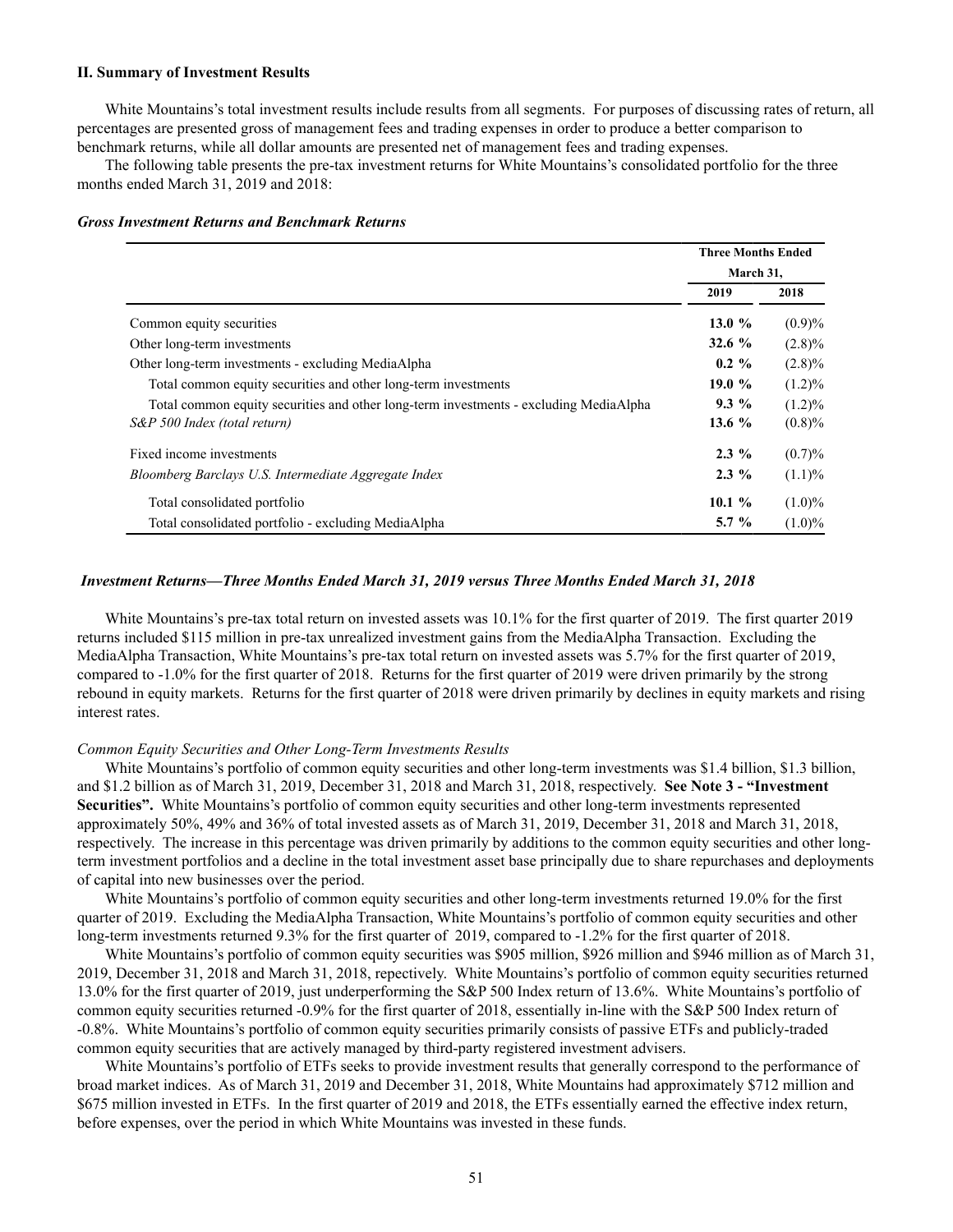**II. Summary of Investment Results**

White Mountains's total investment results include results from all segments. For purposes of discussing rates of return, all percentages are presented gross of management fees and trading expenses in order to produce a better comparison to benchmark returns, while all dollar amounts are presented net of management fees and trading expenses.

The following table presents the pre-tax investment returns for White Mountains's consolidated portfolio for the three months ended March 31, 2019 and 2018:

***Gross Investment Returns and Benchmark Returns***

| | Three Months Ended March 31, | |
|---|---|---|
| | **2019** | **2018** |
| Common equity securities | **13.0 %** | (0.9)% |
| Other long-term investments | **32.6 %** | (2.8)% |
| Other long-term investments - excluding MediaAlpha | **0.2 %** | (2.8)% |
| Total common equity securities and other long-term investments | **19.0 %** | (1.2)% |
| Total common equity securities and other long-term investments - excluding MediaAlpha | **9.3 %** | (1.2)% |
| *S&P 500 Index (total return)* | **13.6 %** | (0.8)% |
| Fixed income investments | **2.3 %** | (0.7)% |
| *Bloomberg Barclays U.S. Intermediate Aggregate Index* | **2.3 %** | (1.1)% |
| Total consolidated portfolio | **10.1 %** | (1.0)% |
| Total consolidated portfolio - excluding MediaAlpha | **5.7 %** | (1.0)% |

***Investment Returns—Three Months Ended March 31, 2019 versus Three Months Ended March 31, 2018***

White Mountains's pre-tax total return on invested assets was 10.1% for the first quarter of 2019. The first quarter 2019 returns included $115 million in pre-tax unrealized investment gains from the MediaAlpha Transaction. Excluding the MediaAlpha Transaction, White Mountains's pre-tax total return on invested assets was 5.7% for the first quarter of 2019, compared to -1.0% for the first quarter of 2018. Returns for the first quarter of 2019 were driven primarily by the strong rebound in equity markets. Returns for the first quarter of 2018 were driven primarily by declines in equity markets and rising interest rates.

*Common Equity Securities and Other Long-Term Investments Results*

White Mountains's portfolio of common equity securities and other long-term investments was $1.4 billion, $1.3 billion, and $1.2 billion as of March 31, 2019, December 31, 2018 and March 31, 2018, respectively. **See Note 3 - "Investment Securities".** White Mountains's portfolio of common equity securities and other long-term investments represented approximately 50%, 49% and 36% of total invested assets as of March 31, 2019, December 31, 2018 and March 31, 2018, respectively. The increase in this percentage was driven primarily by additions to the common equity securities and other long-term investment portfolios and a decline in the total investment asset base principally due to share repurchases and deployments of capital into new businesses over the period.

White Mountains's portfolio of common equity securities and other long-term investments returned 19.0% for the first quarter of 2019. Excluding the MediaAlpha Transaction, White Mountains's portfolio of common equity securities and other long-term investments returned 9.3% for the first quarter of 2019, compared to -1.2% for the first quarter of 2018.

White Mountains's portfolio of common equity securities was $905 million, $926 million and $946 million as of March 31, 2019, December 31, 2018 and March 31, 2018, repectively. White Mountains's portfolio of common equity securities returned 13.0% for the first quarter of 2019, just underperforming the S&P 500 Index return of 13.6%. White Mountains's portfolio of common equity securities returned -0.9% for the first quarter of 2018, essentially in-line with the S&P 500 Index return of -0.8%. White Mountains's portfolio of common equity securities primarily consists of passive ETFs and publicly-traded common equity securities that are actively managed by third-party registered investment advisers.

White Mountains's portfolio of ETFs seeks to provide investment results that generally correspond to the performance of broad market indices. As of March 31, 2019 and December 31, 2018, White Mountains had approximately $712 million and $675 million invested in ETFs. In the first quarter of 2019 and 2018, the ETFs essentially earned the effective index return, before expenses, over the period in which White Mountains was invested in these funds.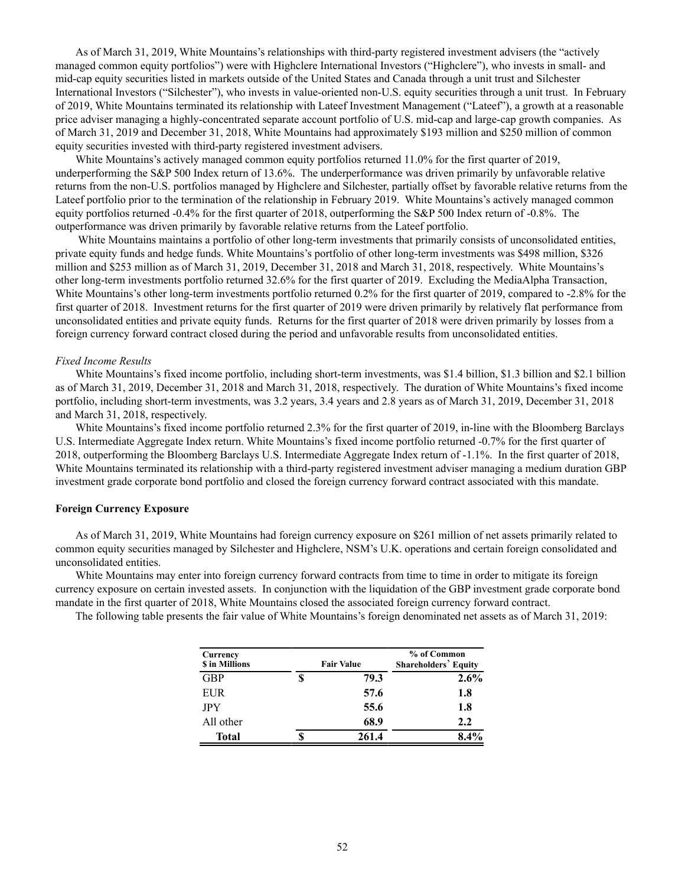As of March 31, 2019, White Mountains's relationships with third-party registered investment advisers (the "actively managed common equity portfolios") were with Highclere International Investors ("Highclere"), who invests in small- and mid-cap equity securities listed in markets outside of the United States and Canada through a unit trust and Silchester International Investors ("Silchester"), who invests in value-oriented non-U.S. equity securities through a unit trust. In February of 2019, White Mountains terminated its relationship with Lateef Investment Management ("Lateef"), a growth at a reasonable price adviser managing a highly-concentrated separate account portfolio of U.S. mid-cap and large-cap growth companies. As of March 31, 2019 and December 31, 2018, White Mountains had approximately $193 million and $250 million of common equity securities invested with third-party registered investment advisers.

White Mountains's actively managed common equity portfolios returned 11.0% for the first quarter of 2019, underperforming the S&P 500 Index return of 13.6%. The underperformance was driven primarily by unfavorable relative returns from the non-U.S. portfolios managed by Highclere and Silchester, partially offset by favorable relative returns from the Lateef portfolio prior to the termination of the relationship in February 2019. White Mountains's actively managed common equity portfolios returned -0.4% for the first quarter of 2018, outperforming the S&P 500 Index return of -0.8%. The outperformance was driven primarily by favorable relative returns from the Lateef portfolio.

White Mountains maintains a portfolio of other long-term investments that primarily consists of unconsolidated entities, private equity funds and hedge funds. White Mountains's portfolio of other long-term investments was $498 million, $326 million and $253 million as of March 31, 2019, December 31, 2018 and March 31, 2018, respectively. White Mountains's other long-term investments portfolio returned 32.6% for the first quarter of 2019. Excluding the MediaAlpha Transaction, White Mountains's other long-term investments portfolio returned 0.2% for the first quarter of 2019, compared to -2.8% for the first quarter of 2018. Investment returns for the first quarter of 2019 were driven primarily by relatively flat performance from unconsolidated entities and private equity funds. Returns for the first quarter of 2018 were driven primarily by losses from a foreign currency forward contract closed during the period and unfavorable results from unconsolidated entities.

*Fixed Income Results*

White Mountains's fixed income portfolio, including short-term investments, was $1.4 billion, $1.3 billion and $2.1 billion as of March 31, 2019, December 31, 2018 and March 31, 2018, respectively. The duration of White Mountains's fixed income portfolio, including short-term investments, was 3.2 years, 3.4 years and 2.8 years as of March 31, 2019, December 31, 2018 and March 31, 2018, respectively.

White Mountains's fixed income portfolio returned 2.3% for the first quarter of 2019, in-line with the Bloomberg Barclays U.S. Intermediate Aggregate Index return. White Mountains's fixed income portfolio returned -0.7% for the first quarter of 2018, outperforming the Bloomberg Barclays U.S. Intermediate Aggregate Index return of -1.1%. In the first quarter of 2018, White Mountains terminated its relationship with a third-party registered investment adviser managing a medium duration GBP investment grade corporate bond portfolio and closed the foreign currency forward contract associated with this mandate.

**Foreign Currency Exposure**

As of March 31, 2019, White Mountains had foreign currency exposure on $261 million of net assets primarily related to common equity securities managed by Silchester and Highclere, NSM's U.K. operations and certain foreign consolidated and unconsolidated entities.

White Mountains may enter into foreign currency forward contracts from time to time in order to mitigate its foreign currency exposure on certain invested assets. In conjunction with the liquidation of the GBP investment grade corporate bond mandate in the first quarter of 2018, White Mountains closed the associated foreign currency forward contract.

The following table presents the fair value of White Mountains's foreign denominated net assets as of March 31, 2019:

| Currency<br>$ in Millions | Fair Value | % of Common Shareholders' Equity |
|---|---|---|
| GBP | $ 79.3 | 2.6% |
| EUR | 57.6 | 1.8 |
| JPY | 55.6 | 1.8 |
| All other | 68.9 | 2.2 |
| **Total** | **$ 261.4** | **8.4%** |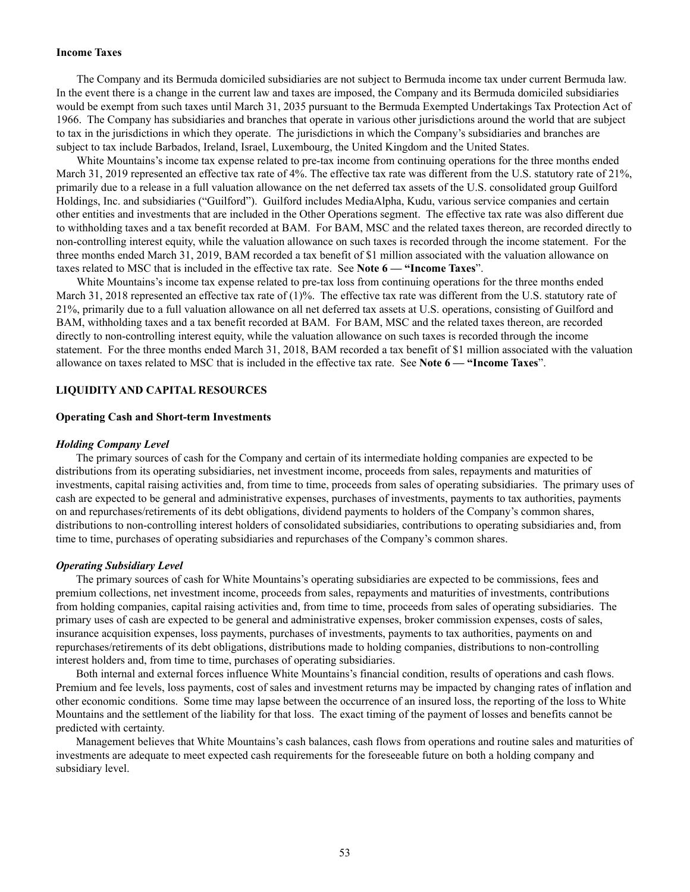**Income Taxes**

The Company and its Bermuda domiciled subsidiaries are not subject to Bermuda income tax under current Bermuda law. In the event there is a change in the current law and taxes are imposed, the Company and its Bermuda domiciled subsidiaries would be exempt from such taxes until March 31, 2035 pursuant to the Bermuda Exempted Undertakings Tax Protection Act of 1966. The Company has subsidiaries and branches that operate in various other jurisdictions around the world that are subject to tax in the jurisdictions in which they operate. The jurisdictions in which the Company's subsidiaries and branches are subject to tax include Barbados, Ireland, Israel, Luxembourg, the United Kingdom and the United States.

White Mountains's income tax expense related to pre-tax income from continuing operations for the three months ended March 31, 2019 represented an effective tax rate of 4%. The effective tax rate was different from the U.S. statutory rate of 21%, primarily due to a release in a full valuation allowance on the net deferred tax assets of the U.S. consolidated group Guilford Holdings, Inc. and subsidiaries ("Guilford"). Guilford includes MediaAlpha, Kudu, various service companies and certain other entities and investments that are included in the Other Operations segment. The effective tax rate was also different due to withholding taxes and a tax benefit recorded at BAM. For BAM, MSC and the related taxes thereon, are recorded directly to non-controlling interest equity, while the valuation allowance on such taxes is recorded through the income statement. For the three months ended March 31, 2019, BAM recorded a tax benefit of $1 million associated with the valuation allowance on taxes related to MSC that is included in the effective tax rate. See **Note 6 — "Income Taxes"**.

White Mountains's income tax expense related to pre-tax loss from continuing operations for the three months ended March 31, 2018 represented an effective tax rate of (1)%. The effective tax rate was different from the U.S. statutory rate of 21%, primarily due to a full valuation allowance on all net deferred tax assets at U.S. operations, consisting of Guilford and BAM, withholding taxes and a tax benefit recorded at BAM. For BAM, MSC and the related taxes thereon, are recorded directly to non-controlling interest equity, while the valuation allowance on such taxes is recorded through the income statement. For the three months ended March 31, 2018, BAM recorded a tax benefit of $1 million associated with the valuation allowance on taxes related to MSC that is included in the effective tax rate. See **Note 6 — "Income Taxes"**.

## LIQUIDITY AND CAPITAL RESOURCES

**Operating Cash and Short-term Investments**

***Holding Company Level***

The primary sources of cash for the Company and certain of its intermediate holding companies are expected to be distributions from its operating subsidiaries, net investment income, proceeds from sales, repayments and maturities of investments, capital raising activities and, from time to time, proceeds from sales of operating subsidiaries. The primary uses of cash are expected to be general and administrative expenses, purchases of investments, payments to tax authorities, payments on and repurchases/retirements of its debt obligations, dividend payments to holders of the Company's common shares, distributions to non-controlling interest holders of consolidated subsidiaries, contributions to operating subsidiaries and, from time to time, purchases of operating subsidiaries and repurchases of the Company's common shares.

***Operating Subsidiary Level***

The primary sources of cash for White Mountains's operating subsidiaries are expected to be commissions, fees and premium collections, net investment income, proceeds from sales, repayments and maturities of investments, contributions from holding companies, capital raising activities and, from time to time, proceeds from sales of operating subsidiaries. The primary uses of cash are expected to be general and administrative expenses, broker commission expenses, costs of sales, insurance acquisition expenses, loss payments, purchases of investments, payments to tax authorities, payments on and repurchases/retirements of its debt obligations, distributions made to holding companies, distributions to non-controlling interest holders and, from time to time, purchases of operating subsidiaries.

Both internal and external forces influence White Mountains's financial condition, results of operations and cash flows. Premium and fee levels, loss payments, cost of sales and investment returns may be impacted by changing rates of inflation and other economic conditions. Some time may lapse between the occurrence of an insured loss, the reporting of the loss to White Mountains and the settlement of the liability for that loss. The exact timing of the payment of losses and benefits cannot be predicted with certainty.

Management believes that White Mountains's cash balances, cash flows from operations and routine sales and maturities of investments are adequate to meet expected cash requirements for the foreseeable future on both a holding company and subsidiary level.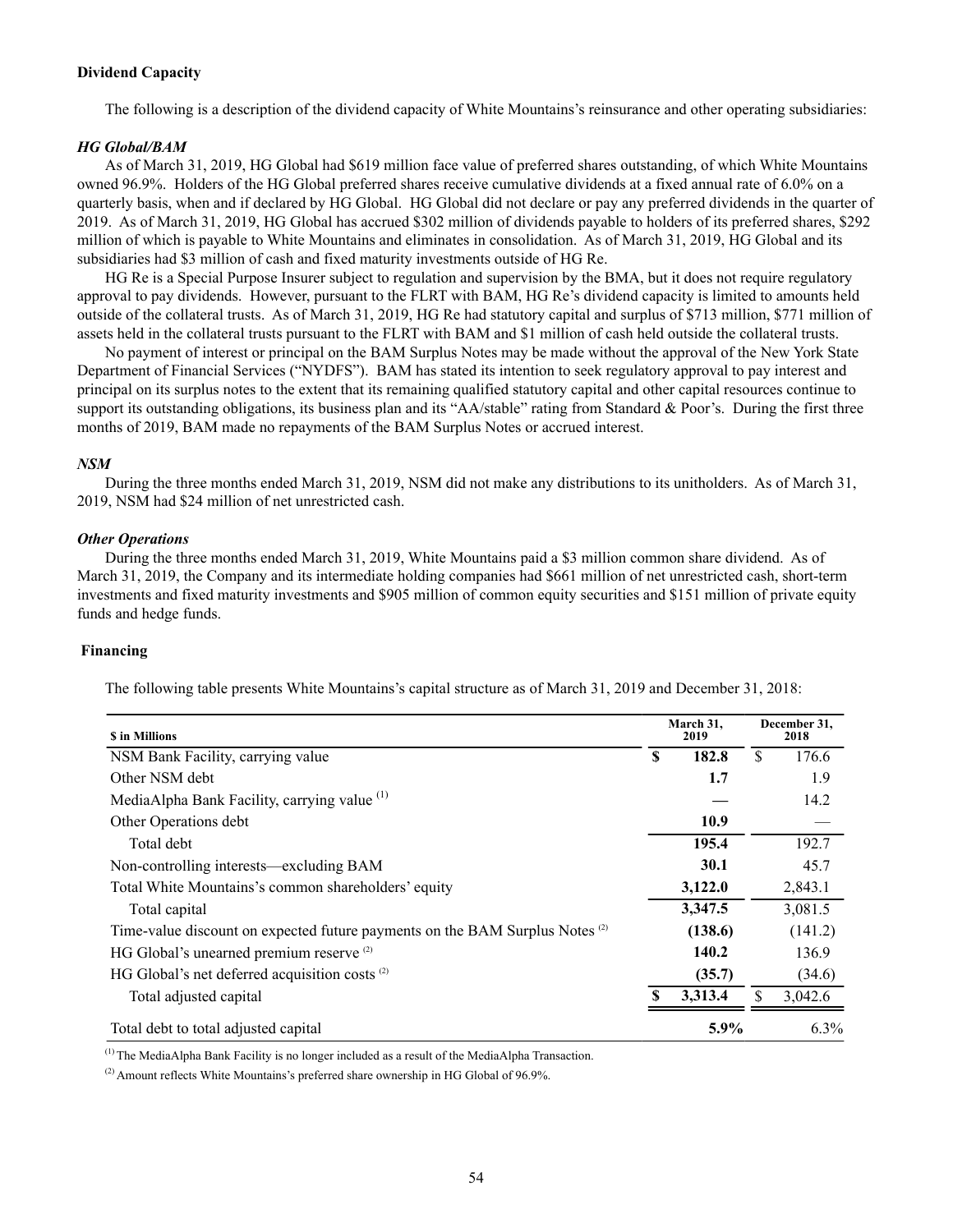**Dividend Capacity**

The following is a description of the dividend capacity of White Mountains's reinsurance and other operating subsidiaries:

***HG Global/BAM***

As of March 31, 2019, HG Global had $619 million face value of preferred shares outstanding, of which White Mountains owned 96.9%. Holders of the HG Global preferred shares receive cumulative dividends at a fixed annual rate of 6.0% on a quarterly basis, when and if declared by HG Global. HG Global did not declare or pay any preferred dividends in the quarter of 2019. As of March 31, 2019, HG Global has accrued $302 million of dividends payable to holders of its preferred shares, $292 million of which is payable to White Mountains and eliminates in consolidation. As of March 31, 2019, HG Global and its subsidiaries had $3 million of cash and fixed maturity investments outside of HG Re.

HG Re is a Special Purpose Insurer subject to regulation and supervision by the BMA, but it does not require regulatory approval to pay dividends. However, pursuant to the FLRT with BAM, HG Re's dividend capacity is limited to amounts held outside of the collateral trusts. As of March 31, 2019, HG Re had statutory capital and surplus of $713 million, $771 million of assets held in the collateral trusts pursuant to the FLRT with BAM and $1 million of cash held outside the collateral trusts.

No payment of interest or principal on the BAM Surplus Notes may be made without the approval of the New York State Department of Financial Services ("NYDFS"). BAM has stated its intention to seek regulatory approval to pay interest and principal on its surplus notes to the extent that its remaining qualified statutory capital and other capital resources continue to support its outstanding obligations, its business plan and its "AA/stable" rating from Standard & Poor's. During the first three months of 2019, BAM made no repayments of the BAM Surplus Notes or accrued interest.

***NSM***

During the three months ended March 31, 2019, NSM did not make any distributions to its unitholders. As of March 31, 2019, NSM had $24 million of net unrestricted cash.

***Other Operations***

During the three months ended March 31, 2019, White Mountains paid a $3 million common share dividend. As of March 31, 2019, the Company and its intermediate holding companies had $661 million of net unrestricted cash, short-term investments and fixed maturity investments and $905 million of common equity securities and $151 million of private equity funds and hedge funds.

**Financing**

The following table presents White Mountains's capital structure as of March 31, 2019 and December 31, 2018:

| $ in Millions | March 31, 2019 | December 31, 2018 |
|---|---|---|
| NSM Bank Facility, carrying value | $ 182.8 | $ 176.6 |
| Other NSM debt | 1.7 | 1.9 |
| MediaAlpha Bank Facility, carrying value [(1)] | — | 14.2 |
| Other Operations debt | 10.9 | — |
| Total debt | 195.4 | 192.7 |
| Non-controlling interests—excluding BAM | 30.1 | 45.7 |
| Total White Mountains's common shareholders' equity | 3,122.0 | 2,843.1 |
| Total capital | 3,347.5 | 3,081.5 |
| Time-value discount on expected future payments on the BAM Surplus Notes [(2)] | (138.6) | (141.2) |
| HG Global's unearned premium reserve [(2)] | 140.2 | 136.9 |
| HG Global's net deferred acquisition costs [(2)] | (35.7) | (34.6) |
| Total adjusted capital | $ 3,313.4 | $ 3,042.6 |
| Total debt to total adjusted capital | 5.9% | 6.3% |

[(1)] The MediaAlpha Bank Facility is no longer included as a result of the MediaAlpha Transaction.

[(2)] Amount reflects White Mountains's preferred share ownership in HG Global of 96.9%.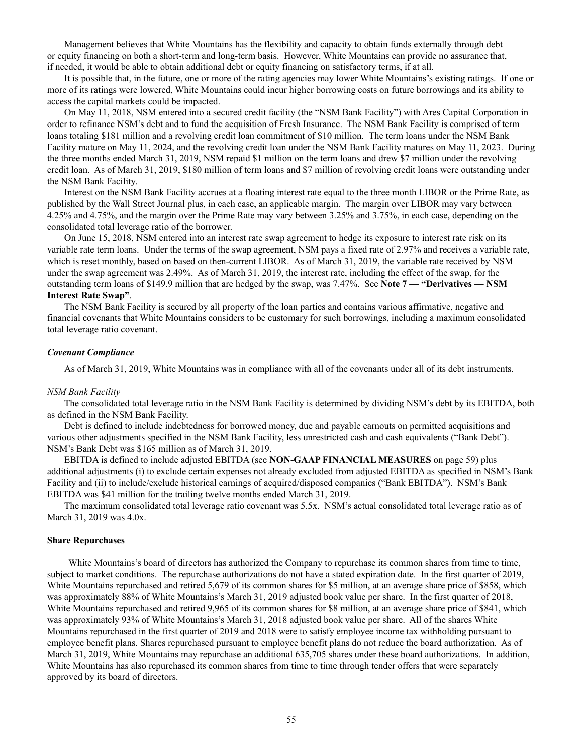Management believes that White Mountains has the flexibility and capacity to obtain funds externally through debt or equity financing on both a short-term and long-term basis. However, White Mountains can provide no assurance that, if needed, it would be able to obtain additional debt or equity financing on satisfactory terms, if at all.

It is possible that, in the future, one or more of the rating agencies may lower White Mountains's existing ratings. If one or more of its ratings were lowered, White Mountains could incur higher borrowing costs on future borrowings and its ability to access the capital markets could be impacted.

On May 11, 2018, NSM entered into a secured credit facility (the "NSM Bank Facility") with Ares Capital Corporation in order to refinance NSM's debt and to fund the acquisition of Fresh Insurance. The NSM Bank Facility is comprised of term loans totaling $181 million and a revolving credit loan commitment of $10 million. The term loans under the NSM Bank Facility mature on May 11, 2024, and the revolving credit loan under the NSM Bank Facility matures on May 11, 2023. During the three months ended March 31, 2019, NSM repaid $1 million on the term loans and drew $7 million under the revolving credit loan. As of March 31, 2019, $180 million of term loans and $7 million of revolving credit loans were outstanding under the NSM Bank Facility.

Interest on the NSM Bank Facility accrues at a floating interest rate equal to the three month LIBOR or the Prime Rate, as published by the Wall Street Journal plus, in each case, an applicable margin. The margin over LIBOR may vary between 4.25% and 4.75%, and the margin over the Prime Rate may vary between 3.25% and 3.75%, in each case, depending on the consolidated total leverage ratio of the borrower.

On June 15, 2018, NSM entered into an interest rate swap agreement to hedge its exposure to interest rate risk on its variable rate term loans. Under the terms of the swap agreement, NSM pays a fixed rate of 2.97% and receives a variable rate, which is reset monthly, based on based on then-current LIBOR. As of March 31, 2019, the variable rate received by NSM under the swap agreement was 2.49%. As of March 31, 2019, the interest rate, including the effect of the swap, for the outstanding term loans of $149.9 million that are hedged by the swap, was 7.47%. See **Note 7 — "Derivatives — NSM Interest Rate Swap"**.

The NSM Bank Facility is secured by all property of the loan parties and contains various affirmative, negative and financial covenants that White Mountains considers to be customary for such borrowings, including a maximum consolidated total leverage ratio covenant.

### *Covenant Compliance*

As of March 31, 2019, White Mountains was in compliance with all of the covenants under all of its debt instruments.

*NSM Bank Facility*

The consolidated total leverage ratio in the NSM Bank Facility is determined by dividing NSM's debt by its EBITDA, both as defined in the NSM Bank Facility.

Debt is defined to include indebtedness for borrowed money, due and payable earnouts on permitted acquisitions and various other adjustments specified in the NSM Bank Facility, less unrestricted cash and cash equivalents ("Bank Debt"). NSM's Bank Debt was $165 million as of March 31, 2019.

EBITDA is defined to include adjusted EBITDA (see **NON-GAAP FINANCIAL MEASURES** on page 59) plus additional adjustments (i) to exclude certain expenses not already excluded from adjusted EBITDA as specified in NSM's Bank Facility and (ii) to include/exclude historical earnings of acquired/disposed companies ("Bank EBITDA"). NSM's Bank EBITDA was $41 million for the trailing twelve months ended March 31, 2019.

The maximum consolidated total leverage ratio covenant was 5.5x. NSM's actual consolidated total leverage ratio as of March 31, 2019 was 4.0x.

## Share Repurchases

White Mountains's board of directors has authorized the Company to repurchase its common shares from time to time, subject to market conditions. The repurchase authorizations do not have a stated expiration date. In the first quarter of 2019, White Mountains repurchased and retired 5,679 of its common shares for $5 million, at an average share price of $858, which was approximately 88% of White Mountains's March 31, 2019 adjusted book value per share. In the first quarter of 2018, White Mountains repurchased and retired 9,965 of its common shares for $8 million, at an average share price of $841, which was approximately 93% of White Mountains's March 31, 2018 adjusted book value per share. All of the shares White Mountains repurchased in the first quarter of 2019 and 2018 were to satisfy employee income tax withholding pursuant to employee benefit plans. Shares repurchased pursuant to employee benefit plans do not reduce the board authorization. As of March 31, 2019, White Mountains may repurchase an additional 635,705 shares under these board authorizations. In addition, White Mountains has also repurchased its common shares from time to time through tender offers that were separately approved by its board of directors.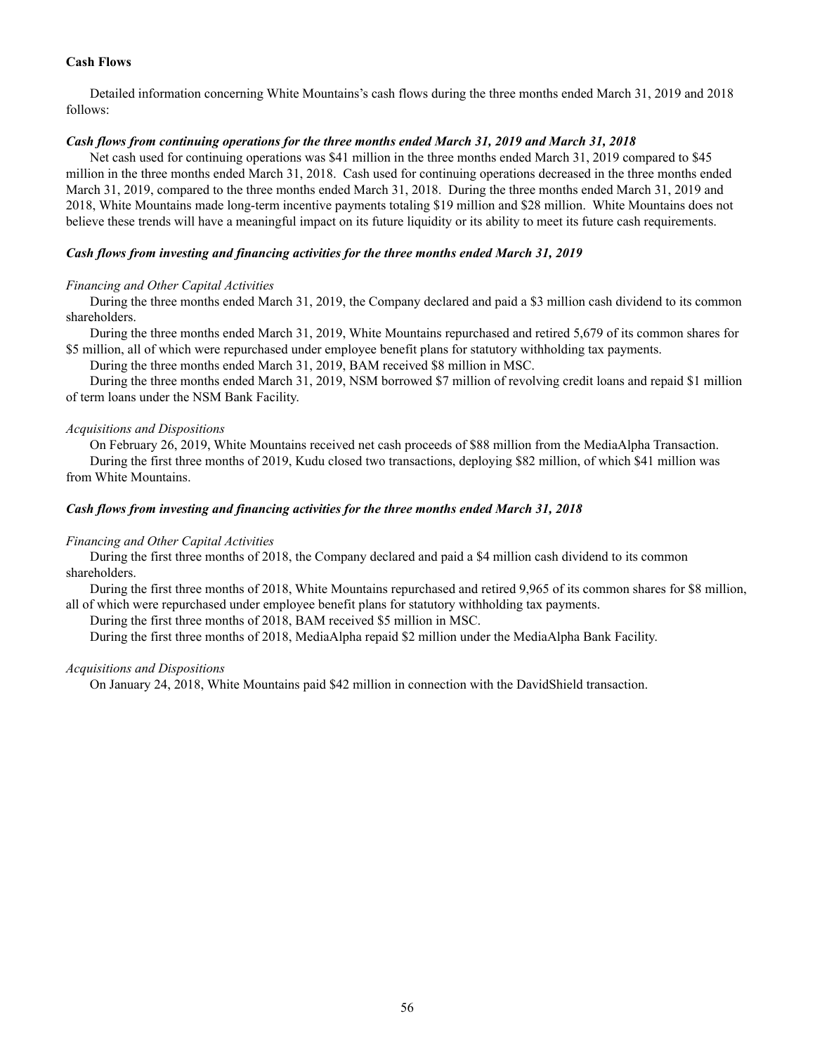**Cash Flows**

Detailed information concerning White Mountains's cash flows during the three months ended March 31, 2019 and 2018 follows:

***Cash flows from continuing operations for the three months ended March 31, 2019 and March 31, 2018***

Net cash used for continuing operations was $41 million in the three months ended March 31, 2019 compared to $45 million in the three months ended March 31, 2018. Cash used for continuing operations decreased in the three months ended March 31, 2019, compared to the three months ended March 31, 2018. During the three months ended March 31, 2019 and 2018, White Mountains made long-term incentive payments totaling $19 million and $28 million. White Mountains does not believe these trends will have a meaningful impact on its future liquidity or its ability to meet its future cash requirements.

***Cash flows from investing and financing activities for the three months ended March 31, 2019***

*Financing and Other Capital Activities*

During the three months ended March 31, 2019, the Company declared and paid a $3 million cash dividend to its common shareholders.

During the three months ended March 31, 2019, White Mountains repurchased and retired 5,679 of its common shares for $5 million, all of which were repurchased under employee benefit plans for statutory withholding tax payments.

During the three months ended March 31, 2019, BAM received $8 million in MSC.

During the three months ended March 31, 2019, NSM borrowed $7 million of revolving credit loans and repaid $1 million of term loans under the NSM Bank Facility.

*Acquisitions and Dispositions*

On February 26, 2019, White Mountains received net cash proceeds of $88 million from the MediaAlpha Transaction.

During the first three months of 2019, Kudu closed two transactions, deploying $82 million, of which $41 million was from White Mountains.

***Cash flows from investing and financing activities for the three months ended March 31, 2018***

*Financing and Other Capital Activities*

During the first three months of 2018, the Company declared and paid a $4 million cash dividend to its common shareholders.

During the first three months of 2018, White Mountains repurchased and retired 9,965 of its common shares for $8 million, all of which were repurchased under employee benefit plans for statutory withholding tax payments.

During the first three months of 2018, BAM received $5 million in MSC.

During the first three months of 2018, MediaAlpha repaid $2 million under the MediaAlpha Bank Facility.

*Acquisitions and Dispositions*

On January 24, 2018, White Mountains paid $42 million in connection with the DavidShield transaction.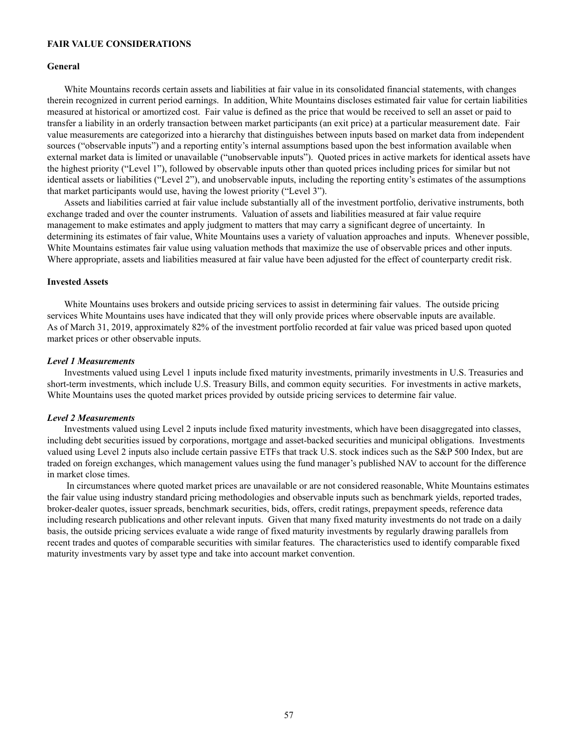**FAIR VALUE CONSIDERATIONS**

**General**

White Mountains records certain assets and liabilities at fair value in its consolidated financial statements, with changes therein recognized in current period earnings. In addition, White Mountains discloses estimated fair value for certain liabilities measured at historical or amortized cost. Fair value is defined as the price that would be received to sell an asset or paid to transfer a liability in an orderly transaction between market participants (an exit price) at a particular measurement date. Fair value measurements are categorized into a hierarchy that distinguishes between inputs based on market data from independent sources ("observable inputs") and a reporting entity's internal assumptions based upon the best information available when external market data is limited or unavailable ("unobservable inputs"). Quoted prices in active markets for identical assets have the highest priority ("Level 1"), followed by observable inputs other than quoted prices including prices for similar but not identical assets or liabilities ("Level 2"), and unobservable inputs, including the reporting entity's estimates of the assumptions that market participants would use, having the lowest priority ("Level 3").

Assets and liabilities carried at fair value include substantially all of the investment portfolio, derivative instruments, both exchange traded and over the counter instruments. Valuation of assets and liabilities measured at fair value require management to make estimates and apply judgment to matters that may carry a significant degree of uncertainty. In determining its estimates of fair value, White Mountains uses a variety of valuation approaches and inputs. Whenever possible, White Mountains estimates fair value using valuation methods that maximize the use of observable prices and other inputs. Where appropriate, assets and liabilities measured at fair value have been adjusted for the effect of counterparty credit risk.

**Invested Assets**

White Mountains uses brokers and outside pricing services to assist in determining fair values. The outside pricing services White Mountains uses have indicated that they will only provide prices where observable inputs are available. As of March 31, 2019, approximately 82% of the investment portfolio recorded at fair value was priced based upon quoted market prices or other observable inputs.

***Level 1 Measurements***

Investments valued using Level 1 inputs include fixed maturity investments, primarily investments in U.S. Treasuries and short-term investments, which include U.S. Treasury Bills, and common equity securities. For investments in active markets, White Mountains uses the quoted market prices provided by outside pricing services to determine fair value.

***Level 2 Measurements***

Investments valued using Level 2 inputs include fixed maturity investments, which have been disaggregated into classes, including debt securities issued by corporations, mortgage and asset-backed securities and municipal obligations. Investments valued using Level 2 inputs also include certain passive ETFs that track U.S. stock indices such as the S&P 500 Index, but are traded on foreign exchanges, which management values using the fund manager's published NAV to account for the difference in market close times.

In circumstances where quoted market prices are unavailable or are not considered reasonable, White Mountains estimates the fair value using industry standard pricing methodologies and observable inputs such as benchmark yields, reported trades, broker-dealer quotes, issuer spreads, benchmark securities, bids, offers, credit ratings, prepayment speeds, reference data including research publications and other relevant inputs. Given that many fixed maturity investments do not trade on a daily basis, the outside pricing services evaluate a wide range of fixed maturity investments by regularly drawing parallels from recent trades and quotes of comparable securities with similar features. The characteristics used to identify comparable fixed maturity investments vary by asset type and take into account market convention.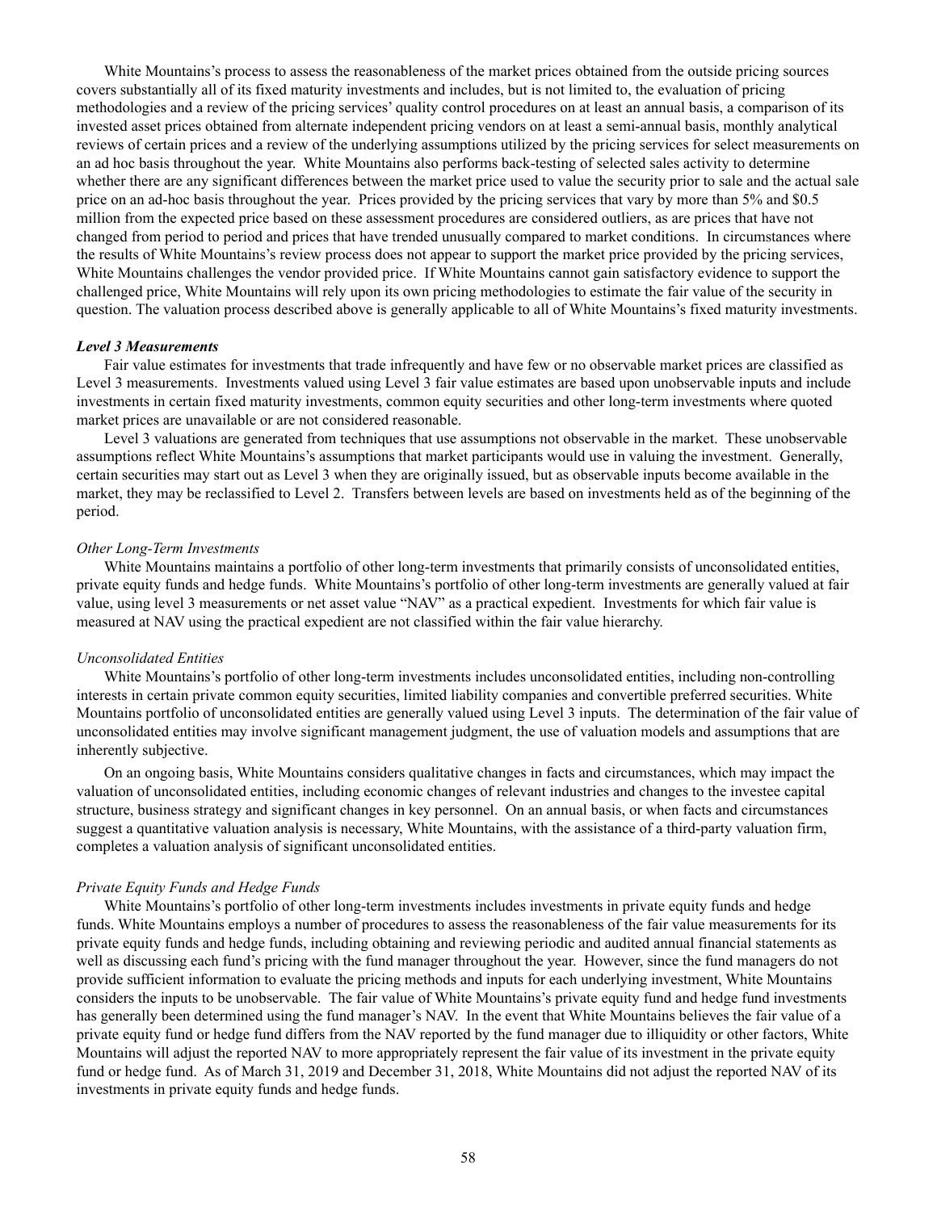White Mountains's process to assess the reasonableness of the market prices obtained from the outside pricing sources covers substantially all of its fixed maturity investments and includes, but is not limited to, the evaluation of pricing methodologies and a review of the pricing services' quality control procedures on at least an annual basis, a comparison of its invested asset prices obtained from alternate independent pricing vendors on at least a semi-annual basis, monthly analytical reviews of certain prices and a review of the underlying assumptions utilized by the pricing services for select measurements on an ad hoc basis throughout the year. White Mountains also performs back-testing of selected sales activity to determine whether there are any significant differences between the market price used to value the security prior to sale and the actual sale price on an ad-hoc basis throughout the year. Prices provided by the pricing services that vary by more than 5% and $0.5 million from the expected price based on these assessment procedures are considered outliers, as are prices that have not changed from period to period and prices that have trended unusually compared to market conditions. In circumstances where the results of White Mountains's review process does not appear to support the market price provided by the pricing services, White Mountains challenges the vendor provided price. If White Mountains cannot gain satisfactory evidence to support the challenged price, White Mountains will rely upon its own pricing methodologies to estimate the fair value of the security in question. The valuation process described above is generally applicable to all of White Mountains's fixed maturity investments.

***Level 3 Measurements***

Fair value estimates for investments that trade infrequently and have few or no observable market prices are classified as Level 3 measurements. Investments valued using Level 3 fair value estimates are based upon unobservable inputs and include investments in certain fixed maturity investments, common equity securities and other long-term investments where quoted market prices are unavailable or are not considered reasonable.

Level 3 valuations are generated from techniques that use assumptions not observable in the market. These unobservable assumptions reflect White Mountains's assumptions that market participants would use in valuing the investment. Generally, certain securities may start out as Level 3 when they are originally issued, but as observable inputs become available in the market, they may be reclassified to Level 2. Transfers between levels are based on investments held as of the beginning of the period.

*Other Long-Term Investments*

White Mountains maintains a portfolio of other long-term investments that primarily consists of unconsolidated entities, private equity funds and hedge funds. White Mountains's portfolio of other long-term investments are generally valued at fair value, using level 3 measurements or net asset value "NAV" as a practical expedient. Investments for which fair value is measured at NAV using the practical expedient are not classified within the fair value hierarchy.

*Unconsolidated Entities*

White Mountains's portfolio of other long-term investments includes unconsolidated entities, including non-controlling interests in certain private common equity securities, limited liability companies and convertible preferred securities. White Mountains portfolio of unconsolidated entities are generally valued using Level 3 inputs. The determination of the fair value of unconsolidated entities may involve significant management judgment, the use of valuation models and assumptions that are inherently subjective.

On an ongoing basis, White Mountains considers qualitative changes in facts and circumstances, which may impact the valuation of unconsolidated entities, including economic changes of relevant industries and changes to the investee capital structure, business strategy and significant changes in key personnel. On an annual basis, or when facts and circumstances suggest a quantitative valuation analysis is necessary, White Mountains, with the assistance of a third-party valuation firm, completes a valuation analysis of significant unconsolidated entities.

*Private Equity Funds and Hedge Funds*

White Mountains's portfolio of other long-term investments includes investments in private equity funds and hedge funds. White Mountains employs a number of procedures to assess the reasonableness of the fair value measurements for its private equity funds and hedge funds, including obtaining and reviewing periodic and audited annual financial statements as well as discussing each fund's pricing with the fund manager throughout the year. However, since the fund managers do not provide sufficient information to evaluate the pricing methods and inputs for each underlying investment, White Mountains considers the inputs to be unobservable. The fair value of White Mountains's private equity fund and hedge fund investments has generally been determined using the fund manager's NAV. In the event that White Mountains believes the fair value of a private equity fund or hedge fund differs from the NAV reported by the fund manager due to illiquidity or other factors, White Mountains will adjust the reported NAV to more appropriately represent the fair value of its investment in the private equity fund or hedge fund. As of March 31, 2019 and December 31, 2018, White Mountains did not adjust the reported NAV of its investments in private equity funds and hedge funds.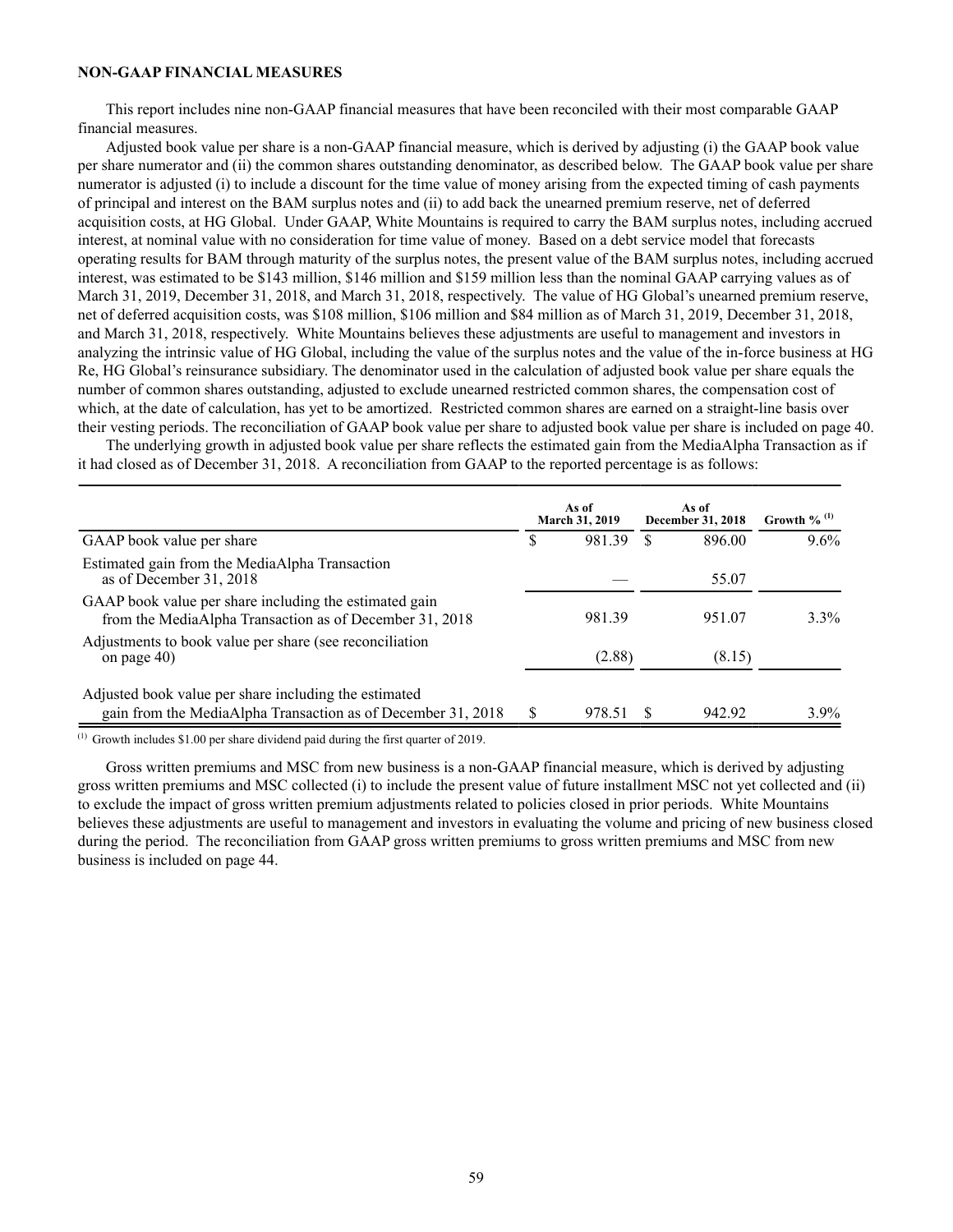**NON-GAAP FINANCIAL MEASURES**

This report includes nine non-GAAP financial measures that have been reconciled with their most comparable GAAP financial measures.

Adjusted book value per share is a non-GAAP financial measure, which is derived by adjusting (i) the GAAP book value per share numerator and (ii) the common shares outstanding denominator, as described below. The GAAP book value per share numerator is adjusted (i) to include a discount for the time value of money arising from the expected timing of cash payments of principal and interest on the BAM surplus notes and (ii) to add back the unearned premium reserve, net of deferred acquisition costs, at HG Global. Under GAAP, White Mountains is required to carry the BAM surplus notes, including accrued interest, at nominal value with no consideration for time value of money. Based on a debt service model that forecasts operating results for BAM through maturity of the surplus notes, the present value of the BAM surplus notes, including accrued interest, was estimated to be $143 million, $146 million and $159 million less than the nominal GAAP carrying values as of March 31, 2019, December 31, 2018, and March 31, 2018, respectively. The value of HG Global's unearned premium reserve, net of deferred acquisition costs, was $108 million, $106 million and $84 million as of March 31, 2019, December 31, 2018, and March 31, 2018, respectively. White Mountains believes these adjustments are useful to management and investors in analyzing the intrinsic value of HG Global, including the value of the surplus notes and the value of the in-force business at HG Re, HG Global's reinsurance subsidiary. The denominator used in the calculation of adjusted book value per share equals the number of common shares outstanding, adjusted to exclude unearned restricted common shares, the compensation cost of which, at the date of calculation, has yet to be amortized. Restricted common shares are earned on a straight-line basis over their vesting periods. The reconciliation of GAAP book value per share to adjusted book value per share is included on page 40.

The underlying growth in adjusted book value per share reflects the estimated gain from the MediaAlpha Transaction as if it had closed as of December 31, 2018. A reconciliation from GAAP to the reported percentage is as follows:

| | As of March 31, 2019 | As of December 31, 2018 | Growth % (1) |
|---|---|---|---|
| GAAP book value per share | $ 981.39 | $ 896.00 | 9.6% |
| Estimated gain from the MediaAlpha Transaction as of December 31, 2018 | — | 55.07 | |
| GAAP book value per share including the estimated gain from the MediaAlpha Transaction as of December 31, 2018 | 981.39 | 951.07 | 3.3% |
| Adjustments to book value per share (see reconciliation on page 40) | (2.88) | (8.15) | |
| Adjusted book value per share including the estimated gain from the MediaAlpha Transaction as of December 31, 2018 | $ 978.51 | $ 942.92 | 3.9% |

(1) Growth includes $1.00 per share dividend paid during the first quarter of 2019.

Gross written premiums and MSC from new business is a non-GAAP financial measure, which is derived by adjusting gross written premiums and MSC collected (i) to include the present value of future installment MSC not yet collected and (ii) to exclude the impact of gross written premium adjustments related to policies closed in prior periods. White Mountains believes these adjustments are useful to management and investors in evaluating the volume and pricing of new business closed during the period. The reconciliation from GAAP gross written premiums to gross written premiums and MSC from new business is included on page 44.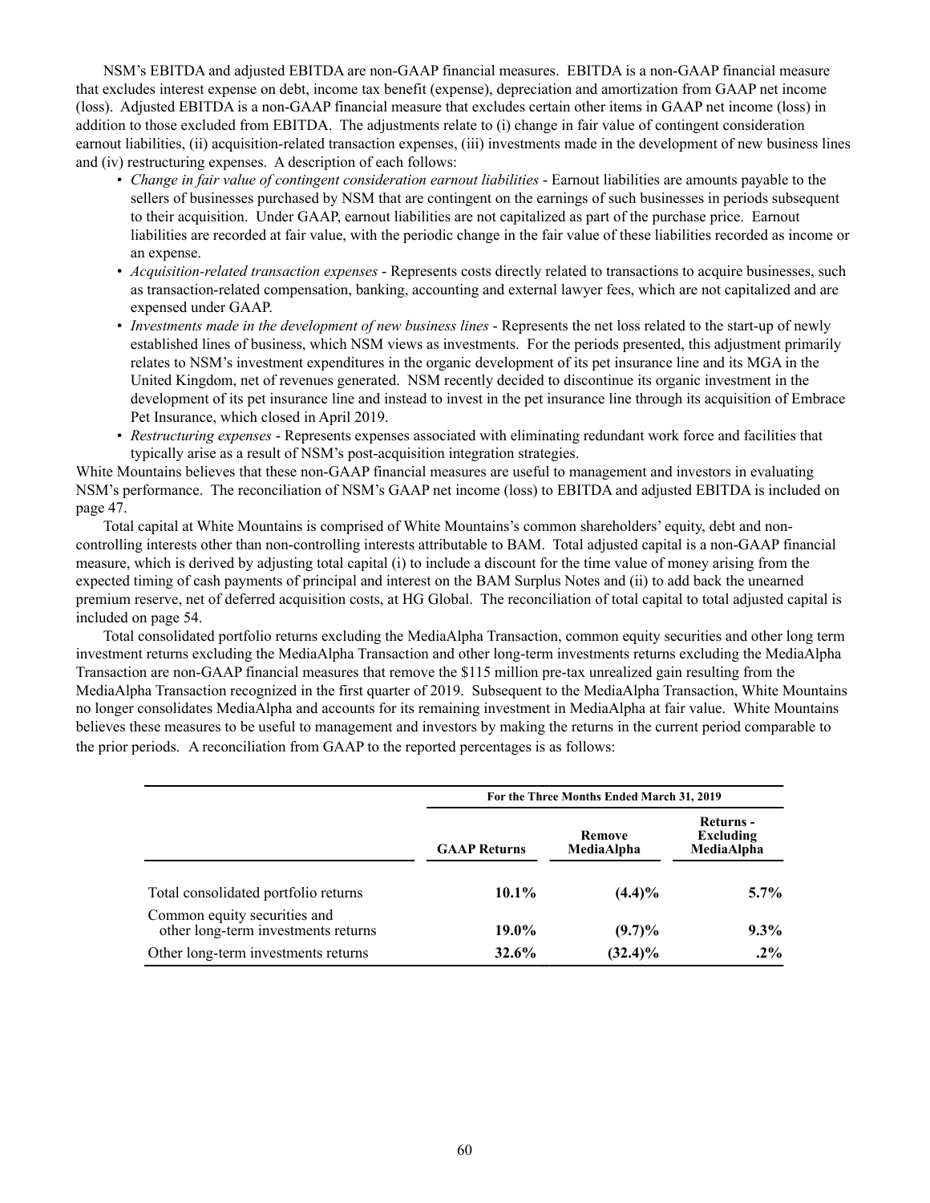NSM's EBITDA and adjusted EBITDA are non-GAAP financial measures. EBITDA is a non-GAAP financial measure that excludes interest expense on debt, income tax benefit (expense), depreciation and amortization from GAAP net income (loss). Adjusted EBITDA is a non-GAAP financial measure that excludes certain other items in GAAP net income (loss) in addition to those excluded from EBITDA. The adjustments relate to (i) change in fair value of contingent consideration earnout liabilities, (ii) acquisition-related transaction expenses, (iii) investments made in the development of new business lines and (iv) restructuring expenses. A description of each follows:

- *Change in fair value of contingent consideration earnout liabilities* - Earnout liabilities are amounts payable to the sellers of businesses purchased by NSM that are contingent on the earnings of such businesses in periods subsequent to their acquisition. Under GAAP, earnout liabilities are not capitalized as part of the purchase price. Earnout liabilities are recorded at fair value, with the periodic change in the fair value of these liabilities recorded as income or an expense.
- *Acquisition-related transaction expenses* - Represents costs directly related to transactions to acquire businesses, such as transaction-related compensation, banking, accounting and external lawyer fees, which are not capitalized and are expensed under GAAP.
- *Investments made in the development of new business lines* - Represents the net loss related to the start-up of newly established lines of business, which NSM views as investments. For the periods presented, this adjustment primarily relates to NSM's investment expenditures in the organic development of its pet insurance line and its MGA in the United Kingdom, net of revenues generated. NSM recently decided to discontinue its organic investment in the development of its pet insurance line and instead to invest in the pet insurance line through its acquisition of Embrace Pet Insurance, which closed in April 2019.
- *Restructuring expenses* - Represents expenses associated with eliminating redundant work force and facilities that typically arise as a result of NSM's post-acquisition integration strategies.

White Mountains believes that these non-GAAP financial measures are useful to management and investors in evaluating NSM's performance. The reconciliation of NSM's GAAP net income (loss) to EBITDA and adjusted EBITDA is included on page 47.

Total capital at White Mountains is comprised of White Mountains's common shareholders' equity, debt and non-controlling interests other than non-controlling interests attributable to BAM. Total adjusted capital is a non-GAAP financial measure, which is derived by adjusting total capital (i) to include a discount for the time value of money arising from the expected timing of cash payments of principal and interest on the BAM Surplus Notes and (ii) to add back the unearned premium reserve, net of deferred acquisition costs, at HG Global. The reconciliation of total capital to total adjusted capital is included on page 54.

Total consolidated portfolio returns excluding the MediaAlpha Transaction, common equity securities and other long term investment returns excluding the MediaAlpha Transaction and other long-term investments returns excluding the MediaAlpha Transaction are non-GAAP financial measures that remove the $115 million pre-tax unrealized gain resulting from the MediaAlpha Transaction recognized in the first quarter of 2019. Subsequent to the MediaAlpha Transaction, White Mountains no longer consolidates MediaAlpha and accounts for its remaining investment in MediaAlpha at fair value. White Mountains believes these measures to be useful to management and investors by making the returns in the current period comparable to the prior periods. A reconciliation from GAAP to the reported percentages is as follows:

| | For the Three Months Ended March 31, 2019 | | |
|---|---|---|---|
| | **GAAP Returns** | **Remove MediaAlpha** | **Returns - Excluding MediaAlpha** |
| Total consolidated portfolio returns | **10.1%** | **(4.4)%** | **5.7%** |
| Common equity securities and other long-term investments returns | **19.0%** | **(9.7)%** | **9.3%** |
| Other long-term investments returns | **32.6%** | **(32.4)%** | **.2%** |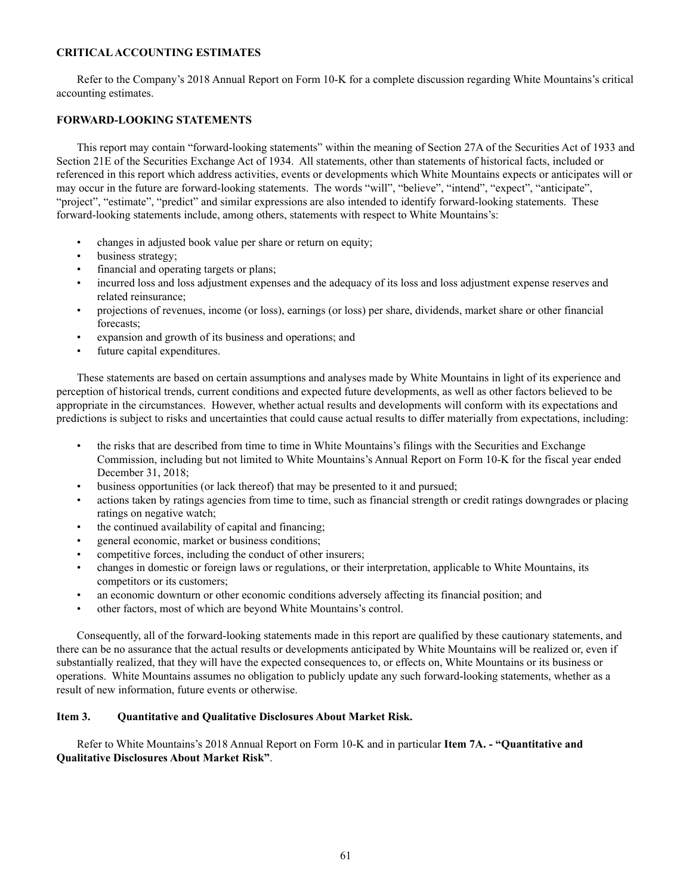## CRITICAL ACCOUNTING ESTIMATES

Refer to the Company's 2018 Annual Report on Form 10-K for a complete discussion regarding White Mountains's critical accounting estimates.

## FORWARD-LOOKING STATEMENTS

This report may contain "forward-looking statements" within the meaning of Section 27A of the Securities Act of 1933 and Section 21E of the Securities Exchange Act of 1934. All statements, other than statements of historical facts, included or referenced in this report which address activities, events or developments which White Mountains expects or anticipates will or may occur in the future are forward-looking statements. The words "will", "believe", "intend", "expect", "anticipate", "project", "estimate", "predict" and similar expressions are also intended to identify forward-looking statements. These forward-looking statements include, among others, statements with respect to White Mountains's:

- changes in adjusted book value per share or return on equity;
- business strategy;
- financial and operating targets or plans;
- incurred loss and loss adjustment expenses and the adequacy of its loss and loss adjustment expense reserves and related reinsurance;
- projections of revenues, income (or loss), earnings (or loss) per share, dividends, market share or other financial forecasts;
- expansion and growth of its business and operations; and
- future capital expenditures.

These statements are based on certain assumptions and analyses made by White Mountains in light of its experience and perception of historical trends, current conditions and expected future developments, as well as other factors believed to be appropriate in the circumstances. However, whether actual results and developments will conform with its expectations and predictions is subject to risks and uncertainties that could cause actual results to differ materially from expectations, including:

- the risks that are described from time to time in White Mountains's filings with the Securities and Exchange Commission, including but not limited to White Mountains's Annual Report on Form 10-K for the fiscal year ended December 31, 2018;
- business opportunities (or lack thereof) that may be presented to it and pursued;
- actions taken by ratings agencies from time to time, such as financial strength or credit ratings downgrades or placing ratings on negative watch;
- the continued availability of capital and financing;
- general economic, market or business conditions;
- competitive forces, including the conduct of other insurers;
- changes in domestic or foreign laws or regulations, or their interpretation, applicable to White Mountains, its competitors or its customers;
- an economic downturn or other economic conditions adversely affecting its financial position; and
- other factors, most of which are beyond White Mountains's control.

Consequently, all of the forward-looking statements made in this report are qualified by these cautionary statements, and there can be no assurance that the actual results or developments anticipated by White Mountains will be realized or, even if substantially realized, that they will have the expected consequences to, or effects on, White Mountains or its business or operations. White Mountains assumes no obligation to publicly update any such forward-looking statements, whether as a result of new information, future events or otherwise.

## Item 3. Quantitative and Qualitative Disclosures About Market Risk.

Refer to White Mountains's 2018 Annual Report on Form 10-K and in particular **Item 7A. - "Quantitative and Qualitative Disclosures About Market Risk"**.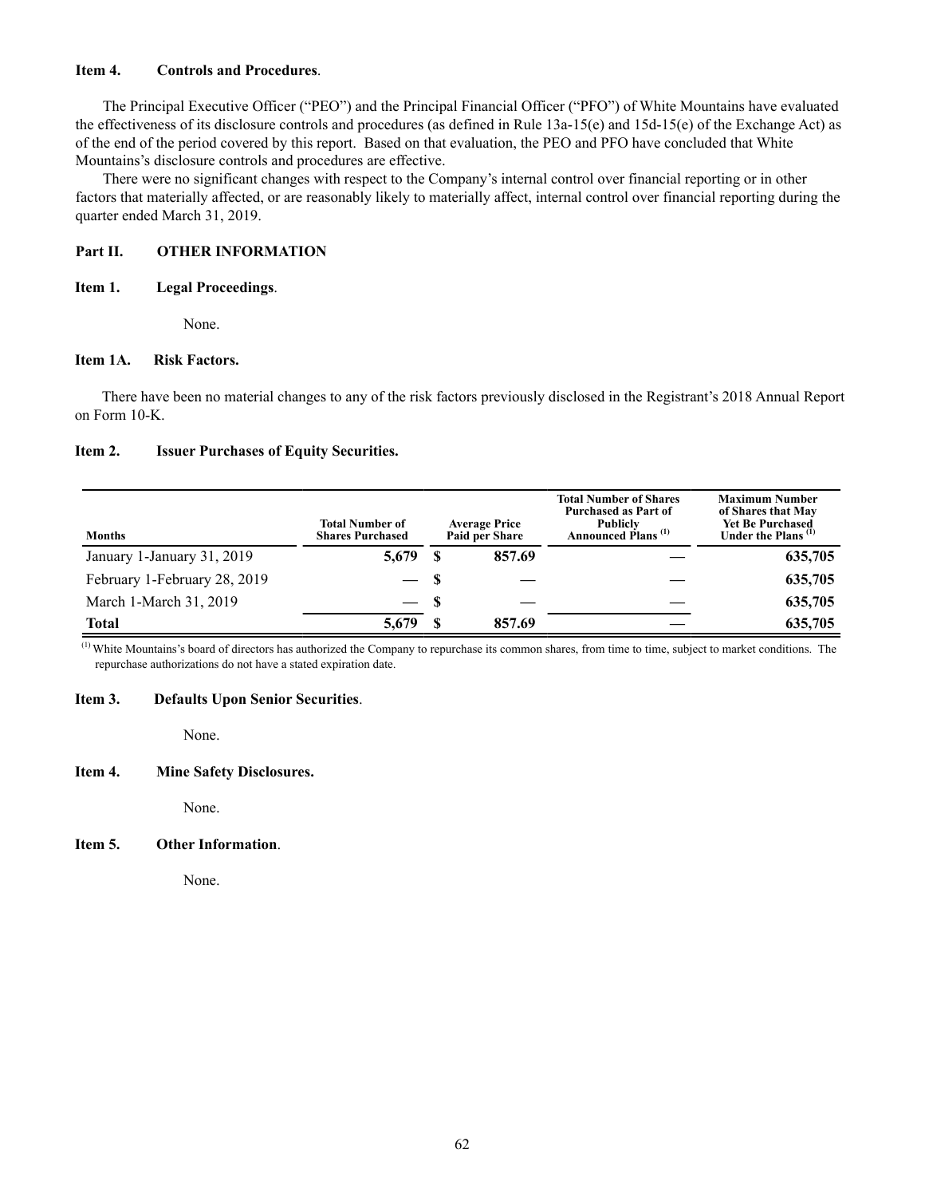**Item 4. Controls and Procedures**.

The Principal Executive Officer ("PEO") and the Principal Financial Officer ("PFO") of White Mountains have evaluated the effectiveness of its disclosure controls and procedures (as defined in Rule 13a-15(e) and 15d-15(e) of the Exchange Act) as of the end of the period covered by this report. Based on that evaluation, the PEO and PFO have concluded that White Mountains's disclosure controls and procedures are effective.

There were no significant changes with respect to the Company's internal control over financial reporting or in other factors that materially affected, or are reasonably likely to materially affect, internal control over financial reporting during the quarter ended March 31, 2019.

**Part II. OTHER INFORMATION**

**Item 1. Legal Proceedings**.

None.

**Item 1A. Risk Factors.**

There have been no material changes to any of the risk factors previously disclosed in the Registrant's 2018 Annual Report on Form 10-K.

**Item 2. Issuer Purchases of Equity Securities.**

| Months | Total Number of Shares Purchased | Average Price Paid per Share | Total Number of Shares Purchased as Part of Publicly Announced Plans [(1)] | Maximum Number of Shares that May Yet Be Purchased Under the Plans [(1)] |
|---|---|---|---|---|
| January 1-January 31, 2019 | **5,679** | **$ 857.69** | **—** | **635,705** |
| February 1-February 28, 2019 | **—** | **$ —** | **—** | **635,705** |
| March 1-March 31, 2019 | **—** | **$ —** | **—** | **635,705** |
| **Total** | **5,679** | **$ 857.69** | **—** | **635,705** |

[(1)] White Mountains's board of directors has authorized the Company to repurchase its common shares, from time to time, subject to market conditions. The repurchase authorizations do not have a stated expiration date.

**Item 3. Defaults Upon Senior Securities**.

None.

**Item 4. Mine Safety Disclosures.**

None.

**Item 5. Other Information**.

None.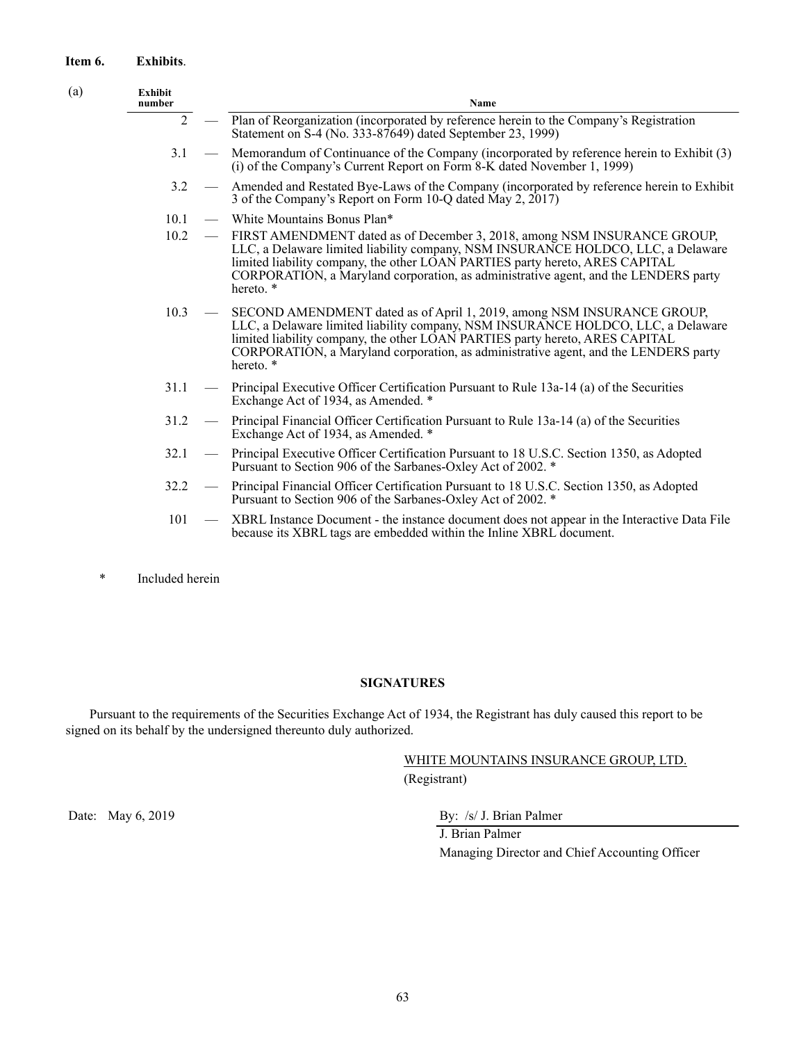**Item 6. Exhibits**.

(a)

| Exhibit number | | Name |
|---|---|---|
| 2 | — | Plan of Reorganization (incorporated by reference herein to the Company's Registration Statement on S-4 (No. 333-87649) dated September 23, 1999) |
| 3.1 | — | Memorandum of Continuance of the Company (incorporated by reference herein to Exhibit (3)(i) of the Company's Current Report on Form 8-K dated November 1, 1999) |
| 3.2 | — | Amended and Restated Bye-Laws of the Company (incorporated by reference herein to Exhibit 3 of the Company's Report on Form 10-Q dated May 2, 2017) |
| 10.1 | — | White Mountains Bonus Plan* |
| 10.2 | — | FIRST AMENDMENT dated as of December 3, 2018, among NSM INSURANCE GROUP, LLC, a Delaware limited liability company, NSM INSURANCE HOLDCO, LLC, a Delaware limited liability company, the other LOAN PARTIES party hereto, ARES CAPITAL CORPORATION, a Maryland corporation, as administrative agent, and the LENDERS party hereto. * |
| 10.3 | — | SECOND AMENDMENT dated as of April 1, 2019, among NSM INSURANCE GROUP, LLC, a Delaware limited liability company, NSM INSURANCE HOLDCO, LLC, a Delaware limited liability company, the other LOAN PARTIES party hereto, ARES CAPITAL CORPORATION, a Maryland corporation, as administrative agent, and the LENDERS party hereto. * |
| 31.1 | — | Principal Executive Officer Certification Pursuant to Rule 13a-14 (a) of the Securities Exchange Act of 1934, as Amended. * |
| 31.2 | — | Principal Financial Officer Certification Pursuant to Rule 13a-14 (a) of the Securities Exchange Act of 1934, as Amended. * |
| 32.1 | — | Principal Executive Officer Certification Pursuant to 18 U.S.C. Section 1350, as Adopted Pursuant to Section 906 of the Sarbanes-Oxley Act of 2002. * |
| 32.2 | — | Principal Financial Officer Certification Pursuant to 18 U.S.C. Section 1350, as Adopted Pursuant to Section 906 of the Sarbanes-Oxley Act of 2002. * |
| 101 | — | XBRL Instance Document - the instance document does not appear in the Interactive Data File because its XBRL tags are embedded within the Inline XBRL document. |

\* Included herein

## SIGNATURES

Pursuant to the requirements of the Securities Exchange Act of 1934, the Registrant has duly caused this report to be signed on its behalf by the undersigned thereunto duly authorized.

WHITE MOUNTAINS INSURANCE GROUP, LTD.
(Registrant)

Date: May 6, 2019

By: /s/ J. Brian Palmer

J. Brian Palmer
Managing Director and Chief Accounting Officer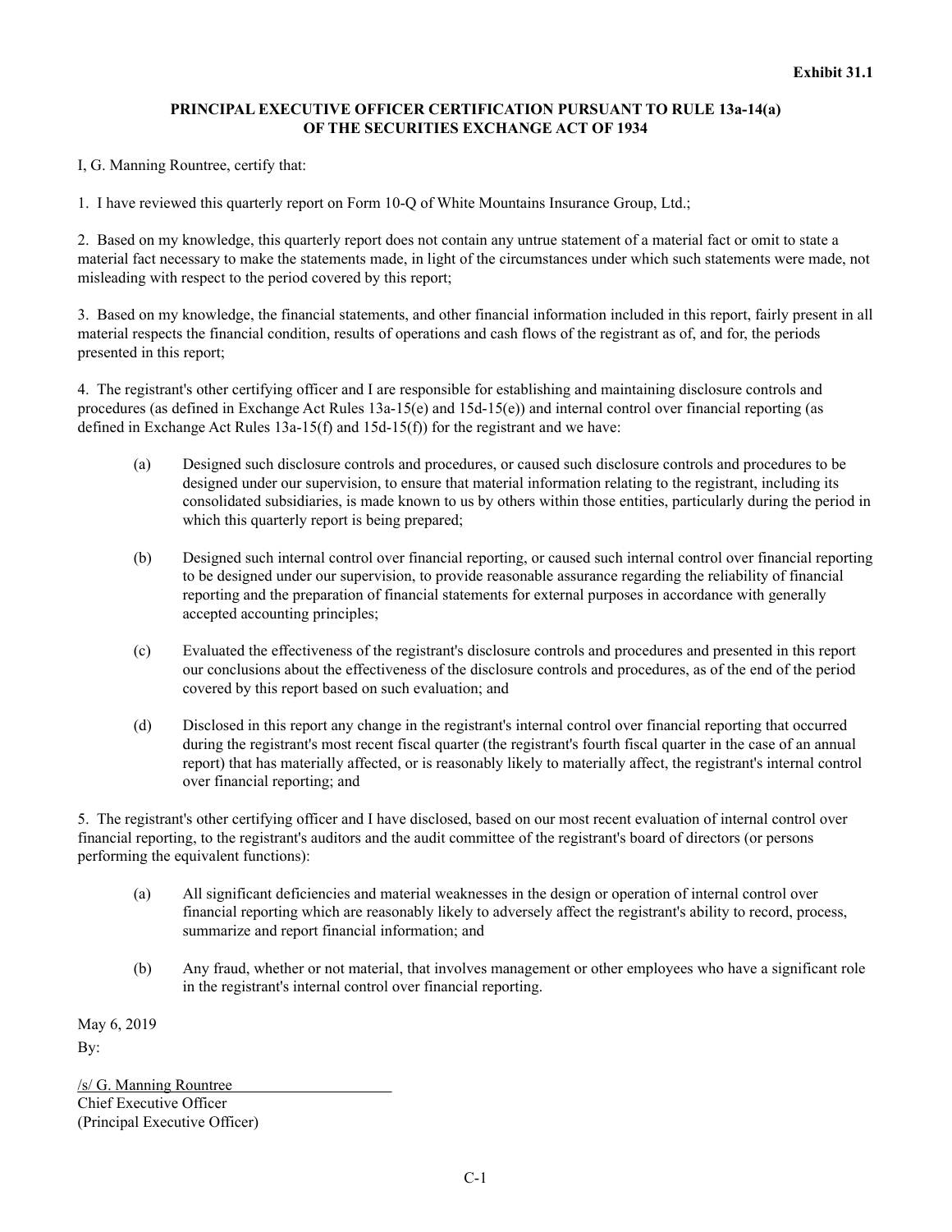**Exhibit 31.1**

**PRINCIPAL EXECUTIVE OFFICER CERTIFICATION PURSUANT TO RULE 13a-14(a) OF THE SECURITIES EXCHANGE ACT OF 1934**

I, G. Manning Rountree, certify that:

1. I have reviewed this quarterly report on Form 10-Q of White Mountains Insurance Group, Ltd.;

2. Based on my knowledge, this quarterly report does not contain any untrue statement of a material fact or omit to state a material fact necessary to make the statements made, in light of the circumstances under which such statements were made, not misleading with respect to the period covered by this report;

3. Based on my knowledge, the financial statements, and other financial information included in this report, fairly present in all material respects the financial condition, results of operations and cash flows of the registrant as of, and for, the periods presented in this report;

4. The registrant's other certifying officer and I are responsible for establishing and maintaining disclosure controls and procedures (as defined in Exchange Act Rules 13a-15(e) and 15d-15(e)) and internal control over financial reporting (as defined in Exchange Act Rules 13a-15(f) and 15d-15(f)) for the registrant and we have:

(a) Designed such disclosure controls and procedures, or caused such disclosure controls and procedures to be designed under our supervision, to ensure that material information relating to the registrant, including its consolidated subsidiaries, is made known to us by others within those entities, particularly during the period in which this quarterly report is being prepared;

(b) Designed such internal control over financial reporting, or caused such internal control over financial reporting to be designed under our supervision, to provide reasonable assurance regarding the reliability of financial reporting and the preparation of financial statements for external purposes in accordance with generally accepted accounting principles;

(c) Evaluated the effectiveness of the registrant's disclosure controls and procedures and presented in this report our conclusions about the effectiveness of the disclosure controls and procedures, as of the end of the period covered by this report based on such evaluation; and

(d) Disclosed in this report any change in the registrant's internal control over financial reporting that occurred during the registrant's most recent fiscal quarter (the registrant's fourth fiscal quarter in the case of an annual report) that has materially affected, or is reasonably likely to materially affect, the registrant's internal control over financial reporting; and

5. The registrant's other certifying officer and I have disclosed, based on our most recent evaluation of internal control over financial reporting, to the registrant's auditors and the audit committee of the registrant's board of directors (or persons performing the equivalent functions):

(a) All significant deficiencies and material weaknesses in the design or operation of internal control over financial reporting which are reasonably likely to adversely affect the registrant's ability to record, process, summarize and report financial information; and

(b) Any fraud, whether or not material, that involves management or other employees who have a significant role in the registrant's internal control over financial reporting.

May 6, 2019

By:

/s/ G. Manning Rountree
Chief Executive Officer
(Principal Executive Officer)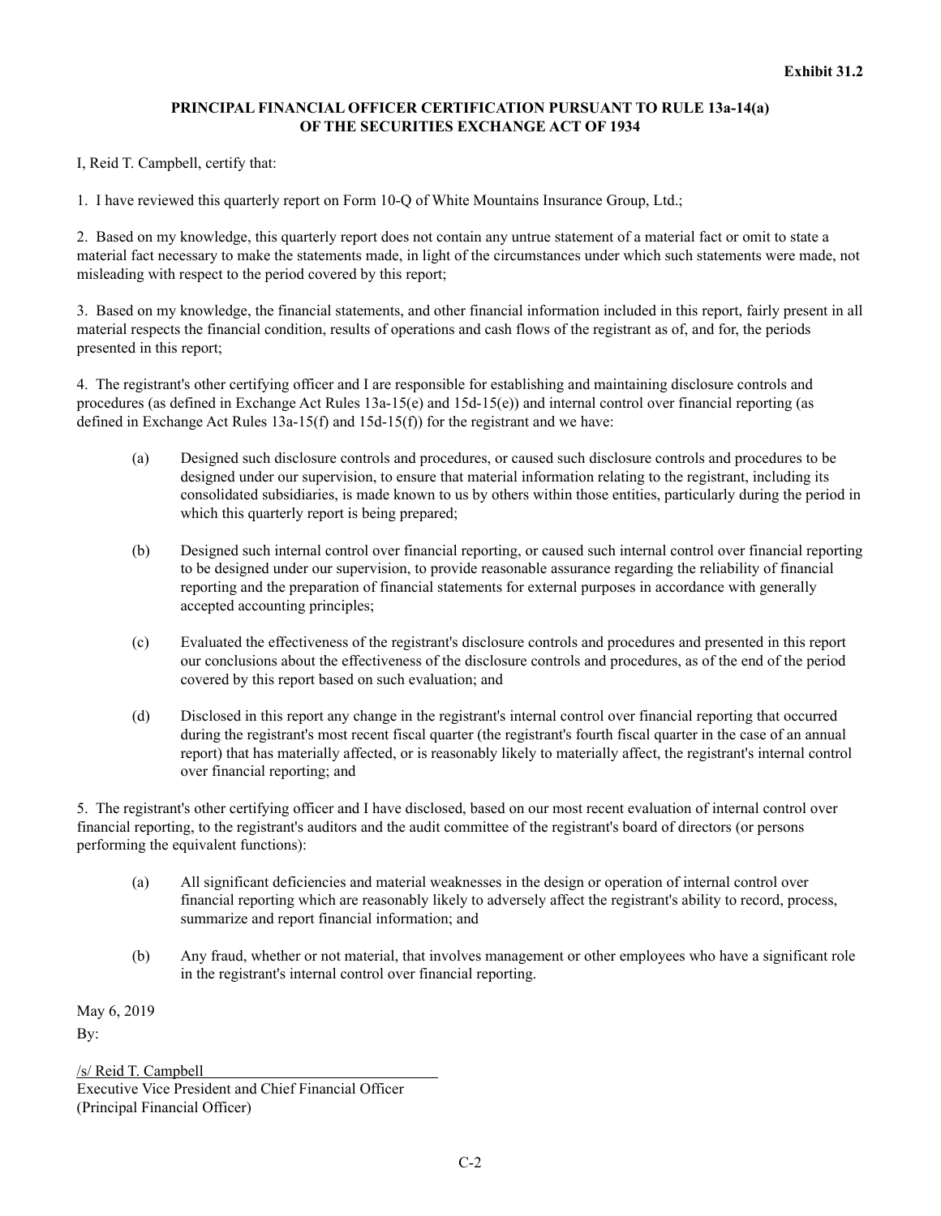**Exhibit 31.2**

**PRINCIPAL FINANCIAL OFFICER CERTIFICATION PURSUANT TO RULE 13a-14(a) OF THE SECURITIES EXCHANGE ACT OF 1934**

I, Reid T. Campbell, certify that:

1. I have reviewed this quarterly report on Form 10-Q of White Mountains Insurance Group, Ltd.;

2. Based on my knowledge, this quarterly report does not contain any untrue statement of a material fact or omit to state a material fact necessary to make the statements made, in light of the circumstances under which such statements were made, not misleading with respect to the period covered by this report;

3. Based on my knowledge, the financial statements, and other financial information included in this report, fairly present in all material respects the financial condition, results of operations and cash flows of the registrant as of, and for, the periods presented in this report;

4. The registrant's other certifying officer and I are responsible for establishing and maintaining disclosure controls and procedures (as defined in Exchange Act Rules 13a-15(e) and 15d-15(e)) and internal control over financial reporting (as defined in Exchange Act Rules 13a-15(f) and 15d-15(f)) for the registrant and we have:

(a) Designed such disclosure controls and procedures, or caused such disclosure controls and procedures to be designed under our supervision, to ensure that material information relating to the registrant, including its consolidated subsidiaries, is made known to us by others within those entities, particularly during the period in which this quarterly report is being prepared;

(b) Designed such internal control over financial reporting, or caused such internal control over financial reporting to be designed under our supervision, to provide reasonable assurance regarding the reliability of financial reporting and the preparation of financial statements for external purposes in accordance with generally accepted accounting principles;

(c) Evaluated the effectiveness of the registrant's disclosure controls and procedures and presented in this report our conclusions about the effectiveness of the disclosure controls and procedures, as of the end of the period covered by this report based on such evaluation; and

(d) Disclosed in this report any change in the registrant's internal control over financial reporting that occurred during the registrant's most recent fiscal quarter (the registrant's fourth fiscal quarter in the case of an annual report) that has materially affected, or is reasonably likely to materially affect, the registrant's internal control over financial reporting; and

5. The registrant's other certifying officer and I have disclosed, based on our most recent evaluation of internal control over financial reporting, to the registrant's auditors and the audit committee of the registrant's board of directors (or persons performing the equivalent functions):

(a) All significant deficiencies and material weaknesses in the design or operation of internal control over financial reporting which are reasonably likely to adversely affect the registrant's ability to record, process, summarize and report financial information; and

(b) Any fraud, whether or not material, that involves management or other employees who have a significant role in the registrant's internal control over financial reporting.

May 6, 2019

By:

/s/ Reid T. Campbell
Executive Vice President and Chief Financial Officer
(Principal Financial Officer)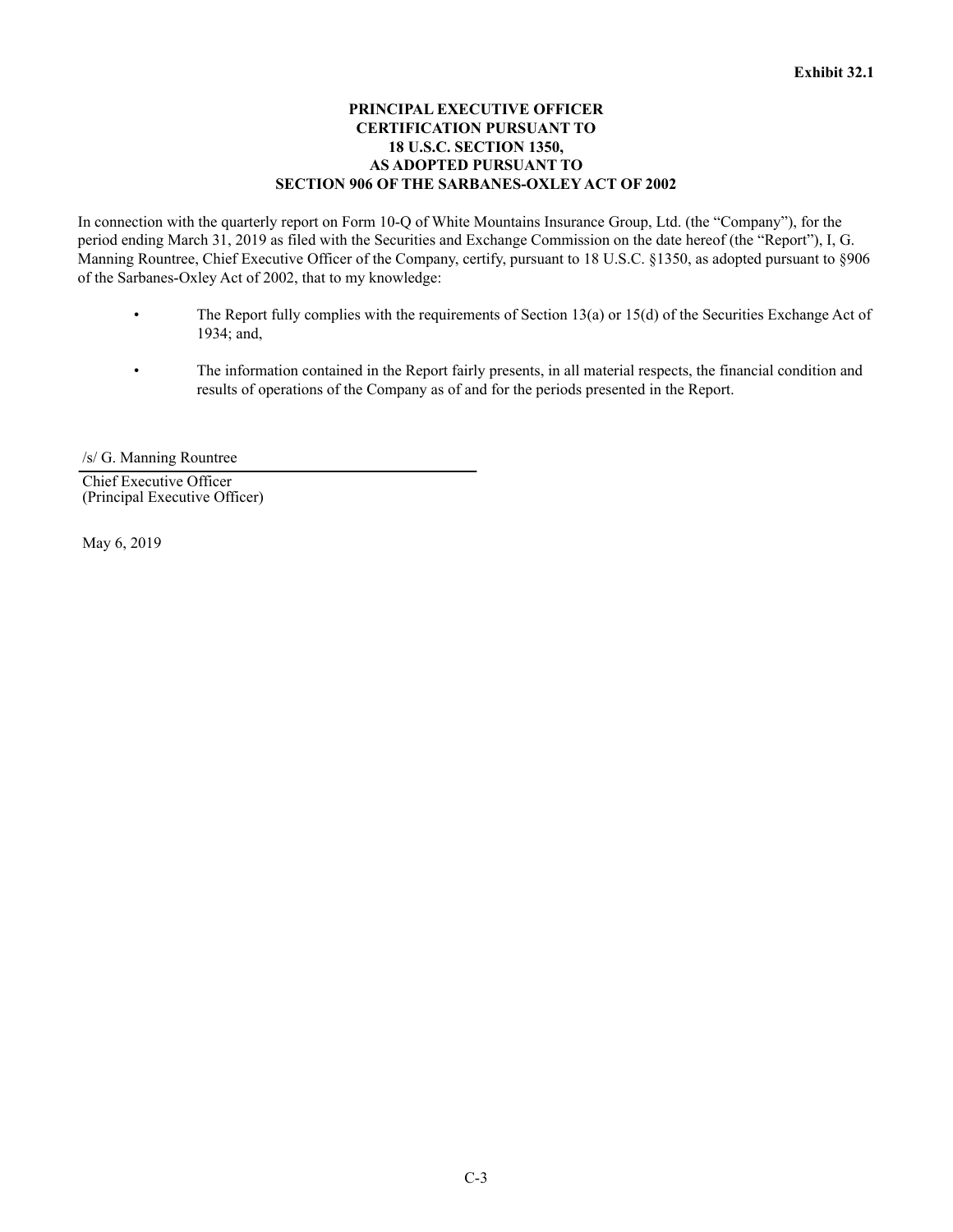**Exhibit 32.1**

**PRINCIPAL EXECUTIVE OFFICER
CERTIFICATION PURSUANT TO
18 U.S.C. SECTION 1350,
AS ADOPTED PURSUANT TO
SECTION 906 OF THE SARBANES-OXLEY ACT OF 2002**

In connection with the quarterly report on Form 10-Q of White Mountains Insurance Group, Ltd. (the "Company"), for the period ending March 31, 2019 as filed with the Securities and Exchange Commission on the date hereof (the "Report"), I, G. Manning Rountree, Chief Executive Officer of the Company, certify, pursuant to 18 U.S.C. §1350, as adopted pursuant to §906 of the Sarbanes-Oxley Act of 2002, that to my knowledge:

- The Report fully complies with the requirements of Section 13(a) or 15(d) of the Securities Exchange Act of 1934; and,
- The information contained in the Report fairly presents, in all material respects, the financial condition and results of operations of the Company as of and for the periods presented in the Report.

/s/ G. Manning Rountree

Chief Executive Officer
(Principal Executive Officer)

May 6, 2019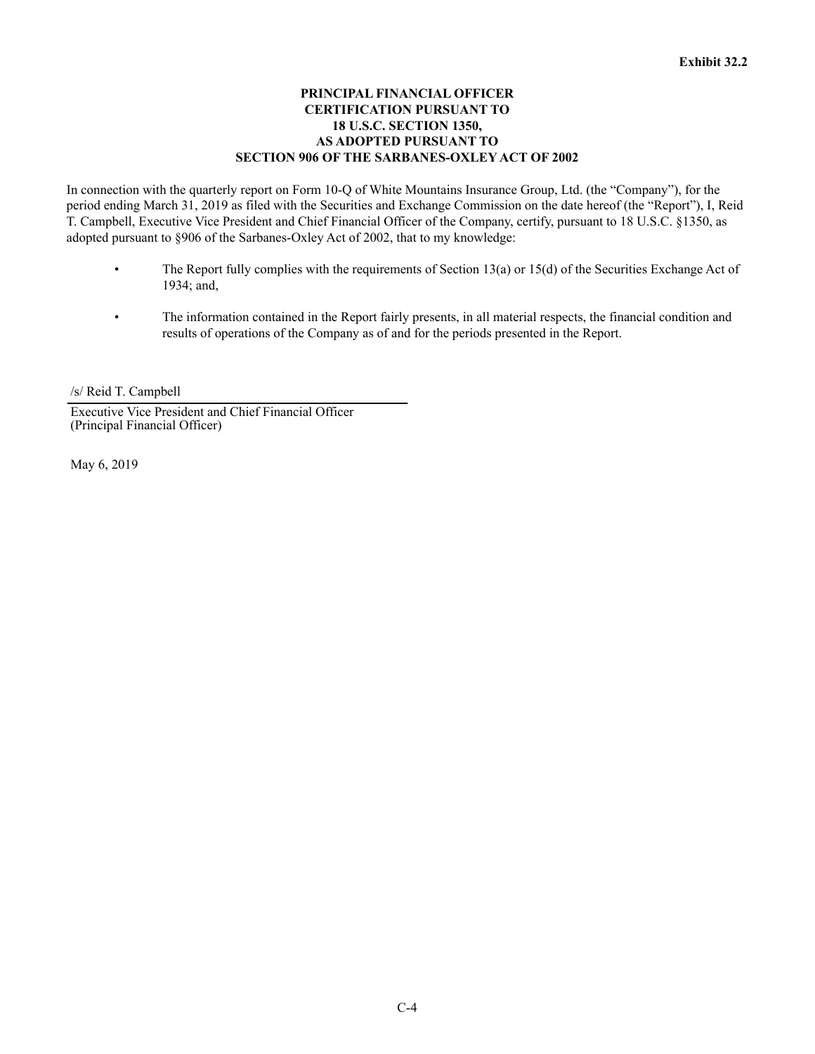**Exhibit 32.2**

**PRINCIPAL FINANCIAL OFFICER
CERTIFICATION PURSUANT TO
18 U.S.C. SECTION 1350,
AS ADOPTED PURSUANT TO
SECTION 906 OF THE SARBANES-OXLEY ACT OF 2002**

In connection with the quarterly report on Form 10-Q of White Mountains Insurance Group, Ltd. (the "Company"), for the period ending March 31, 2019 as filed with the Securities and Exchange Commission on the date hereof (the "Report"), I, Reid T. Campbell, Executive Vice President and Chief Financial Officer of the Company, certify, pursuant to 18 U.S.C. §1350, as adopted pursuant to §906 of the Sarbanes-Oxley Act of 2002, that to my knowledge:

- The Report fully complies with the requirements of Section 13(a) or 15(d) of the Securities Exchange Act of 1934; and,
- The information contained in the Report fairly presents, in all material respects, the financial condition and results of operations of the Company as of and for the periods presented in the Report.

/s/ Reid T. Campbell

Executive Vice President and Chief Financial Officer
(Principal Financial Officer)

May 6, 2019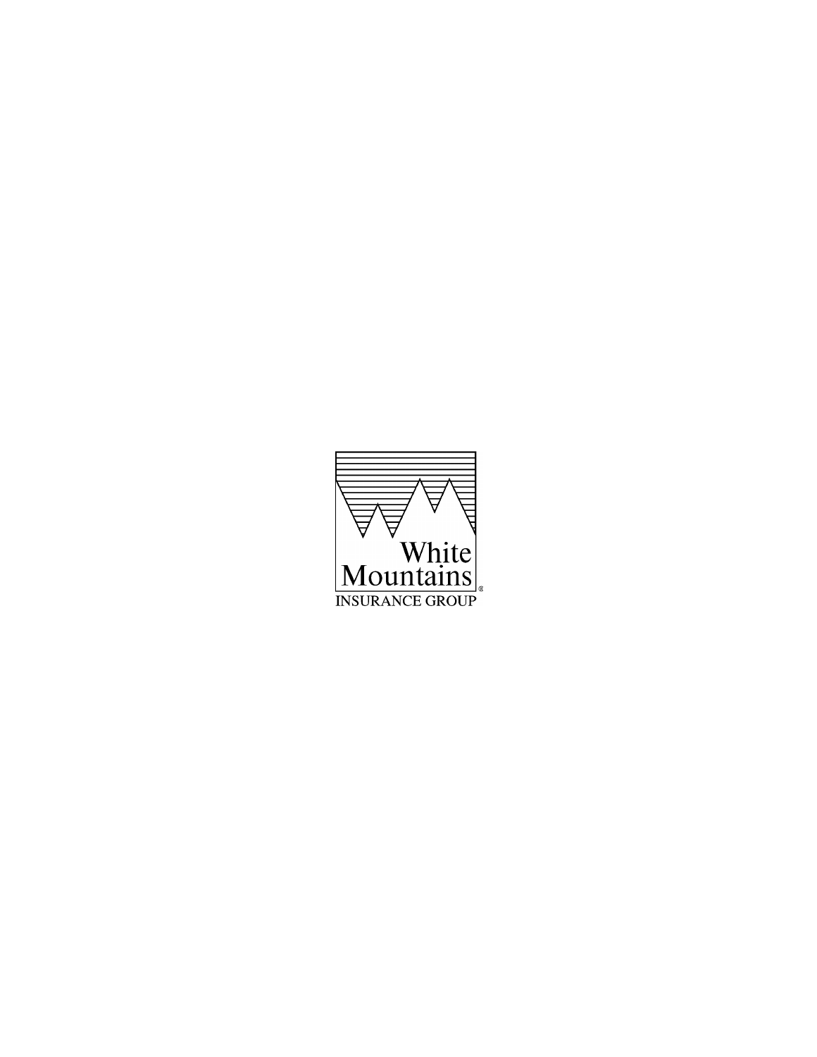White Mountains®

INSURANCE GROUP